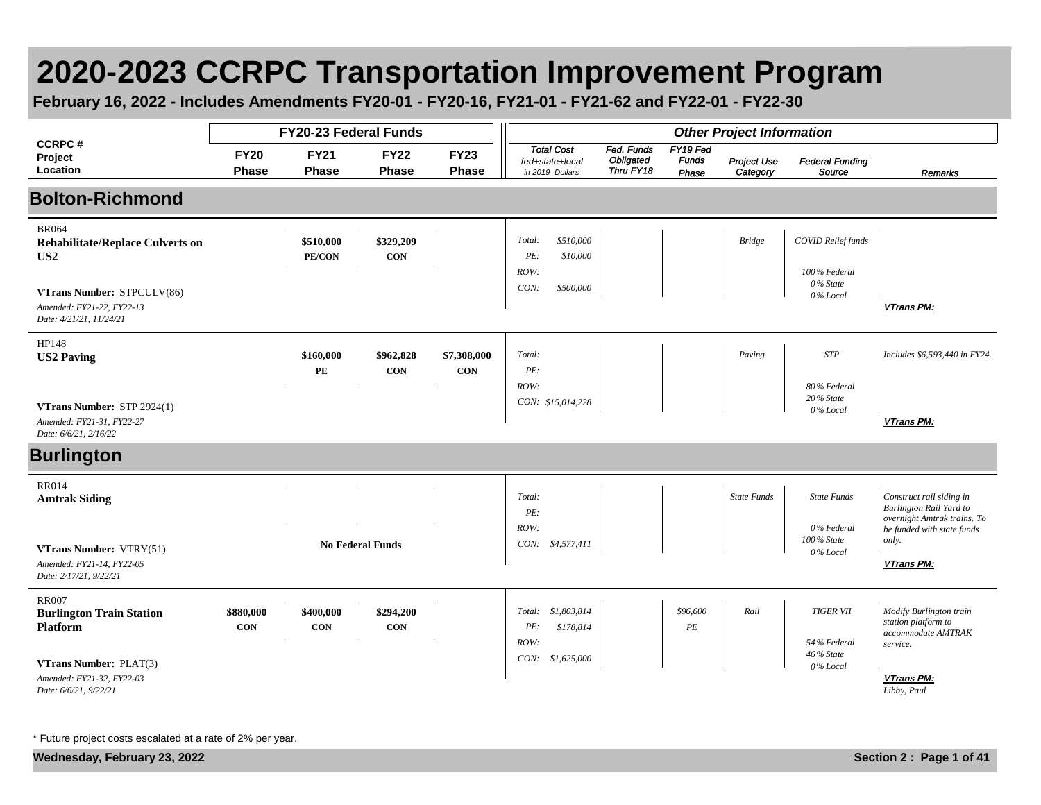# 2020-2023 CCRPC Transportation Improvement Program

**February 16, 2022 - Includes Amendments FY20-01 - FY20-16, FY21-01 - FY21-62 and FY22-01 - FY22-30**

| CCRPC # Project Location | FY20-23 Federal Funds | | | | Other Project Information | | | | | |
|---|---|---|---|---|---|---|---|---|---|---|
| | FY20 Phase | FY21 Phase | FY22 Phase | FY23 Phase | Total Cost fed+state+local in 2019 Dollars | Fed. Funds Obligated Thru FY18 | FY19 Fed Funds Phase | Project Use Category | Federal Funding Source | Remarks |

## Bolton-Richmond

| CCRPC # Project Location | FY20 Phase | FY21 Phase | FY22 Phase | FY23 Phase | Total Cost fed+state+local in 2019 Dollars | Fed. Funds Obligated Thru FY18 | FY19 Fed Funds Phase | Project Use Category | Federal Funding Source | Remarks |
|---|---|---|---|---|---|---|---|---|---|---|
| BR064 **Rehabilitate/Replace Culverts on US2** **VTrans Number:** STPCULV(86) *Amended: FY21-22, FY22-13* *Date: 4/21/21, 11/24/21* | | **$510,000** **PE/CON** | **$329,209** **CON** | | *Total: $510,000* *PE: $10,000* *ROW:* *CON: $500,000* | | | *Bridge* | *COVID Relief funds* *100% Federal* *0% State* *0% Local* | ***VTrans PM:*** |
| HP148 **US2 Paving** **VTrans Number:** STP 2924(1) *Amended: FY21-31, FY22-27* *Date: 6/6/21, 2/16/22* | | **$160,000** **PE** | **$962,828** **CON** | **$7,308,000** **CON** | *Total:* *PE:* *ROW:* *CON: $15,014,228* | | | *Paving* | *STP* *80% Federal* *20% State* *0% Local* | *Includes $6,593,440 in FY24.* ***VTrans PM:*** |

## Burlington

| CCRPC # Project Location | FY20 Phase | FY21 Phase | FY22 Phase | FY23 Phase | Total Cost fed+state+local in 2019 Dollars | Fed. Funds Obligated Thru FY18 | FY19 Fed Funds Phase | Project Use Category | Federal Funding Source | Remarks |
|---|---|---|---|---|---|---|---|---|---|---|
| RR014 **Amtrak Siding** **VTrans Number:** VTRY(51) *Amended: FY21-14, FY22-05* *Date: 2/17/21, 9/22/21* | | **No Federal Funds** | | | *Total:* *PE:* *ROW:* *CON: $4,577,411* | | | *State Funds* | *State Funds* *0% Federal* *100% State* *0% Local* | *Construct rail siding in Burlington Rail Yard to overnight Amtrak trains. To be funded with state funds only.* ***VTrans PM:*** |
| RR007 **Burlington Train Station Platform** **VTrans Number:** PLAT(3) *Amended: FY21-32, FY22-03* *Date: 6/6/21, 9/22/21* | **$880,000** **CON** | **$400,000** **CON** | **$294,200** **CON** | | *Total: $1,803,814* *PE: $178,814* *ROW:* *CON: $1,625,000* | | *$96,600* *PE* | *Rail* | *TIGER VII* *54% Federal* *46% State* *0% Local* | *Modify Burlington train station platform to accommodate AMTRAK service.* ***VTrans PM:*** *Libby, Paul* |

\* Future project costs escalated at a rate of 2% per year.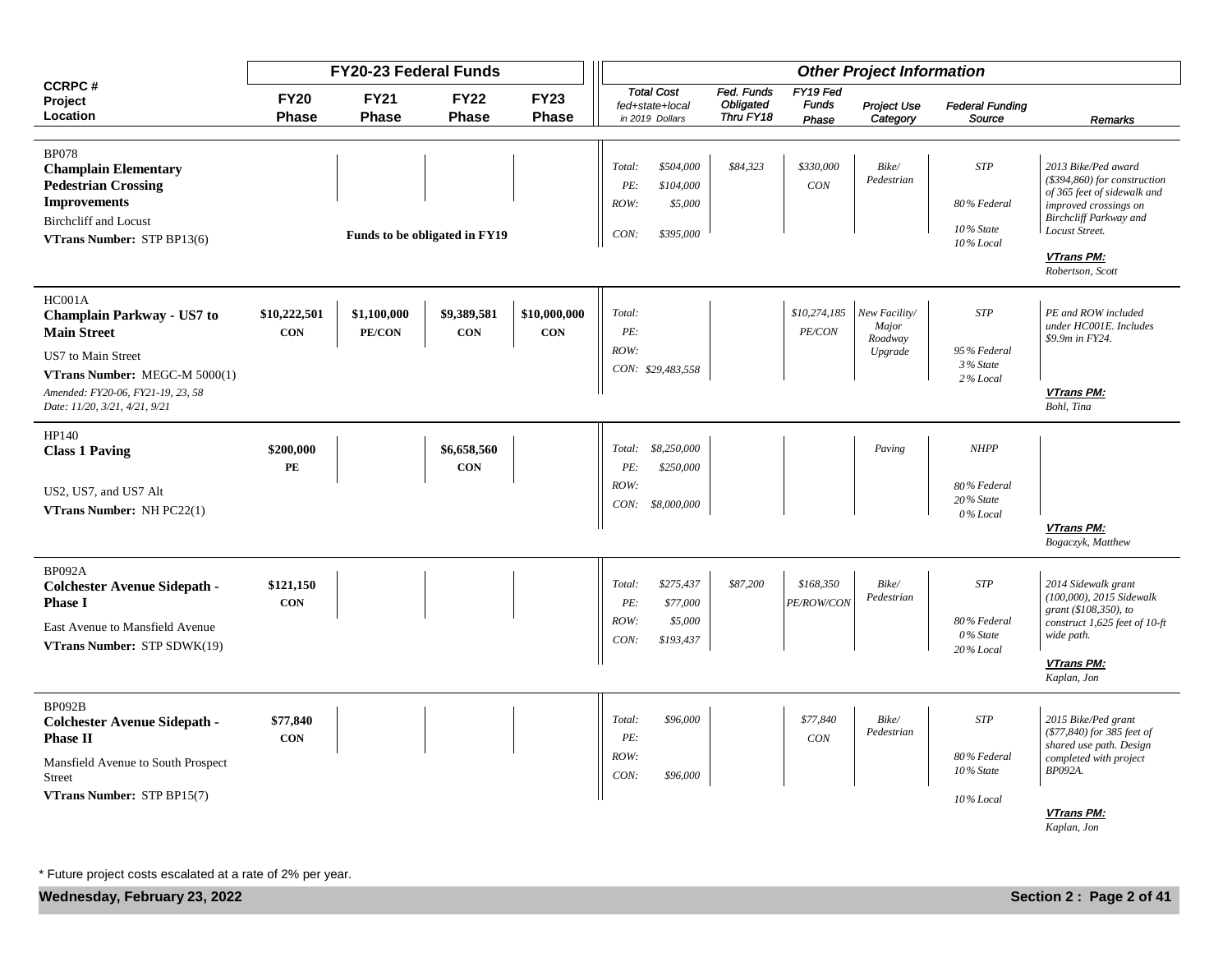| CCRPC # Project Location | FY20-23 Federal Funds FY20 Phase | FY21 Phase | FY22 Phase | FY23 Phase | Other Project Information Total Cost fed+state+local in 2019 Dollars | Fed. Funds Obligated Thru FY18 | FY19 Fed Funds Phase | Project Use Category | Federal Funding Source | Remarks |
|---|---|---|---|---|---|---|---|---|---|---|
| BP078 **Champlain Elementary Pedestrian Crossing Improvements** Birchcliff and Locust **VTrans Number:** STP BP13(6) | **Funds to be obligated in FY19** | | | | *Total: $504,000* *PE: $104,000* *ROW: $5,000* *CON: $395,000* | *$84,323* | *$330,000* *CON* | *Bike/ Pedestrian* | *STP* *80% Federal* *10% State* *10% Local* | *2013 Bike/Ped award ($394,860) for construction of 365 feet of sidewalk and improved crossings on Birchcliff Parkway and Locust Street.* ***VTrans PM:*** *Robertson, Scott* |
| HC001A **Champlain Parkway - US7 to Main Street** US7 to Main Street **VTrans Number:** MEGC-M 5000(1) *Amended: FY20-06, FY21-19, 23, 58* *Date: 11/20, 3/21, 4/21, 9/21* | **$10,222,501** **CON** | **$1,100,000** **PE/CON** | **$9,389,581** **CON** | **$10,000,000** **CON** | *Total:* *PE:* *ROW:* *CON: $29,483,558* | | *$10,274,185* *PE/CON* | *New Facility/ Major Roadway Upgrade* | *STP* *95% Federal* *3% State* *2% Local* | *PE and ROW included under HC001E. Includes $9.9m in FY24.* ***VTrans PM:*** *Bohl, Tina* |
| HP140 **Class 1 Paving** US2, US7, and US7 Alt **VTrans Number:** NH PC22(1) | **$200,000** **PE** | | **$6,658,560** **CON** | | *Total: $8,250,000* *PE: $250,000* *ROW:* *CON: $8,000,000* | | | *Paving* | *NHPP* *80% Federal* *20% State* *0% Local* | ***VTrans PM:*** *Bogaczyk, Matthew* |
| BP092A **Colchester Avenue Sidepath - Phase I** East Avenue to Mansfield Avenue **VTrans Number:** STP SDWK(19) | **$121,150** **CON** | | | | *Total: $275,437* *PE: $77,000* *ROW: $5,000* *CON: $193,437* | *$87,200* | *$168,350* *PE/ROW/CON* | *Bike/ Pedestrian* | *STP* *80% Federal* *0% State* *20% Local* | *2014 Sidewalk grant (100,000), 2015 Sidewalk grant ($108,350), to construct 1,625 feet of 10-ft wide path.* ***VTrans PM:*** *Kaplan, Jon* |
| BP092B **Colchester Avenue Sidepath - Phase II** Mansfield Avenue to South Prospect Street **VTrans Number:** STP BP15(7) | **$77,840** **CON** | | | | *Total: $96,000* *PE:* *ROW:* *CON: $96,000* | | *$77,840* *CON* | *Bike/ Pedestrian* | *STP* *80% Federal* *10% State* *10% Local* | *2015 Bike/Ped grant ($77,840) for 385 feet of shared use path. Design completed with project BP092A.* ***VTrans PM:*** *Kaplan, Jon* |

\* Future project costs escalated at a rate of 2% per year.

**Wednesday, February 23, 2022**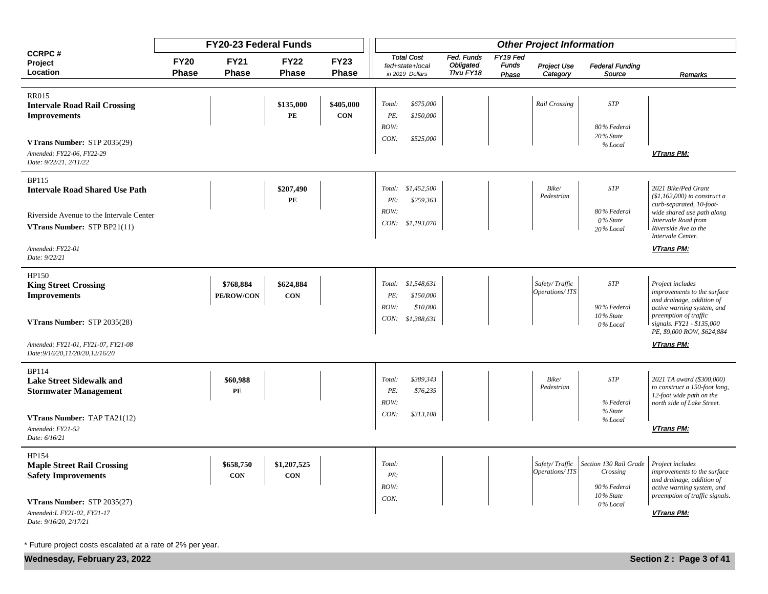| CCRPC # Project Location | FY20-23 Federal Funds | | | | Other Project Information | | | | | |
|---|---|---|---|---|---|---|---|---|---|---|
| | FY20 Phase | FY21 Phase | FY22 Phase | FY23 Phase | Total Cost fed+state+local in 2019 Dollars | Fed. Funds Obligated Thru FY18 | FY19 Fed Funds Phase | Project Use Category | Federal Funding Source | Remarks |
| RR015 **Intervale Road Rail Crossing Improvements** **VTrans Number:** STP 2035(29) *Amended: FY22-06, FY22-29* *Date: 9/22/21, 2/11/22* | | | **$135,000** PE | **$405,000** CON | *Total: $675,000* *PE: $150,000* *ROW:* *CON: $525,000* | | | *Rail Crossing* | *STP* *80% Federal* *20% State* *% Local* | ***VTrans PM:*** |
| BP115 **Intervale Road Shared Use Path** Riverside Avenue to the Intervale Center **VTrans Number:** STP BP21(11) *Amended: FY22-01* *Date: 9/22/21* | | | **$207,490** PE | | *Total: $1,452,500* *PE: $259,363* *ROW:* *CON: $1,193,070* | | | *Bike/ Pedestrian* | *STP* *80% Federal* *0% State* *20% Local* | *2021 Bike/Ped Grant ($1,162,000) to construct a curb-separated, 10-foot-wide shared use path along Intervale Road from Riverside Ave to the Intervale Center.* ***VTrans PM:*** |
| HP150 **King Street Crossing Improvements** **VTrans Number:** STP 2035(28) *Amended: FY21-01, FY21-07, FY21-08* *Date:9/16/20,11/20/20,12/16/20* | | **$768,884** PE/ROW/CON | **$624,884** CON | | *Total: $1,548,631* *PE: $150,000* *ROW: $10,000* *CON: $1,388,631* | | | *Safety/ Traffic Operations/ ITS* | *STP* *90% Federal* *10% State* *0% Local* | *Project includes improvements to the surface and drainage, addition of active warning system, and preemption of traffic signals. FY21 - $135,000 PE, $9,000 ROW, $624,884* ***VTrans PM:*** |
| BP114 **Lake Street Sidewalk and Stormwater Management** **VTrans Number:** TAP TA21(12) *Amended: FY21-52* *Date: 6/16/21* | | **$60,988** PE | | | *Total: $389,343* *PE: $76,235* *ROW:* *CON: $313,108* | | | *Bike/ Pedestrian* | *STP* *% Federal* *% State* *% Local* | *2021 TA award ($300,000) to construct a 150-foot long, 12-foot wide path on the north side of Lake Street.* ***VTrans PM:*** |
| HP154 **Maple Street Rail Crossing Safety Improvements** **VTrans Number:** STP 2035(27) *Amended:L FY21-02, FY21-17* *Date: 9/16/20, 2/17/21* | | **$658,750** CON | **$1,207,525** CON | | *Total:* *PE:* *ROW:* *CON:* | | | *Safety/ Traffic Operations/ ITS* | *Section 130 Rail Grade Crossing* *90% Federal* *10% State* *0% Local* | *Project includes improvements to the surface and drainage, addition of active warning system, and preemption of traffic signals.* ***VTrans PM:*** |

\* Future project costs escalated at a rate of 2% per year.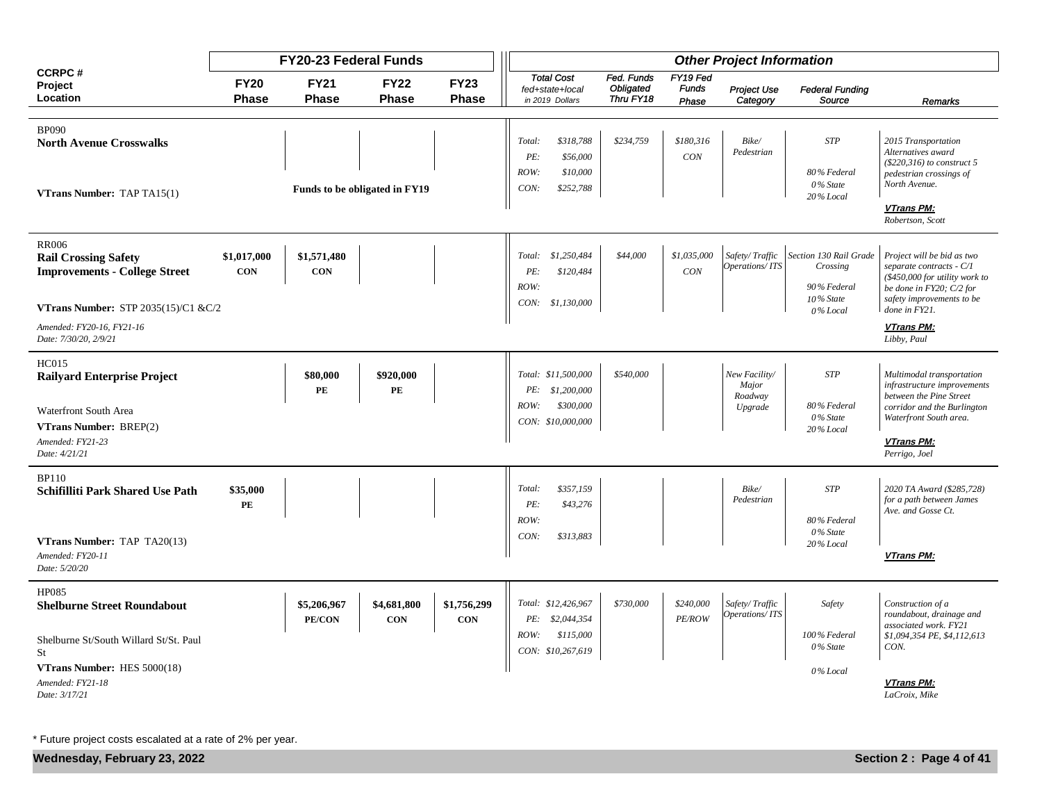| CCRPC # Project Location | FY20-23 Federal Funds | | | | Other Project Information | | | | | |
|---|---|---|---|---|---|---|---|---|---|---|
| | **FY20 Phase** | **FY21 Phase** | **FY22 Phase** | **FY23 Phase** | *Total Cost fed+state+local in 2019 Dollars* | *Fed. Funds Obligated Thru FY18* | *FY19 Fed Funds Phase* | *Project Use Category* | *Federal Funding Source* | *Remarks* |
| BP090<br>**North Avenue Crosswalks**<br><br>**VTrans Number:** TAP TA15(1) | **Funds to be obligated in FY19** | | | | *Total: $318,788*<br>*PE: $56,000*<br>*ROW: $10,000*<br>*CON: $252,788* | *$234,759* | *$180,316*<br>*CON* | *Bike/ Pedestrian* | *STP*<br><br>*80% Federal*<br>*0% State*<br>*20% Local* | *2015 Transportation Alternatives award ($220,316) to construct 5 pedestrian crossings of North Avenue.*<br><br>***VTrans PM:***<br>*Robertson, Scott* |
| RR006<br>**Rail Crossing Safety Improvements - College Street**<br><br>**VTrans Number:** STP 2035(15)/C1 &C/2<br>*Amended: FY20-16, FY21-16*<br>*Date: 7/30/20, 2/9/21* | **$1,017,000**<br>**CON** | **$1,571,480**<br>**CON** | | | *Total: $1,250,484*<br>*PE: $120,484*<br>*ROW:*<br>*CON: $1,130,000* | *$44,000* | *$1,035,000*<br>*CON* | *Safety/ Traffic Operations/ ITS* | *Section 130 Rail Grade Crossing*<br><br>*90% Federal*<br>*10% State*<br>*0% Local* | *Project will be bid as two separate contracts - C/1 ($450,000 for utility work to be done in FY20; C/2 for safety improvements to be done in FY21.*<br><br>***VTrans PM:***<br>*Libby, Paul* |
| HC015<br>**Railyard Enterprise Project**<br><br>Waterfront South Area<br>**VTrans Number:** BREP(2)<br>*Amended: FY21-23*<br>*Date: 4/21/21* | | **$80,000**<br>**PE** | **$920,000**<br>**PE** | | *Total: $11,500,000*<br>*PE: $1,200,000*<br>*ROW: $300,000*<br>*CON: $10,000,000* | *$540,000* | | *New Facility/ Major Roadway Upgrade* | *STP*<br><br>*80% Federal*<br>*0% State*<br>*20% Local* | *Multimodal transportation infrastructure improvements between the Pine Street corridor and the Burlington Waterfront South area.*<br><br>***VTrans PM:***<br>*Perrigo, Joel* |
| BP110<br>**Schifilliti Park Shared Use Path**<br><br>**VTrans Number:** TAP TA20(13)<br>*Amended: FY20-11*<br>*Date: 5/20/20* | **$35,000**<br>**PE** | | | | *Total: $357,159*<br>*PE: $43,276*<br>*ROW:*<br>*CON: $313,883* | | | *Bike/ Pedestrian* | *STP*<br><br>*80% Federal*<br>*0% State*<br>*20% Local* | *2020 TA Award ($285,728) for a path between James Ave. and Gosse Ct.*<br><br>***VTrans PM:*** |
| HP085<br>**Shelburne Street Roundabout**<br><br>Shelburne St/South Willard St/St. Paul St<br>**VTrans Number:** HES 5000(18)<br>*Amended: FY21-18*<br>*Date: 3/17/21* | | **$5,206,967**<br>**PE/CON** | **$4,681,800**<br>**CON** | **$1,756,299**<br>**CON** | *Total: $12,426,967*<br>*PE: $2,044,354*<br>*ROW: $115,000*<br>*CON: $10,267,619* | *$730,000* | *$240,000*<br>*PE/ROW* | *Safety/ Traffic Operations/ ITS* | *Safety*<br><br>*100% Federal*<br>*0% State*<br>*0% Local* | *Construction of a roundabout, drainage and associated work. FY21 $1,094,354 PE, $4,112,613 CON.*<br><br>***VTrans PM:***<br>*LaCroix, Mike* |

\* Future project costs escalated at a rate of 2% per year.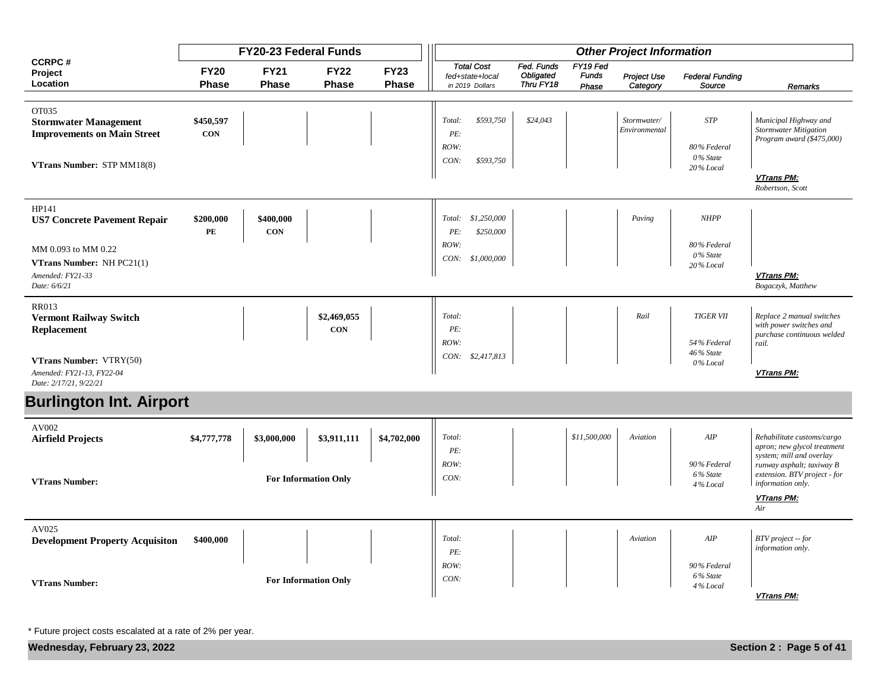| CCRPC # Project Location | FY20-23 Federal Funds | | | | Other Project Information | | | | | |
|---|---|---|---|---|---|---|---|---|---|---|
| | FY20 Phase | FY21 Phase | FY22 Phase | FY23 Phase | Total Cost fed+state+local in 2019 Dollars | Fed. Funds Obligated Thru FY18 | FY19 Fed Funds Phase | Project Use Category | Federal Funding Source | Remarks |
| OT035<br>**Stormwater Management Improvements on Main Street**<br>**VTrans Number:** STP MM18(8) | **$450,597**<br>**CON** | | | | Total: $593,750<br>PE:<br>ROW:<br>CON: $593,750 | $24,043 | | Stormwater/ Environmental | STP<br>80% Federal<br>0% State<br>20% Local | Municipal Highway and Stormwater Mitigation Program award ($475,000)<br>**VTrans PM:** Robertson, Scott |
| HP141<br>**US7 Concrete Pavement Repair**<br>MM 0.093 to MM 0.22<br>**VTrans Number:** NH PC21(1)<br>*Amended: FY21-33*<br>*Date: 6/6/21* | **$200,000**<br>**PE** | **$400,000**<br>**CON** | | | Total: $1,250,000<br>PE: $250,000<br>ROW:<br>CON: $1,000,000 | | | Paving | NHPP<br>80% Federal<br>0% State<br>20% Local | **VTrans PM:** Bogaczyk, Matthew |
| RR013<br>**Vermont Railway Switch Replacement**<br>**VTrans Number:** VTRY(50)<br>*Amended: FY21-13, FY22-04*<br>*Date: 2/17/21, 9/22/21* | | | **$2,469,055**<br>**CON** | | Total:<br>PE:<br>ROW:<br>CON: $2,417,813 | | | Rail | TIGER VII<br>54% Federal<br>46% State<br>0% Local | Replace 2 manual switches with power switches and purchase continuous welded rail.<br>**VTrans PM:** |

## Burlington Int. Airport

| CCRPC # Project Location | FY20 Phase | FY21 Phase | FY22 Phase | FY23 Phase | Total Cost fed+state+local in 2019 Dollars | Fed. Funds Obligated Thru FY18 | FY19 Fed Funds Phase | Project Use Category | Federal Funding Source | Remarks |
|---|---|---|---|---|---|---|---|---|---|---|
| AV002<br>**Airfield Projects**<br>**VTrans Number:** | **$4,777,778** | **$3,000,000**<br>**For Information Only** | **$3,911,111** | **$4,702,000** | Total:<br>PE:<br>ROW:<br>CON: | | $11,500,000 | Aviation | AIP<br>90% Federal<br>6% State<br>4% Local | Rehabilitate customs/cargo apron; new glycol treatment system; mill and overlay runway asphalt; taxiway B extension. BTV project - for information only.<br>**VTrans PM:** Air |
| AV025<br>**Development Property Acquisiton**<br>**VTrans Number:** | **$400,000** | **For Information Only** | | | Total:<br>PE:<br>ROW:<br>CON: | | | Aviation | AIP<br>90% Federal<br>6% State<br>4% Local | BTV project -- for information only.<br>**VTrans PM:** |

\* Future project costs escalated at a rate of 2% per year.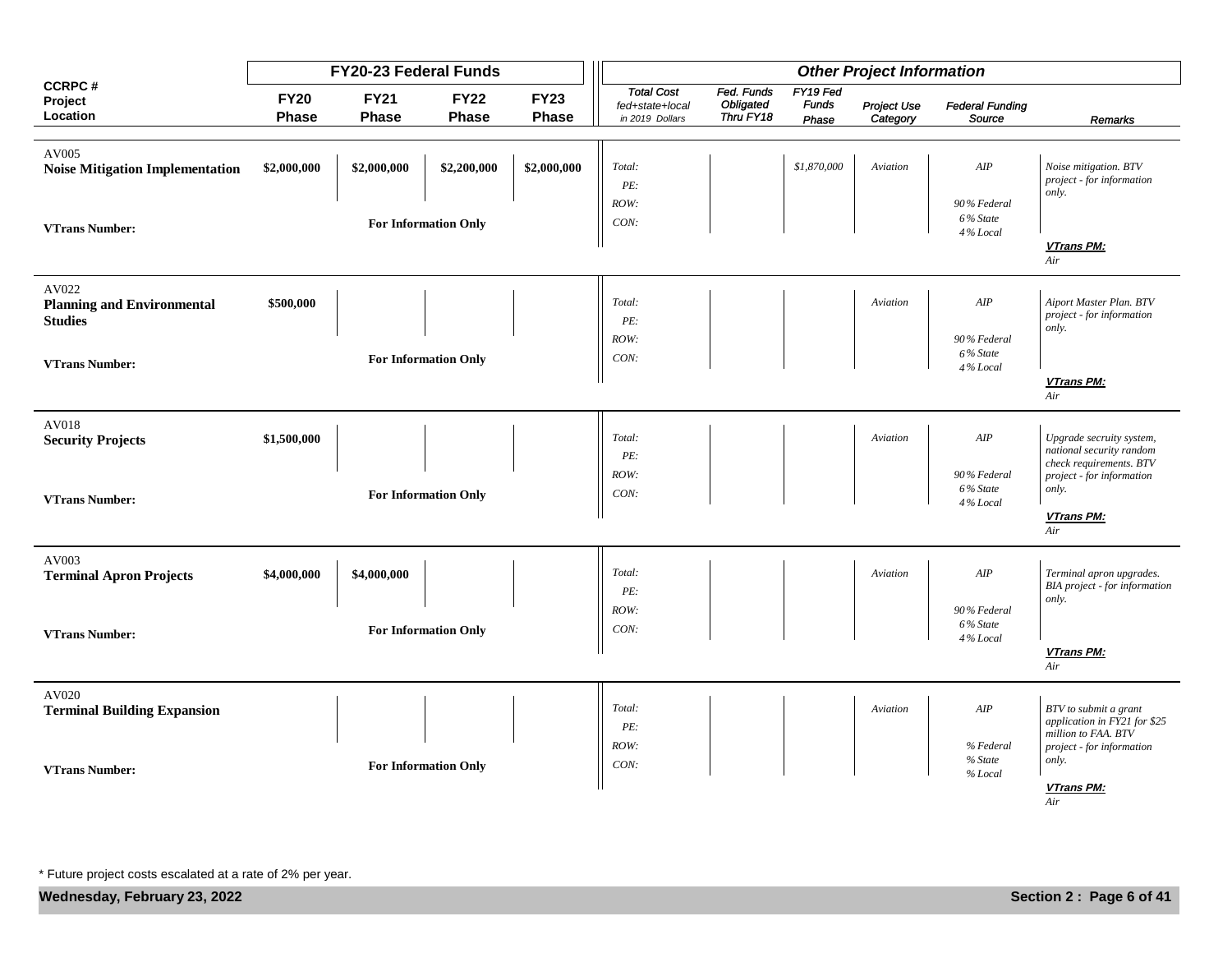| CCRPC # Project Location | FY20-23 Federal Funds | | | | Other Project Information | | | | | |
|---|---|---|---|---|---|---|---|---|---|---|
| | FY20 Phase | FY21 Phase | FY22 Phase | FY23 Phase | Total Cost fed+state+local in 2019 Dollars | Fed. Funds Obligated Thru FY18 | FY19 Fed Funds Phase | Project Use Category | Federal Funding Source | Remarks |
| AV005 **Noise Mitigation Implementation** **VTrans Number:** | $2,000,000 | $2,000,000 | $2,200,000 | $2,000,000 | *Total: PE: ROW: CON:* | | *$1,870,000* | *Aviation* | *AIP* *90% Federal 6% State 4% Local* | *Noise mitigation. BTV project - for information only.* ***VTrans PM:*** *Air* |
| | **For Information Only** | | | | | | | | | |
| AV022 **Planning and Environmental Studies** **VTrans Number:** | $500,000 | | | | *Total: PE: ROW: CON:* | | | *Aviation* | *AIP* *90% Federal 6% State 4% Local* | *Aiport Master Plan. BTV project - for information only.* ***VTrans PM:*** *Air* |
| | **For Information Only** | | | | | | | | | |
| AV018 **Security Projects** **VTrans Number:** | $1,500,000 | | | | *Total: PE: ROW: CON:* | | | *Aviation* | *AIP* *90% Federal 6% State 4% Local* | *Upgrade secruity system, national security random check requirements. BTV project - for information only.* ***VTrans PM:*** *Air* |
| | **For Information Only** | | | | | | | | | |
| AV003 **Terminal Apron Projects** **VTrans Number:** | $4,000,000 | $4,000,000 | | | *Total: PE: ROW: CON:* | | | *Aviation* | *AIP* *90% Federal 6% State 4% Local* | *Terminal apron upgrades. BIA project - for information only.* ***VTrans PM:*** *Air* |
| | **For Information Only** | | | | | | | | | |
| AV020 **Terminal Building Expansion** **VTrans Number:** | | | | | *Total: PE: ROW: CON:* | | | *Aviation* | *AIP* *% Federal % State % Local* | *BTV to submit a grant application in FY21 for $25 million to FAA. BTV project - for information only.* ***VTrans PM:*** *Air* |
| | **For Information Only** | | | | | | | | | |

\* Future project costs escalated at a rate of 2% per year.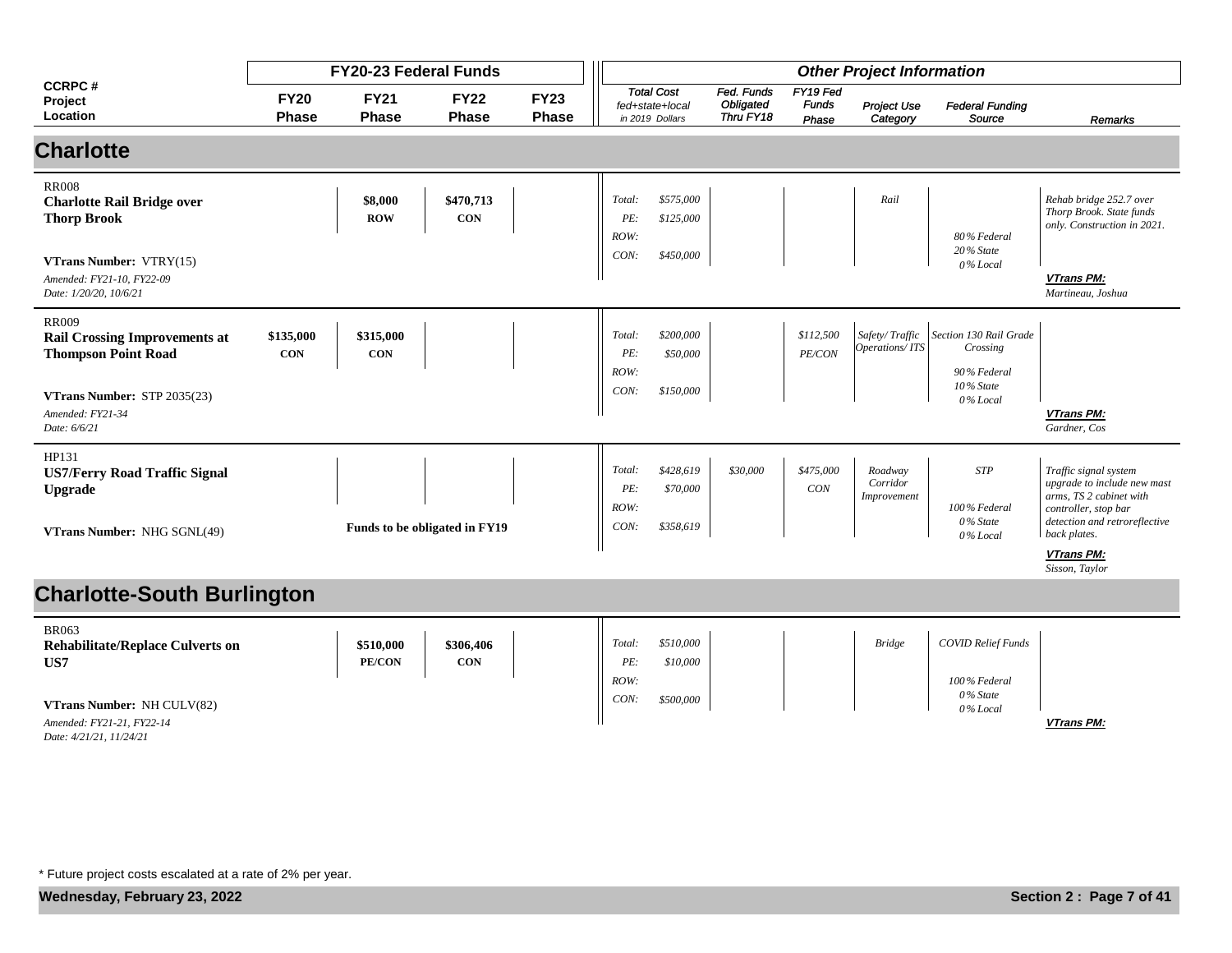| CCRPC # Project Location | FY20-23 Federal Funds | | | | Other Project Information | | | | | | |
|---|---|---|---|---|---|---|---|---|---|---|---|
| | FY20 Phase | FY21 Phase | FY22 Phase | FY23 Phase | Total Cost fed+state+local in 2019 Dollars | Fed. Funds Obligated Thru FY18 | FY19 Fed Funds Phase | Project Use Category | Federal Funding Source | Remarks |

## Charlotte

| CCRPC # Project Location | FY20 Phase | FY21 Phase | FY22 Phase | FY23 Phase | Total Cost fed+state+local in 2019 Dollars | Fed. Funds Obligated Thru FY18 | FY19 Fed Funds Phase | Project Use Category | Federal Funding Source | Remarks |
|---|---|---|---|---|---|---|---|---|---|---|
| RR008<br>**Charlotte Rail Bridge over Thorp Brook**<br>**VTrans Number:** VTRY(15)<br>*Amended: FY21-10, FY22-09*<br>*Date: 1/20/20, 10/6/21* | | **$8,000**<br>**ROW** | **$470,713**<br>**CON** | | *Total: $575,000*<br>*PE: $125,000*<br>*ROW:*<br>*CON: $450,000* | | | *Rail* | *80% Federal*<br>*20% State*<br>*0% Local* | *Rehab bridge 252.7 over Thorp Brook. State funds only. Construction in 2021.*<br>***VTrans PM:***<br>*Martineau, Joshua* |
| RR009<br>**Rail Crossing Improvements at Thompson Point Road**<br>**VTrans Number:** STP 2035(23)<br>*Amended: FY21-34*<br>*Date: 6/6/21* | **$135,000**<br>**CON** | **$315,000**<br>**CON** | | | *Total: $200,000*<br>*PE: $50,000*<br>*ROW:*<br>*CON: $150,000* | | *$112,500*<br>*PE/CON* | *Safety/ Traffic Operations/ ITS* | *Section 130 Rail Grade Crossing*<br>*90% Federal*<br>*10% State*<br>*0% Local* | ***VTrans PM:***<br>*Gardner, Cos* |
| HP131<br>**US7/Ferry Road Traffic Signal Upgrade**<br>**VTrans Number:** NHG SGNL(49) | **Funds to be obligated in FY19** | | | | *Total: $428,619*<br>*PE: $70,000*<br>*ROW:*<br>*CON: $358,619* | *$30,000* | *$475,000*<br>*CON* | *Roadway Corridor Improvement* | *STP*<br>*100% Federal*<br>*0% State*<br>*0% Local* | *Traffic signal system upgrade to include new mast arms, TS 2 cabinet with controller, stop bar detection and retroreflective back plates.*<br>***VTrans PM:***<br>*Sisson, Taylor* |

## Charlotte-South Burlington

| CCRPC # Project Location | FY20 Phase | FY21 Phase | FY22 Phase | FY23 Phase | Total Cost fed+state+local in 2019 Dollars | Fed. Funds Obligated Thru FY18 | FY19 Fed Funds Phase | Project Use Category | Federal Funding Source | Remarks |
|---|---|---|---|---|---|---|---|---|---|---|
| BR063<br>**Rehabilitate/Replace Culverts on US7**<br>**VTrans Number:** NH CULV(82)<br>*Amended: FY21-21, FY22-14*<br>*Date: 4/21/21, 11/24/21* | | **$510,000**<br>**PE/CON** | **$306,406**<br>**CON** | | *Total: $510,000*<br>*PE: $10,000*<br>*ROW:*<br>*CON: $500,000* | | | *Bridge* | *COVID Relief Funds*<br>*100% Federal*<br>*0% State*<br>*0% Local* | ***VTrans PM:*** |

\* Future project costs escalated at a rate of 2% per year.

**Wednesday, February 23, 2022**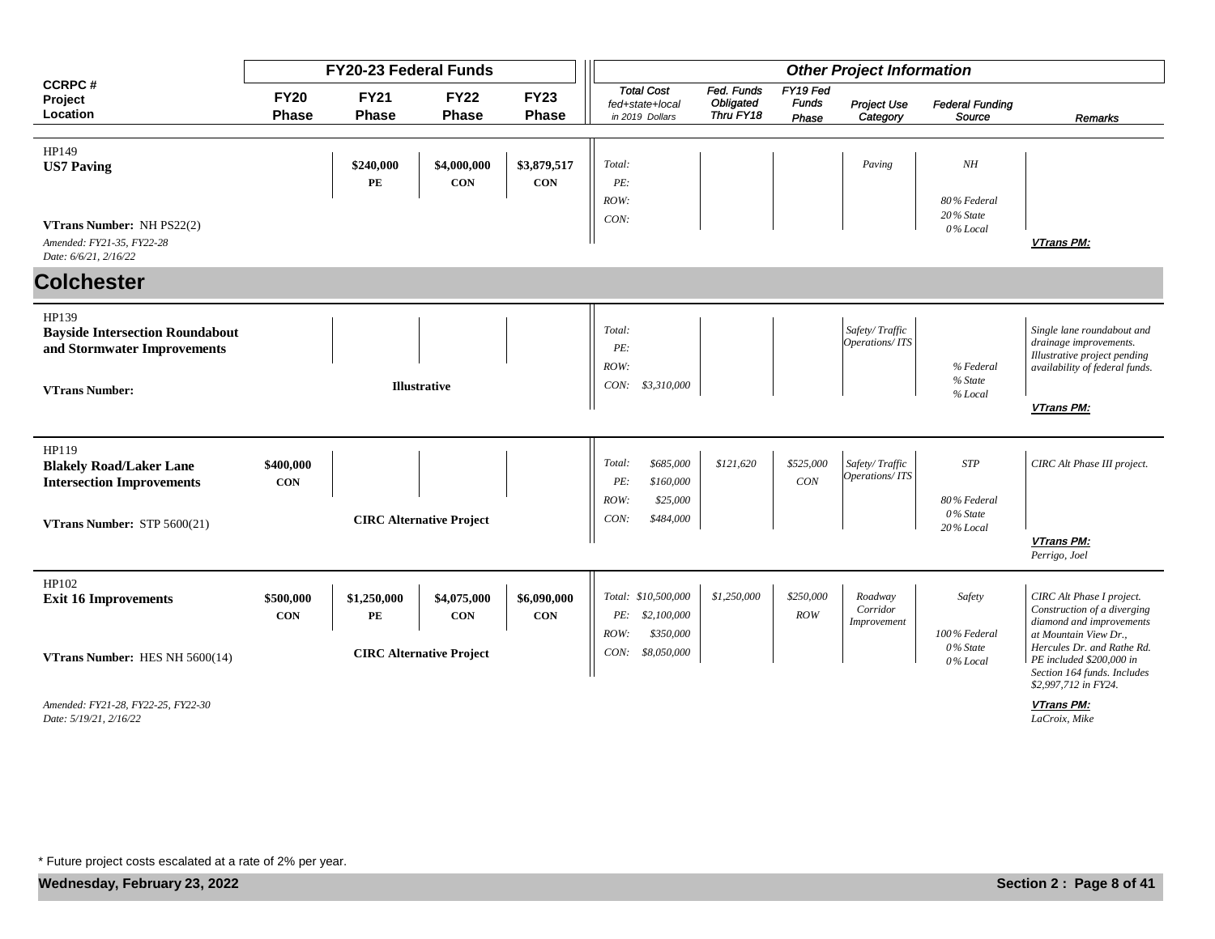| CCRPC # Project Location | FY20-23 Federal Funds | | | | Other Project Information | | | | | |
|---|---|---|---|---|---|---|---|---|---|---|
| | FY20 Phase | FY21 Phase | FY22 Phase | FY23 Phase | Total Cost fed+state+local in 2019 Dollars | Fed. Funds Obligated Thru FY18 | FY19 Fed Funds Phase | Project Use Category | Federal Funding Source | Remarks |
| HP149<br>**US7 Paving**<br>**VTrans Number:** NH PS22(2)<br>*Amended: FY21-35, FY22-28*<br>*Date: 6/6/21, 2/16/22* | | $240,000 PE | $4,000,000 CON | $3,879,517 CON | Total:<br>PE:<br>ROW:<br>CON: | | | Paving | NH<br>80% Federal<br>20% State<br>0% Local | **VTrans PM:** |

## Colchester

| CCRPC # Project Location | FY20 Phase | FY21 Phase | FY22 Phase | FY23 Phase | Total Cost fed+state+local in 2019 Dollars | Fed. Funds Obligated Thru FY18 | FY19 Fed Funds Phase | Project Use Category | Federal Funding Source | Remarks |
|---|---|---|---|---|---|---|---|---|---|---|
| HP139<br>**Bayside Intersection Roundabout and Stormwater Improvements**<br>**VTrans Number:** | | Illustrative | | | Total:<br>PE:<br>ROW:<br>CON: $3,310,000 | | | Safety/ Traffic Operations/ ITS | % Federal<br>% State<br>% Local | *Single lane roundabout and drainage improvements. Illustrative project pending availability of federal funds.*<br>**VTrans PM:** |
| HP119<br>**Blakely Road/Laker Lane Intersection Improvements**<br>**VTrans Number:** STP 5600(21) | $400,000 CON | CIRC Alternative Project | | | Total: $685,000<br>PE: $160,000<br>ROW: $25,000<br>CON: $484,000 | $121,620 | $525,000 CON | Safety/ Traffic Operations/ ITS | STP<br>80% Federal<br>0% State<br>20% Local | *CIRC Alt Phase III project.*<br>**VTrans PM:** Perrigo, Joel |
| HP102<br>**Exit 16 Improvements**<br>**VTrans Number:** HES NH 5600(14)<br>*Amended: FY21-28, FY22-25, FY22-30*<br>*Date: 5/19/21, 2/16/22* | $500,000 CON | $1,250,000 PE | $4,075,000 CON | $6,090,000 CON | Total: $10,500,000<br>PE: $2,100,000<br>ROW: $350,000<br>CON: $8,050,000 | $1,250,000 | $250,000 ROW | Roadway Corridor Improvement | Safety<br>100% Federal<br>0% State<br>0% Local | *CIRC Alt Phase I project. Construction of a diverging diamond and improvements at Mountain View Dr., Hercules Dr. and Rathe Rd. PE included $200,000 in Section 164 funds. Includes $2,997,712 in FY24.*<br>**VTrans PM:** LaCroix, Mike |

(CIRC Alternative Project — HP102)

\* Future project costs escalated at a rate of 2% per year.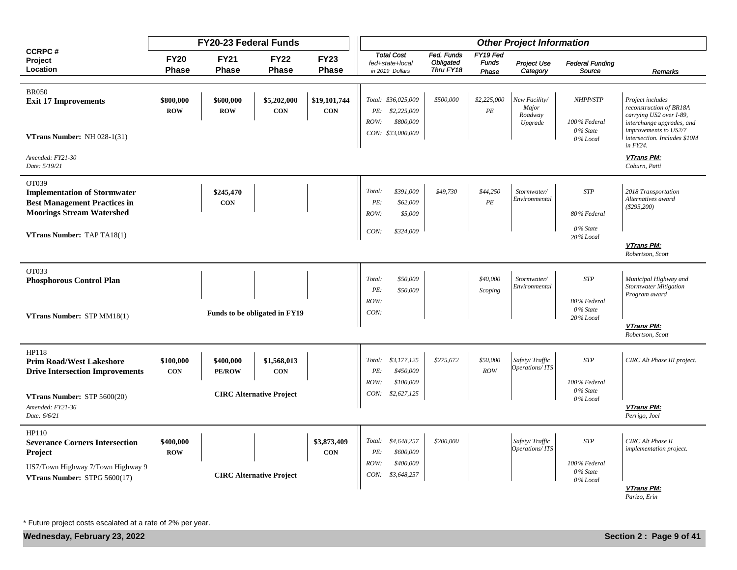| CCRPC # Project Location | FY20-23 Federal Funds | | | | Other Project Information | | | | | |
|---|---|---|---|---|---|---|---|---|---|---|
| | FY20 Phase | FY21 Phase | FY22 Phase | FY23 Phase | Total Cost fed+state+local in 2019 Dollars | Fed. Funds Obligated Thru FY18 | FY19 Fed Funds Phase | Project Use Category | Federal Funding Source | Remarks |
| BR050 **Exit 17 Improvements** **VTrans Number:** NH 028-1(31) *Amended: FY21-30* *Date: 5/19/21* | **$800,000 ROW** | **$600,000 ROW** | **$5,202,000 CON** | **$19,101,744 CON** | *Total: $36,025,000* *PE: $2,225,000* *ROW: $800,000* *CON: $33,000,000* | *$500,000* | *$2,225,000 PE* | *New Facility/ Major Roadway Upgrade* | *NHPP/STP* *100% Federal* *0% State* *0% Local* | *Project includes reconstruction of BR18A carrying US2 over I-89, interchange upgrades, and improvements to US2/7 intersection. Includes $10M in FY24.* ***VTrans PM:*** *Coburn, Patti* |
| OT039 **Implementation of Stormwater Best Management Practices in Moorings Stream Watershed** **VTrans Number:** TAP TA18(1) | | **$245,470 CON** | | | *Total: $391,000* *PE: $62,000* *ROW: $5,000* *CON: $324,000* | *$49,730* | *$44,250 PE* | *Stormwater/ Environmental* | *STP* *80% Federal* *0% State* *20% Local* | *2018 Transportation Alternatives award ($295,200)* ***VTrans PM:*** *Robertson, Scott* |
| OT033 **Phosphorous Control Plan** **VTrans Number:** STP MM18(1) | | **Funds to be obligated in FY19** | | | *Total: $50,000* *PE: $50,000* *ROW:* *CON:* | | *$40,000 Scoping* | *Stormwater/ Environmental* | *STP* *80% Federal* *0% State* *20% Local* | *Municipal Highway and Stormwater Mitigation Program award* ***VTrans PM:*** *Robertson, Scott* |
| HP118 **Prim Road/West Lakeshore Drive Intersection Improvements** **VTrans Number:** STP 5600(20) *Amended: FY21-36* *Date: 6/6/21* | **$100,000 CON** | **$400,000 PE/ROW** | **$1,568,013 CON** | | *Total: $3,177,125* *PE: $450,000* *ROW: $100,000* *CON: $2,627,125* | *$275,672* | *$50,000 ROW* | *Safety/ Traffic Operations/ ITS* | *STP* *100% Federal* *0% State* *0% Local* | *CIRC Alt Phase III project.* ***VTrans PM:*** *Perrigo, Joel* |
| | | **CIRC Alternative Project** | | | | | | | | |
| HP110 **Severance Corners Intersection Project** US7/Town Highway 7/Town Highway 9 **VTrans Number:** STPG 5600(17) | **$400,000 ROW** | | | **$3,873,409 CON** | *Total: $4,648,257* *PE: $600,000* *ROW: $400,000* *CON: $3,648,257* | *$200,000* | | *Safety/ Traffic Operations/ ITS* | *STP* *100% Federal* *0% State* *0% Local* | *CIRC Alt Phase II implementation project.* ***VTrans PM:*** *Parizo, Erin* |
| | | **CIRC Alternative Project** | | | | | | | | |

\* Future project costs escalated at a rate of 2% per year.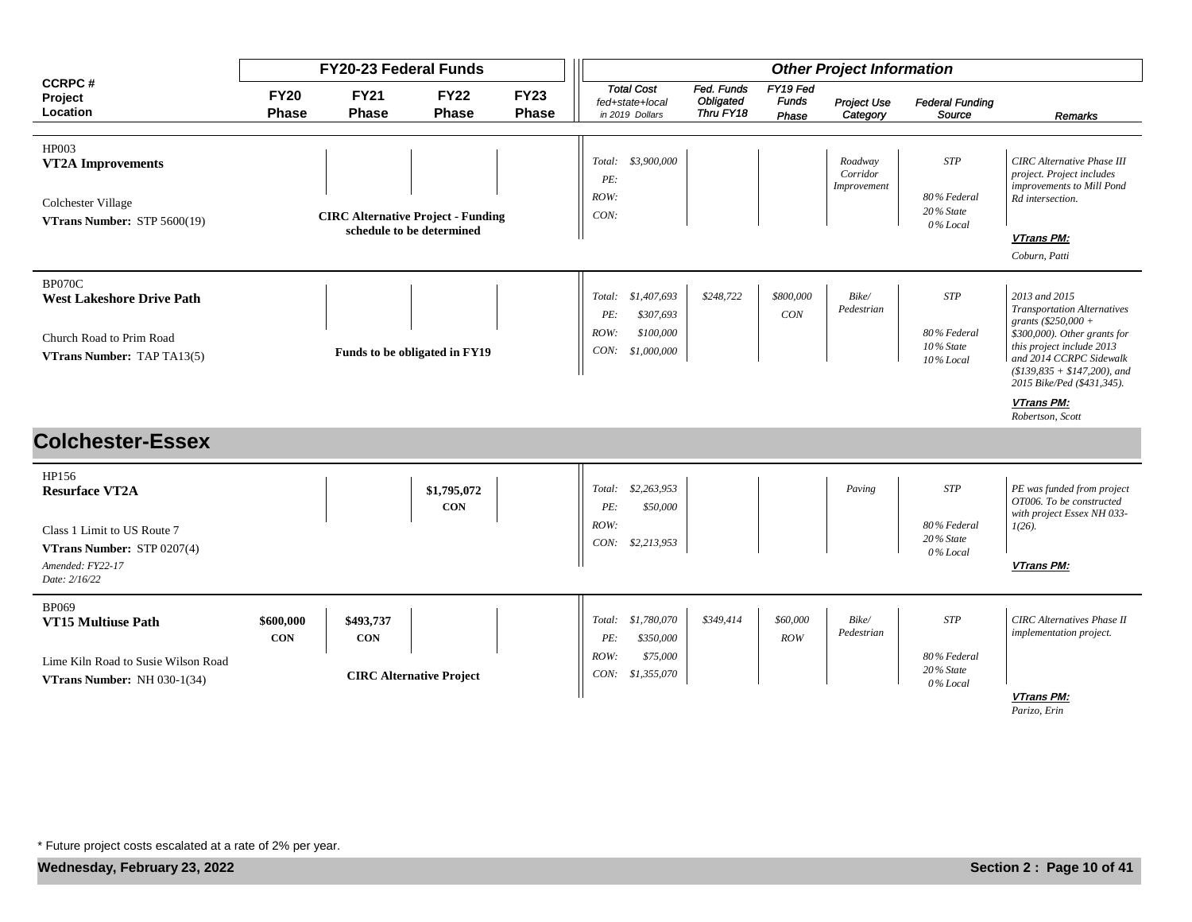| CCRPC # Project Location | FY20-23 Federal Funds | | | | Other Project Information | | | | | |
|---|---|---|---|---|---|---|---|---|---|---|
| | FY20 Phase | FY21 Phase | FY22 Phase | FY23 Phase | Total Cost fed+state+local in 2019 Dollars | Fed. Funds Obligated Thru FY18 | FY19 Fed Funds Phase | Project Use Category | Federal Funding Source | Remarks |
| HP003<br>**VT2A Improvements**<br><br>Colchester Village<br>**VTrans Number:** STP 5600(19) | **CIRC Alternative Project - Funding schedule to be determined** | | | | Total: $3,900,000<br>PE:<br>ROW:<br>CON: | | | Roadway Corridor Improvement | STP<br><br>80% Federal<br>20% State<br>0% Local | CIRC Alternative Phase III project. Project includes improvements to Mill Pond Rd intersection.<br><br>**VTrans PM:**<br>Coburn, Patti |
| BP070C<br>**West Lakeshore Drive Path**<br><br>Church Road to Prim Road<br>**VTrans Number:** TAP TA13(5) | **Funds to be obligated in FY19** | | | | Total: $1,407,693<br>PE: $307,693<br>ROW: $100,000<br>CON: $1,000,000 | $248,722 | $800,000<br>CON | Bike/ Pedestrian | STP<br><br>80% Federal<br>10% State<br>10% Local | 2013 and 2015 Transportation Alternatives grants ($250,000 + $300,000). Other grants for this project include 2013 and 2014 CCRPC Sidewalk ($139,835 + $147,200), and 2015 Bike/Ped ($431,345).<br><br>**VTrans PM:**<br>Robertson, Scott |

## Colchester-Essex

| CCRPC # Project Location | FY20 Phase | FY21 Phase | FY22 Phase | FY23 Phase | Total Cost fed+state+local in 2019 Dollars | Fed. Funds Obligated Thru FY18 | FY19 Fed Funds Phase | Project Use Category | Federal Funding Source | Remarks |
|---|---|---|---|---|---|---|---|---|---|---|
| HP156<br>**Resurface VT2A**<br><br>Class 1 Limit to US Route 7<br>**VTrans Number:** STP 0207(4)<br>*Amended: FY22-17*<br>*Date: 2/16/22* | | | $1,795,072<br>CON | | Total: $2,263,953<br>PE: $50,000<br>ROW:<br>CON: $2,213,953 | | | Paving | STP<br><br>80% Federal<br>20% State<br>0% Local | PE was funded from project OT006. To be constructed with project Essex NH 033-1(26).<br><br>**VTrans PM:** |
| BP069<br>**VT15 Multiuse Path**<br><br>Lime Kiln Road to Susie Wilson Road<br>**VTrans Number:** NH 030-1(34) | $600,000<br>CON | $493,737<br>CON<br><br>**CIRC Alternative Project** | | | Total: $1,780,070<br>PE: $350,000<br>ROW: $75,000<br>CON: $1,355,070 | $349,414 | $60,000<br>ROW | Bike/ Pedestrian | STP<br><br>80% Federal<br>20% State<br>0% Local | CIRC Alternatives Phase II implementation project.<br><br>**VTrans PM:**<br>Parizo, Erin |

\* Future project costs escalated at a rate of 2% per year.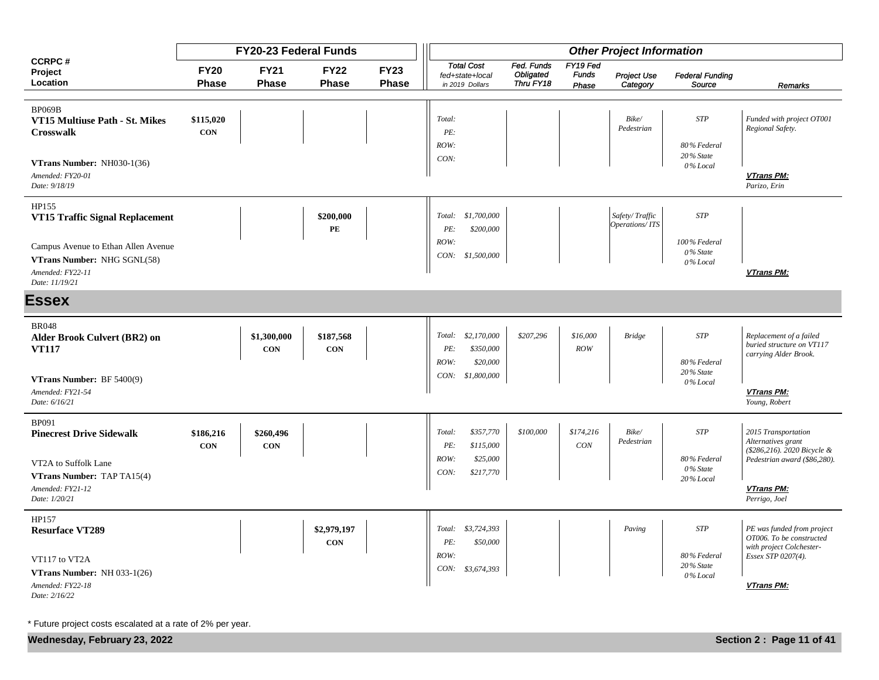| CCRPC # Project Location | FY20-23 Federal Funds | | | | Other Project Information | | | | | | |
|---|---|---|---|---|---|---|---|---|---|---|---|
| | FY20 Phase | FY21 Phase | FY22 Phase | FY23 Phase | Total Cost fed+state+local in 2019 Dollars | Fed. Funds Obligated Thru FY18 | FY19 Fed Funds Phase | Project Use Category | Federal Funding Source | Remarks |
| BP069B **VT15 Multiuse Path - St. Mikes Crosswalk** **VTrans Number:** NH030-1(36) *Amended: FY20-01* *Date: 9/18/19* | $115,020 CON | | | | *Total:* *PE:* *ROW:* *CON:* | | | *Bike/ Pedestrian* | *STP* *80% Federal* *20% State* *0% Local* | *Funded with project OT001 Regional Safety.* ***VTrans PM:*** *Parizo, Erin* |
| HP155 **VT15 Traffic Signal Replacement** Campus Avenue to Ethan Allen Avenue **VTrans Number:** NHG SGNL(58) *Amended: FY22-11* *Date: 11/19/21* | | | $200,000 PE | | *Total: $1,700,000* *PE: $200,000* *ROW:* *CON: $1,500,000* | | | *Safety/ Traffic Operations/ ITS* | *STP* *100% Federal* *0% State* *0% Local* | ***VTrans PM:*** |

## Essex

| CCRPC # Project Location | FY20 Phase | FY21 Phase | FY22 Phase | FY23 Phase | Total Cost fed+state+local in 2019 Dollars | Fed. Funds Obligated Thru FY18 | FY19 Fed Funds Phase | Project Use Category | Federal Funding Source | Remarks |
|---|---|---|---|---|---|---|---|---|---|---|
| BR048 **Alder Brook Culvert (BR2) on VT117** **VTrans Number:** BF 5400(9) *Amended: FY21-54* *Date: 6/16/21* | | $1,300,000 CON | $187,568 CON | | *Total: $2,170,000* *PE: $350,000* *ROW: $20,000* *CON: $1,800,000* | *$207,296* | *$16,000 ROW* | *Bridge* | *STP* *80% Federal* *20% State* *0% Local* | *Replacement of a failed buried structure on VT117 carrying Alder Brook.* ***VTrans PM:*** *Young, Robert* |
| BP091 **Pinecrest Drive Sidewalk** VT2A to Suffolk Lane **VTrans Number:** TAP TA15(4) *Amended: FY21-12* *Date: 1/20/21* | $186,216 CON | $260,496 CON | | | *Total: $357,770* *PE: $115,000* *ROW: $25,000* *CON: $217,770* | *$100,000* | *$174,216 CON* | *Bike/ Pedestrian* | *STP* *80% Federal* *0% State* *20% Local* | *2015 Transportation Alternatives grant ($286,216). 2020 Bicycle & Pedestrian award ($86,280).* ***VTrans PM:*** *Perrigo, Joel* |
| HP157 **Resurface VT289** VT117 to VT2A **VTrans Number:** NH 033-1(26) *Amended: FY22-18* *Date: 2/16/22* | | | $2,979,197 CON | | *Total: $3,724,393* *PE: $50,000* *ROW:* *CON: $3,674,393* | | | *Paving* | *STP* *80% Federal* *20% State* *0% Local* | *PE was funded from project OT006. To be constructed with project Colchester-Essex STP 0207(4).* ***VTrans PM:*** |

\* Future project costs escalated at a rate of 2% per year.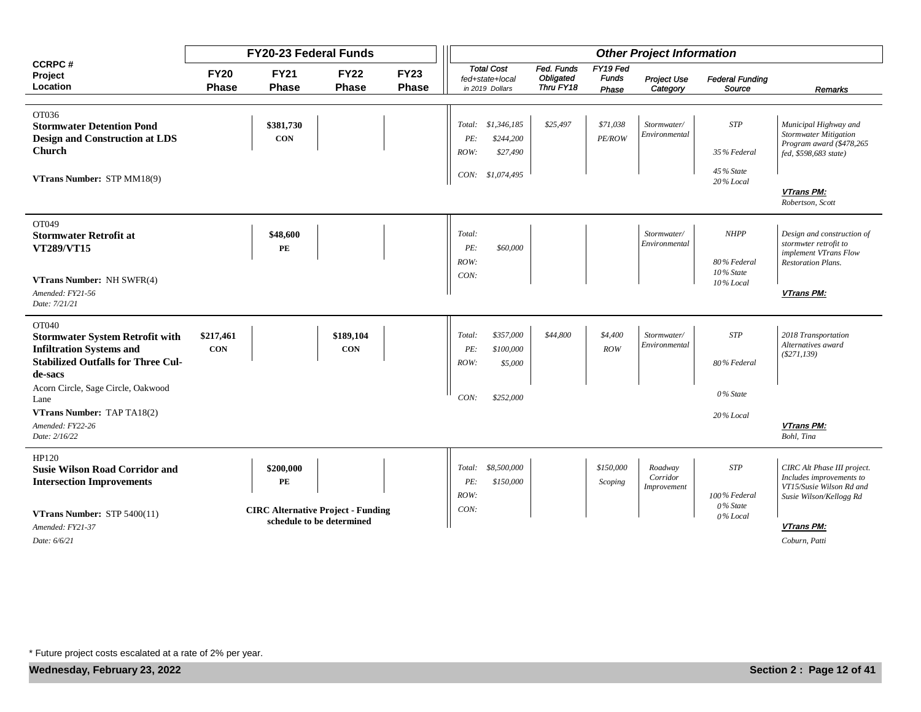| CCRPC # Project Location | FY20-23 Federal Funds FY20 Phase | FY21 Phase | FY22 Phase | FY23 Phase | Other Project Information Total Cost fed+state+local in 2019 Dollars | Fed. Funds Obligated Thru FY18 | FY19 Fed Funds Phase | Project Use Category | Federal Funding Source | Remarks |
|---|---|---|---|---|---|---|---|---|---|---|
| OT036 **Stormwater Detention Pond Design and Construction at LDS Church** **VTrans Number:** STP MM18(9) | | **$381,730** **CON** | | | *Total: $1,346,185* *PE: $244,200* *ROW: $27,490* *CON: $1,074,495* | *$25,497* | *$71,038* *PE/ROW* | *Stormwater/ Environmental* | *STP* *35% Federal* *45% State* *20% Local* | *Municipal Highway and Stormwater Mitigation Program award ($478,265 fed, $598,683 state)* ***VTrans PM:*** *Robertson, Scott* |
| OT049 **Stormwater Retrofit at VT289/VT15** **VTrans Number:** NH SWFR(4) *Amended: FY21-56* *Date: 7/21/21* | | **$48,600** **PE** | | | *Total:* *PE: $60,000* *ROW:* *CON:* | | | *Stormwater/ Environmental* | *NHPP* *80% Federal* *10% State* *10% Local* | *Design and construction of stormwter retrofit to implement VTrans Flow Restoration Plans.* ***VTrans PM:*** |
| OT040 **Stormwater System Retrofit with Infiltration Systems and Stabilized Outfalls for Three Cul-de-sacs** Acorn Circle, Sage Circle, Oakwood Lane **VTrans Number:** TAP TA18(2) *Amended: FY22-26* *Date: 2/16/22* | **$217,461** **CON** | | **$189,104** **CON** | | *Total: $357,000* *PE: $100,000* *ROW: $5,000* *CON: $252,000* | *$44,800* | *$4,400* *ROW* | *Stormwater/ Environmental* | *STP* *80% Federal* *0% State* *20% Local* | *2018 Transportation Alternatives award ($271,139)* ***VTrans PM:*** *Bohl, Tina* |
| HP120 **Susie Wilson Road Corridor and Intersection Improvements** **VTrans Number:** STP 5400(11) *Amended: FY21-37* *Date: 6/6/21* | | **$200,000** **PE** **CIRC Alternative Project - Funding schedule to be determined** | | | *Total: $8,500,000* *PE: $150,000* *ROW:* *CON:* | | *$150,000* *Scoping* | *Roadway Corridor Improvement* | *STP* *100% Federal* *0% State* *0% Local* | *CIRC Alt Phase III project. Includes improvements to VT15/Susie Wilson Rd and Susie Wilson/Kellogg Rd* ***VTrans PM:*** *Coburn, Patti* |

\* Future project costs escalated at a rate of 2% per year.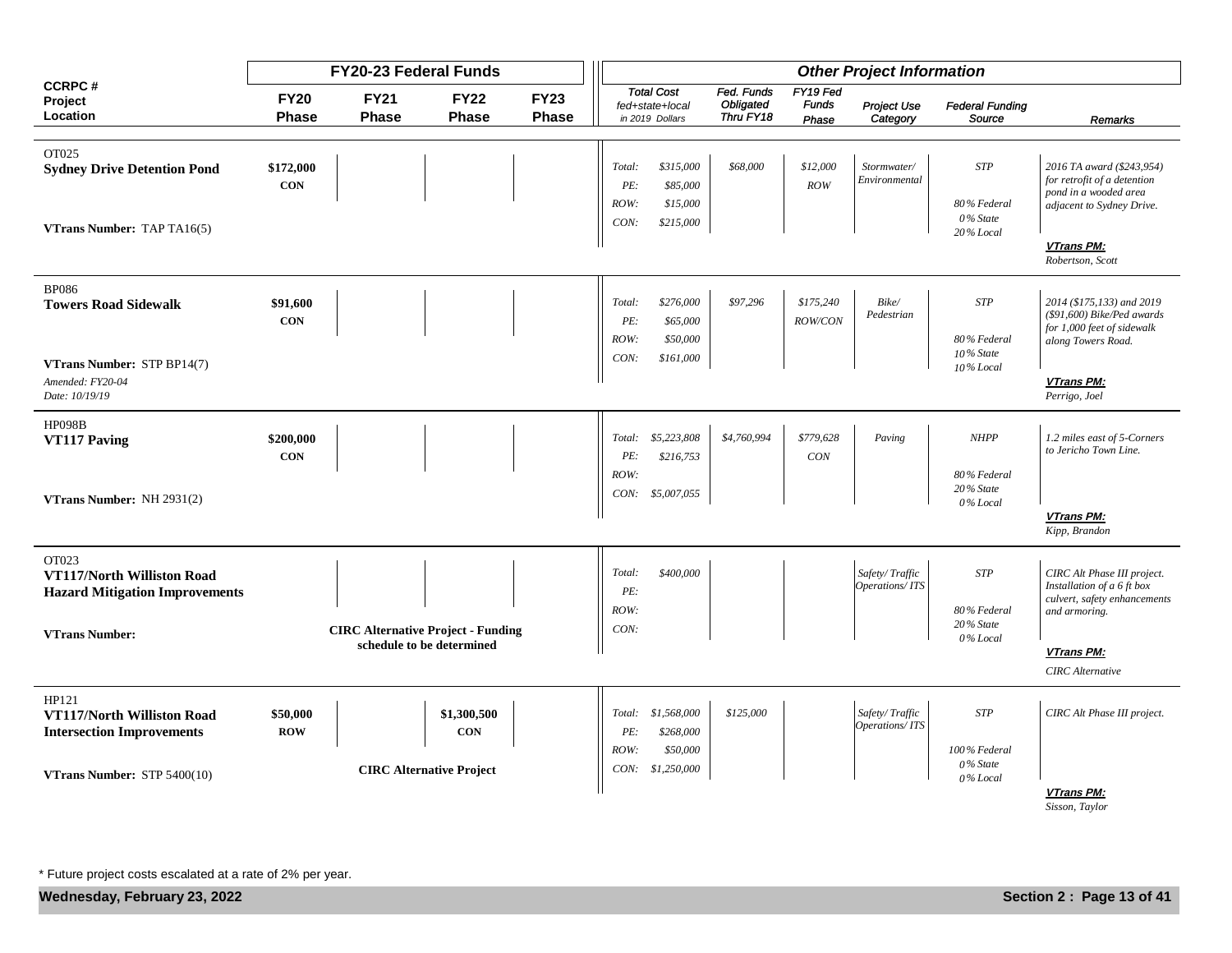| CCRPC # Project Location | FY20-23 Federal Funds | | | | Other Project Information | | | | | | |
|---|---|---|---|---|---|---|---|---|---|---|---|
| | FY20 Phase | FY21 Phase | FY22 Phase | FY23 Phase | Total Cost fed+state+local in 2019 Dollars | Fed. Funds Obligated Thru FY18 | FY19 Fed Funds Phase | Project Use Category | Federal Funding Source | Remarks |
| OT025 **Sydney Drive Detention Pond** VTrans Number: TAP TA16(5) | $172,000 CON | | | | Total: $315,000 PE: $85,000 ROW: $15,000 CON: $215,000 | $68,000 | $12,000 ROW | Stormwater/ Environmental | STP 80% Federal 0% State 20% Local | 2016 TA award ($243,954) for retrofit of a detention pond in a wooded area adjacent to Sydney Drive. VTrans PM: Robertson, Scott |
| BP086 **Towers Road Sidewalk** VTrans Number: STP BP14(7) Amended: FY20-04 Date: 10/19/19 | $91,600 CON | | | | Total: $276,000 PE: $65,000 ROW: $50,000 CON: $161,000 | $97,296 | $175,240 ROW/CON | Bike/ Pedestrian | STP 80% Federal 10% State 10% Local | 2014 ($175,133) and 2019 ($91,600) Bike/Ped awards for 1,000 feet of sidewalk along Towers Road. VTrans PM: Perrigo, Joel |
| HP098B **VT117 Paving** VTrans Number: NH 2931(2) | $200,000 CON | | | | Total: $5,223,808 PE: $216,753 ROW: CON: $5,007,055 | $4,760,994 | $779,628 CON | Paving | NHPP 80% Federal 20% State 0% Local | 1.2 miles east of 5-Corners to Jericho Town Line. VTrans PM: Kipp, Brandon |
| OT023 **VT117/North Williston Road Hazard Mitigation Improvements** VTrans Number: | CIRC Alternative Project - Funding schedule to be determined | | | | Total: $400,000 PE: ROW: CON: | | | Safety/ Traffic Operations/ ITS | STP 80% Federal 20% State 0% Local | CIRC Alt Phase III project. Installation of a 6 ft box culvert, safety enhancements and armoring. VTrans PM: CIRC Alternative |
| HP121 **VT117/North Williston Road Intersection Improvements** VTrans Number: STP 5400(10) | $50,000 ROW | | $1,300,500 CON | | Total: $1,568,000 PE: $268,000 ROW: $50,000 CON: $1,250,000 | $125,000 | | Safety/ Traffic Operations/ ITS | STP 100% Federal 0% State 0% Local | CIRC Alt Phase III project. VTrans PM: Sisson, Taylor |
| | CIRC Alternative Project | | | | | | | | | |

* Future project costs escalated at a rate of 2% per year.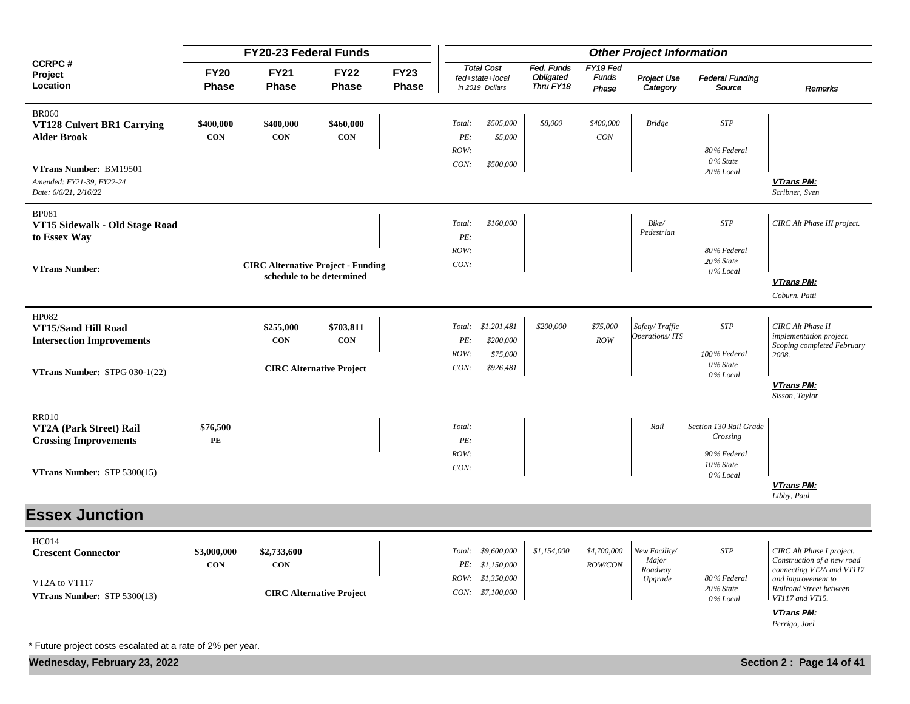| CCRPC # Project Location | FY20-23 Federal Funds | | | | Other Project Information | | | | | | |
|---|---|---|---|---|---|---|---|---|---|---|---|
| | FY20 Phase | FY21 Phase | FY22 Phase | FY23 Phase | Total Cost fed+state+local in 2019 Dollars | Fed. Funds Obligated Thru FY18 | FY19 Fed Funds Phase | Project Use Category | Federal Funding Source | Remarks |
| BR060 **VT128 Culvert BR1 Carrying Alder Brook** **VTrans Number:** BM19501 *Amended: FY21-39, FY22-24* *Date: 6/6/21, 2/16/22* | **$400,000 CON** | **$400,000 CON** | **$460,000 CON** | | *Total: $505,000* *PE: $5,000* *ROW:* *CON: $500,000* | *$8,000* | *$400,000 CON* | *Bridge* | *STP* *80% Federal* *0% State* *20% Local* | ***VTrans PM:*** *Scribner, Sven* |
| BP081 **VT15 Sidewalk - Old Stage Road to Essex Way** **VTrans Number:** | **CIRC Alternative Project - Funding schedule to be determined** | | | | *Total: $160,000* *PE:* *ROW:* *CON:* | | | *Bike/ Pedestrian* | *STP* *80% Federal* *20% State* *0% Local* | *CIRC Alt Phase III project.* ***VTrans PM:*** *Coburn, Patti* |
| HP082 **VT15/Sand Hill Road Intersection Improvements** **VTrans Number:** STPG 030-1(22) | | **$255,000 CON** | **$703,811 CON** | | *Total: $1,201,481* *PE: $200,000* *ROW: $75,000* *CON: $926,481* | *$200,000* | *$75,000 ROW* | *Safety/ Traffic Operations/ ITS* | *STP* *100% Federal* *0% State* *0% Local* | *CIRC Alt Phase II implementation project. Scoping completed February 2008.* ***VTrans PM:*** *Sisson, Taylor* |
| | **CIRC Alternative Project** | | | | | | | | | |
| RR010 **VT2A (Park Street) Rail Crossing Improvements** **VTrans Number:** STP 5300(15) | **$76,500 PE** | | | | *Total:* *PE:* *ROW:* *CON:* | | | *Rail* | *Section 130 Rail Grade Crossing* *90% Federal* *10% State* *0% Local* | ***VTrans PM:*** *Libby, Paul* |

## Essex Junction

| CCRPC # Project Location | FY20 Phase | FY21 Phase | FY22 Phase | FY23 Phase | Total Cost fed+state+local in 2019 Dollars | Fed. Funds Obligated Thru FY18 | FY19 Fed Funds Phase | Project Use Category | Federal Funding Source | Remarks |
|---|---|---|---|---|---|---|---|---|---|---|
| HC014 **Crescent Connector** VT2A to VT117 **VTrans Number:** STP 5300(13) | **$3,000,000 CON** | **$2,733,600 CON** | | | *Total: $9,600,000* *PE: $1,150,000* *ROW: $1,350,000* *CON: $7,100,000* | *$1,154,000* | *$4,700,000 ROW/CON* | *New Facility/ Major Roadway Upgrade* | *STP* *80% Federal* *20% State* *0% Local* | *CIRC Alt Phase I project. Construction of a new road connecting VT2A and VT117 and improvement to Railroad Street between VT117 and VT15.* ***VTrans PM:*** *Perrigo, Joel* |
| | **CIRC Alternative Project** | | | | | | | | | |

\* Future project costs escalated at a rate of 2% per year.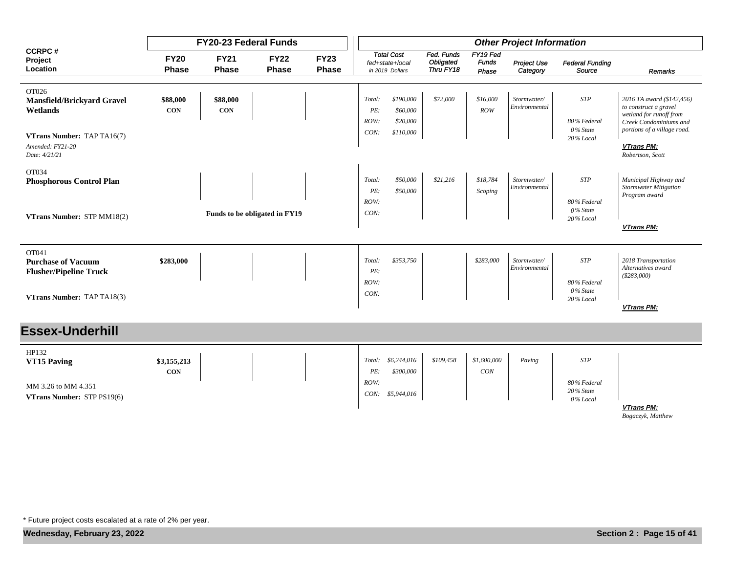| CCRPC # Project Location | FY20-23 Federal Funds | | | | Other Project Information | | | | | | |
|---|---|---|---|---|---|---|---|---|---|---|---|
| | FY20 Phase | FY21 Phase | FY22 Phase | FY23 Phase | Total Cost fed+state+local in 2019 Dollars | | Fed. Funds Obligated Thru FY18 | FY19 Fed Funds Phase | Project Use Category | Federal Funding Source | Remarks |
| OT026 **Mansfield/Brickyard Gravel Wetlands** **VTrans Number:** TAP TA16(7) *Amended: FY21-20* *Date: 4/21/21* | **$88,000** **CON** | **$88,000** **CON** | | | *Total:* *PE:* *ROW:* *CON:* | *$190,000* *$60,000* *$20,000* *$110,000* | *$72,000* | *$16,000* *ROW* | *Stormwater/ Environmental* | *STP* *80% Federal* *0% State* *20% Local* | *2016 TA award ($142,456) to construct a gravel wetland for runoff from Creek Condominiums and portions of a village road.* ***VTrans PM:*** *Robertson, Scott* |
| OT034 **Phosphorous Control Plan** **VTrans Number:** STP MM18(2) | | **Funds to be obligated in FY19** | | | *Total:* *PE:* *ROW:* *CON:* | *$50,000* *$50,000* | *$21,216* | *$18,784* *Scoping* | *Stormwater/ Environmental* | *STP* *80% Federal* *0% State* *20% Local* | *Municipal Highway and Stormwater Mitigation Program award* ***VTrans PM:*** |
| OT041 **Purchase of Vacuum Flusher/Pipeline Truck** **VTrans Number:** TAP TA18(3) | **$283,000** | | | | *Total:* *PE:* *ROW:* *CON:* | *$353,750* | | *$283,000* | *Stormwater/ Environmental* | *STP* *80% Federal* *0% State* *20% Local* | *2018 Transportation Alternatives award ($283,000)* ***VTrans PM:*** |

## Essex-Underhill

| CCRPC # Project Location | FY20 Phase | FY21 Phase | FY22 Phase | FY23 Phase | Total Cost fed+state+local in 2019 Dollars | | Fed. Funds Obligated Thru FY18 | FY19 Fed Funds Phase | Project Use Category | Federal Funding Source | Remarks |
|---|---|---|---|---|---|---|---|---|---|---|---|
| HP132 **VT15 Paving** MM 3.26 to MM 4.351 **VTrans Number:** STP PS19(6) | **$3,155,213** **CON** | | | | *Total:* *PE:* *ROW:* *CON:* | *$6,244,016* *$300,000* *$5,944,016* | *$109,458* | *$1,600,000* *CON* | *Paving* | *STP* *80% Federal* *20% State* *0% Local* | ***VTrans PM:*** *Bogaczyk, Matthew* |

\* Future project costs escalated at a rate of 2% per year.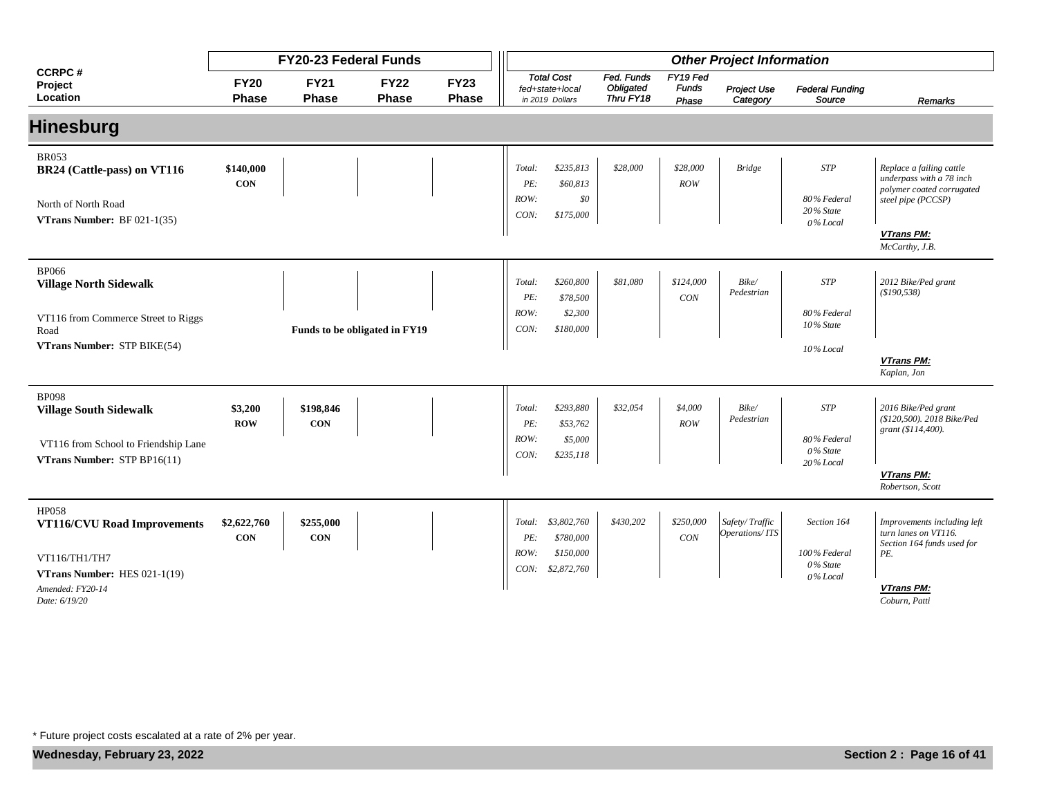| CCRPC # Project Location | FY20-23 Federal Funds | | | | Other Project Information | | | | | | |
|---|---|---|---|---|---|---|---|---|---|---|---|
| | FY20 Phase | FY21 Phase | FY22 Phase | FY23 Phase | Total Cost fed+state+local in 2019 Dollars | Fed. Funds Obligated Thru FY18 | FY19 Fed Funds Phase | Project Use Category | Federal Funding Source | Remarks |

## Hinesburg

| CCRPC # Project Location | FY20 Phase | FY21 Phase | FY22 Phase | FY23 Phase | Total Cost fed+state+local in 2019 Dollars | Fed. Funds Obligated Thru FY18 | FY19 Fed Funds Phase | Project Use Category | Federal Funding Source | Remarks |
|---|---|---|---|---|---|---|---|---|---|---|
| BR053<br>**BR24 (Cattle-pass) on VT116**<br>North of North Road<br>**VTrans Number:** BF 021-1(35) | **$140,000 CON** | | | | *Total: $235,813*<br>*PE: $60,813*<br>*ROW: $0*<br>*CON: $175,000* | *$28,000* | *$28,000 ROW* | *Bridge* | *STP*<br>*80% Federal*<br>*20% State*<br>*0% Local* | *Replace a failing cattle underpass with a 78 inch polymer coated corrugated steel pipe (PCCSP)*<br>***VTrans PM:*** *McCarthy, J.B.* |
| BP066<br>**Village North Sidewalk**<br>VT116 from Commerce Street to Riggs Road<br>**VTrans Number:** STP BIKE(54) | | **Funds to be obligated in FY19** | | | *Total: $260,800*<br>*PE: $78,500*<br>*ROW: $2,300*<br>*CON: $180,000* | *$81,080* | *$124,000 CON* | *Bike/ Pedestrian* | *STP*<br>*80% Federal*<br>*10% State*<br>*10% Local* | *2012 Bike/Ped grant ($190,538)*<br>***VTrans PM:*** *Kaplan, Jon* |
| BP098<br>**Village South Sidewalk**<br>VT116 from School to Friendship Lane<br>**VTrans Number:** STP BP16(11) | **$3,200 ROW** | **$198,846 CON** | | | *Total: $293,880*<br>*PE: $53,762*<br>*ROW: $5,000*<br>*CON: $235,118* | *$32,054* | *$4,000 ROW* | *Bike/ Pedestrian* | *STP*<br>*80% Federal*<br>*0% State*<br>*20% Local* | *2016 Bike/Ped grant ($120,500). 2018 Bike/Ped grant ($114,400).*<br>***VTrans PM:*** *Robertson, Scott* |
| HP058<br>**VT116/CVU Road Improvements**<br>VT116/TH1/TH7<br>**VTrans Number:** HES 021-1(19)<br>*Amended: FY20-14*<br>*Date: 6/19/20* | **$2,622,760 CON** | **$255,000 CON** | | | *Total: $3,802,760*<br>*PE: $780,000*<br>*ROW: $150,000*<br>*CON: $2,872,760* | *$430,202* | *$250,000 CON* | *Safety/ Traffic Operations/ ITS* | *Section 164*<br>*100% Federal*<br>*0% State*<br>*0% Local* | *Improvements including left turn lanes on VT116. Section 164 funds used for PE.*<br>***VTrans PM:*** *Coburn, Patti* |

\* Future project costs escalated at a rate of 2% per year.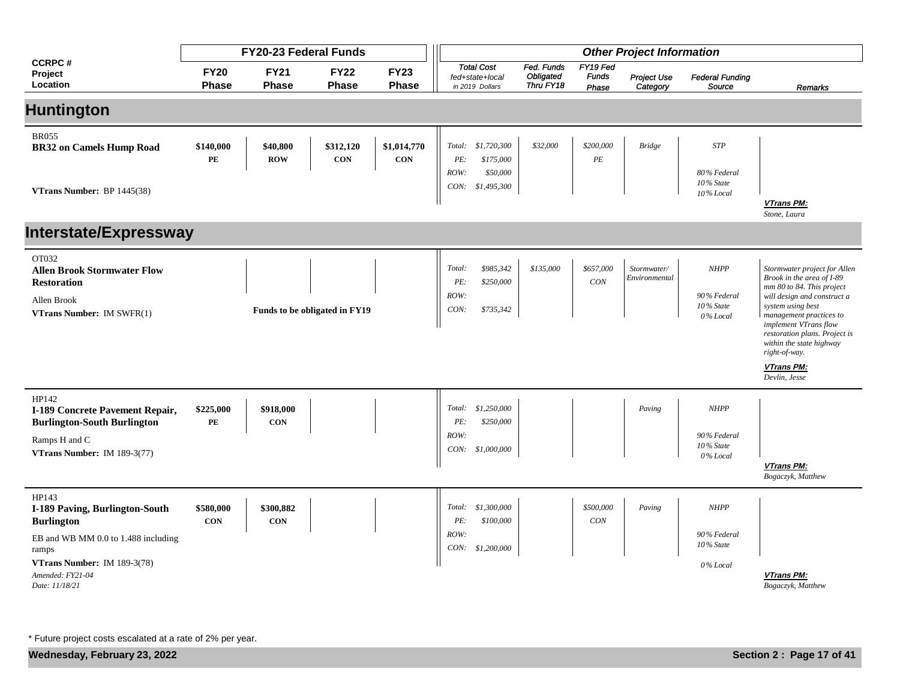| CCRPC # Project Location | FY20-23 Federal Funds | | | | Other Project Information | | | | | | |
|---|---|---|---|---|---|---|---|---|---|---|---|
| | FY20 Phase | FY21 Phase | FY22 Phase | FY23 Phase | Total Cost fed+state+local in 2019 Dollars | Fed. Funds Obligated Thru FY18 | FY19 Fed Funds Phase | Project Use Category | Federal Funding Source | Remarks |

## Huntington

| CCRPC # Project Location | FY20 Phase | FY21 Phase | FY22 Phase | FY23 Phase | Total Cost fed+state+local in 2019 Dollars | Fed. Funds Obligated Thru FY18 | FY19 Fed Funds Phase | Project Use Category | Federal Funding Source | Remarks |
|---|---|---|---|---|---|---|---|---|---|---|
| BR055 **BR32 on Camels Hump Road** **VTrans Number:** BP 1445(38) | $140,000 PE | $40,800 ROW | $312,120 CON | $1,014,770 CON | Total: $1,720,300 PE: $175,000 ROW: $50,000 CON: $1,495,300 | $32,000 | $200,000 PE | Bridge | STP 80% Federal 10% State 10% Local | **VTrans PM:** Stone, Laura |

## Interstate/Expressway

| CCRPC # Project Location | FY20 Phase | FY21 Phase | FY22 Phase | FY23 Phase | Total Cost fed+state+local in 2019 Dollars | Fed. Funds Obligated Thru FY18 | FY19 Fed Funds Phase | Project Use Category | Federal Funding Source | Remarks |
|---|---|---|---|---|---|---|---|---|---|---|
| OT032 **Allen Brook Stormwater Flow Restoration** Allen Brook **VTrans Number:** IM SWFR(1) | Funds to be obligated in FY19 | | | | Total: $985,342 PE: $250,000 ROW: CON: $735,342 | $135,000 | $657,000 CON | Stormwater/ Environmental | NHPP 90% Federal 10% State 0% Local | Stormwater project for Allen Brook in the area of I-89 mm 80 to 84. This project will design and construct a system using best management practices to implement VTrans flow restoration plans. Project is within the state highway right-of-way. **VTrans PM:** Devlin, Jesse |
| HP142 **I-189 Concrete Pavement Repair, Burlington-South Burlington** Ramps H and C **VTrans Number:** IM 189-3(77) | $225,000 PE | $918,000 CON | | | Total: $1,250,000 PE: $250,000 ROW: CON: $1,000,000 | | | Paving | NHPP 90% Federal 10% State 0% Local | **VTrans PM:** Bogaczyk, Matthew |
| HP143 **I-189 Paving, Burlington-South Burlington** EB and WB MM 0.0 to 1.488 including ramps **VTrans Number:** IM 189-3(78) *Amended: FY21-04 Date: 11/18/21* | $580,000 CON | $300,882 CON | | | Total: $1,300,000 PE: $100,000 ROW: CON: $1,200,000 | | $500,000 CON | Paving | NHPP 90% Federal 10% State 0% Local | **VTrans PM:** Bogaczyk, Matthew |

\* Future project costs escalated at a rate of 2% per year.

Wednesday, February 23, 2022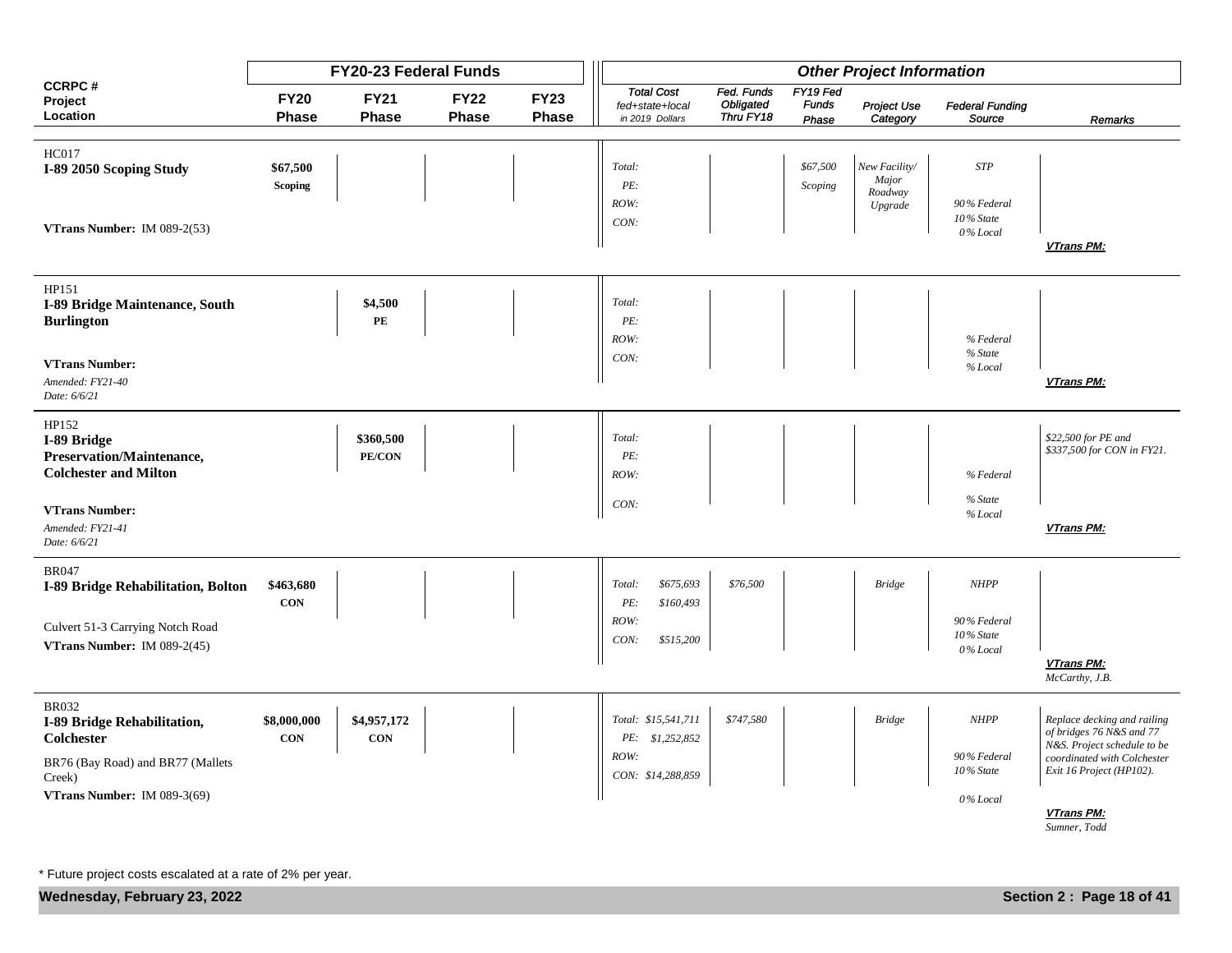| CCRPC # Project Location | FY20-23 Federal Funds | | | | Other Project Information | | | | | |
|---|---|---|---|---|---|---|---|---|---|---|
| | FY20 Phase | FY21 Phase | FY22 Phase | FY23 Phase | Total Cost fed+state+local in 2019 Dollars | Fed. Funds Obligated Thru FY18 | FY19 Fed Funds Phase | Project Use Category | Federal Funding Source | Remarks |
| HC017 **I-89 2050 Scoping Study** **VTrans Number:** IM 089-2(53) | **$67,500 Scoping** | | | | *Total: PE: ROW: CON:* | | *$67,500 Scoping* | *New Facility/ Major Roadway Upgrade* | *STP 90% Federal 10% State 0% Local* | ***VTrans PM:*** |
| HP151 **I-89 Bridge Maintenance, South Burlington** **VTrans Number:** *Amended: FY21-40* *Date: 6/6/21* | | **$4,500 PE** | | | *Total: PE: ROW: CON:* | | | | *% Federal % State % Local* | ***VTrans PM:*** |
| HP152 **I-89 Bridge Preservation/Maintenance, Colchester and Milton** **VTrans Number:** *Amended: FY21-41* *Date: 6/6/21* | | **$360,500 PE/CON** | | | *Total: PE: ROW: CON:* | | | | *% Federal % State % Local* | *$22,500 for PE and $337,500 for CON in FY21.* ***VTrans PM:*** |
| BR047 **I-89 Bridge Rehabilitation, Bolton** Culvert 51-3 Carrying Notch Road **VTrans Number:** IM 089-2(45) | **$463,680 CON** | | | | *Total: $675,693 PE: $160,493 ROW: CON: $515,200* | *$76,500* | | *Bridge* | *NHPP 90% Federal 10% State 0% Local* | ***VTrans PM:*** *McCarthy, J.B.* |
| BR032 **I-89 Bridge Rehabilitation, Colchester** BR76 (Bay Road) and BR77 (Mallets Creek) **VTrans Number:** IM 089-3(69) | **$8,000,000 CON** | **$4,957,172 CON** | | | *Total: $15,541,711 PE: $1,252,852 ROW: CON: $14,288,859* | *$747,580* | | *Bridge* | *NHPP 90% Federal 10% State 0% Local* | *Replace decking and railing of bridges 76 N&S and 77 N&S. Project schedule to be coordinated with Colchester Exit 16 Project (HP102).* ***VTrans PM:*** *Sumner, Todd* |

* Future project costs escalated at a rate of 2% per year.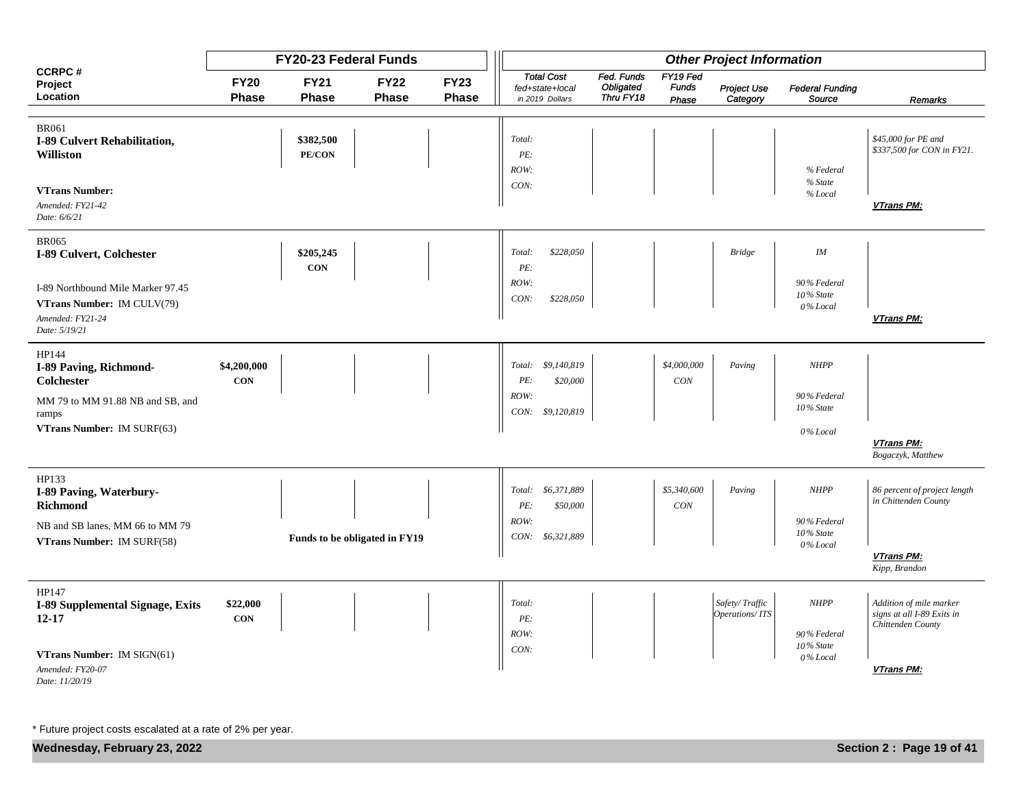| CCRPC # Project Location | FY20-23 Federal Funds | | | | Other Project Information | | | | | | |
|---|---|---|---|---|---|---|---|---|---|---|---|
| | FY20 Phase | FY21 Phase | FY22 Phase | FY23 Phase | Total Cost fed+state+local in 2019 Dollars | Fed. Funds Obligated Thru FY18 | FY19 Fed Funds Phase | Project Use Category | Federal Funding Source | Remarks |
| BR061<br>**I-89 Culvert Rehabilitation, Williston**<br>**VTrans Number:**<br>*Amended: FY21-42*<br>*Date: 6/6/21* | | **$382,500**<br>**PE/CON** | | | *Total:*<br>*PE:*<br>*ROW:*<br>*CON:* | | | | *% Federal*<br>*% State*<br>*% Local* | *$45,000 for PE and $337,500 for CON in FY21.*<br>***VTrans PM:*** |
| BR065<br>**I-89 Culvert, Colchester**<br>I-89 Northbound Mile Marker 97.45<br>**VTrans Number:** IM CULV(79)<br>*Amended: FY21-24*<br>*Date: 5/19/21* | | **$205,245**<br>**CON** | | | *Total: $228,050*<br>*PE:*<br>*ROW:*<br>*CON: $228,050* | | | *Bridge* | *IM*<br>*90% Federal*<br>*10% State*<br>*0% Local* | ***VTrans PM:*** |
| HP144<br>**I-89 Paving, Richmond-Colchester**<br>MM 79 to MM 91.88 NB and SB, and ramps<br>**VTrans Number:** IM SURF(63) | **$4,200,000**<br>**CON** | | | | *Total: $9,140,819*<br>*PE: $20,000*<br>*ROW:*<br>*CON: $9,120,819* | | *$4,000,000*<br>*CON* | *Paving* | *NHPP*<br>*90% Federal*<br>*10% State*<br>*0% Local* | ***VTrans PM:***<br>*Bogaczyk, Matthew* |
| HP133<br>**I-89 Paving, Waterbury-Richmond**<br>NB and SB lanes, MM 66 to MM 79<br>**VTrans Number:** IM SURF(58) | **Funds to be obligated in FY19** | | | | *Total: $6,371,889*<br>*PE: $50,000*<br>*ROW:*<br>*CON: $6,321,889* | | *$5,340,600*<br>*CON* | *Paving* | *NHPP*<br>*90% Federal*<br>*10% State*<br>*0% Local* | *86 percent of project length in Chittenden County*<br>***VTrans PM:***<br>*Kipp, Brandon* |
| HP147<br>**I-89 Supplemental Signage, Exits 12-17**<br>**VTrans Number:** IM SIGN(61)<br>*Amended: FY20-07*<br>*Date: 11/20/19* | **$22,000**<br>**CON** | | | | *Total:*<br>*PE:*<br>*ROW:*<br>*CON:* | | | *Safety/ Traffic Operations/ ITS* | *NHPP*<br>*90% Federal*<br>*10% State*<br>*0% Local* | *Addition of mile marker signs at all I-89 Exits in Chittenden County*<br>***VTrans PM:*** |

\* Future project costs escalated at a rate of 2% per year.

**Wednesday, February 23, 2022**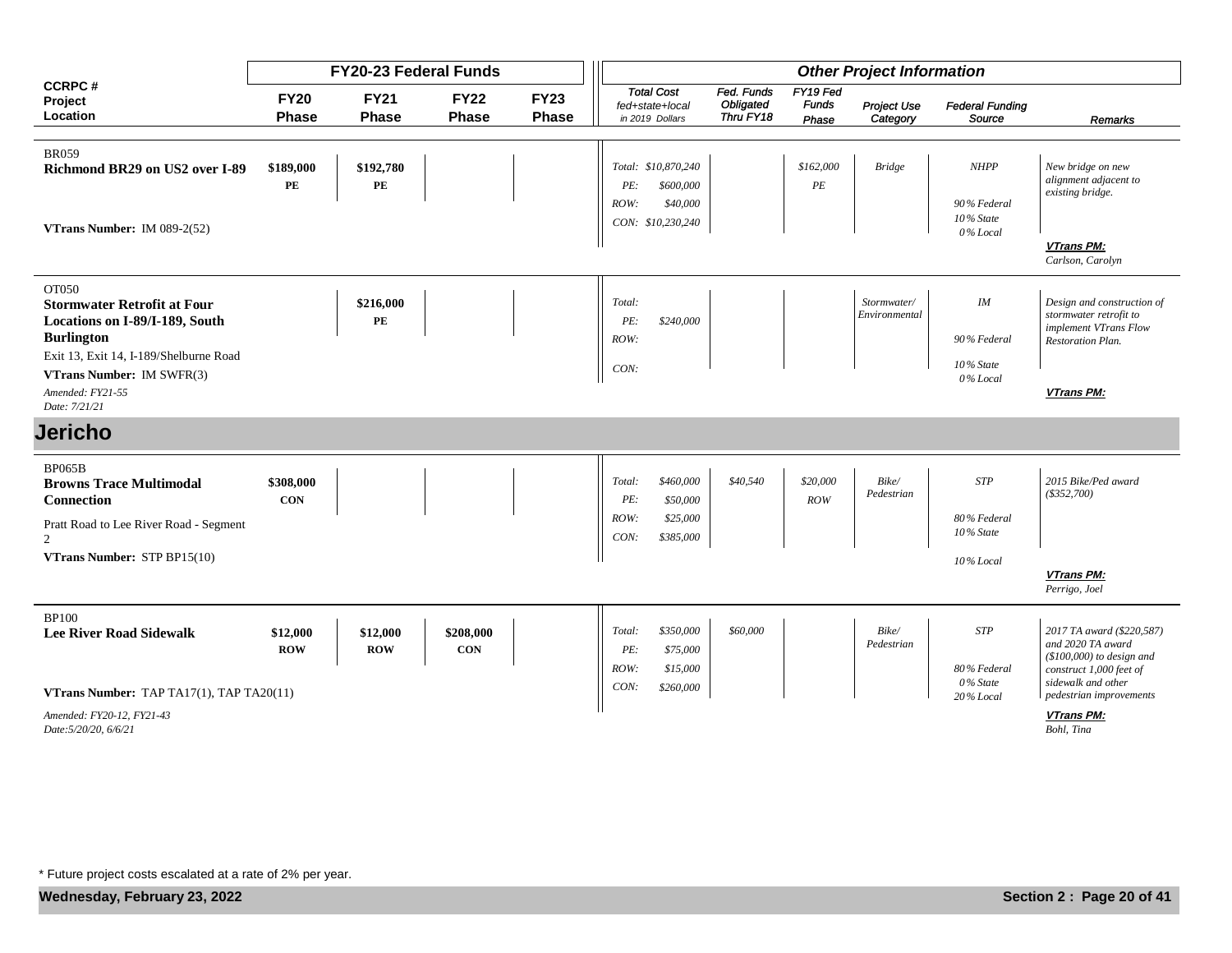| CCRPC # Project Location | FY20-23 Federal Funds | | | | Other Project Information | | | | | |
|---|---|---|---|---|---|---|---|---|---|---|
| | FY20 Phase | FY21 Phase | FY22 Phase | FY23 Phase | Total Cost fed+state+local in 2019 Dollars | Fed. Funds Obligated Thru FY18 | FY19 Fed Funds Phase | Project Use Category | Federal Funding Source | Remarks |
| BR059<br>**Richmond BR29 on US2 over I-89**<br>**VTrans Number:** IM 089-2(52) | **$189,000**<br>**PE** | **$192,780**<br>**PE** | | | *Total: $10,870,240*<br>*PE: $600,000*<br>*ROW: $40,000*<br>*CON: $10,230,240* | | *$162,000*<br>*PE* | *Bridge* | *NHPP*<br>*90% Federal*<br>*10% State*<br>*0% Local* | *New bridge on new alignment adjacent to existing bridge.*<br>***VTrans PM:***<br>*Carlson, Carolyn* |
| OT050<br>**Stormwater Retrofit at Four Locations on I-89/I-189, South Burlington**<br>Exit 13, Exit 14, I-189/Shelburne Road<br>**VTrans Number:** IM SWFR(3)<br>*Amended: FY21-55*<br>*Date: 7/21/21* | | **$216,000**<br>**PE** | | | *Total:*<br>*PE: $240,000*<br>*ROW:*<br>*CON:* | | | *Stormwater/ Environmental* | *IM*<br>*90% Federal*<br>*10% State*<br>*0% Local* | *Design and construction of stormwater retrofit to implement VTrans Flow Restoration Plan.*<br>***VTrans PM:*** |

## Jericho

| CCRPC # Project Location | FY20 Phase | FY21 Phase | FY22 Phase | FY23 Phase | Total Cost fed+state+local in 2019 Dollars | Fed. Funds Obligated Thru FY18 | FY19 Fed Funds Phase | Project Use Category | Federal Funding Source | Remarks |
|---|---|---|---|---|---|---|---|---|---|---|
| BP065B<br>**Browns Trace Multimodal Connection**<br>Pratt Road to Lee River Road - Segment 2<br>**VTrans Number:** STP BP15(10) | **$308,000**<br>**CON** | | | | *Total: $460,000*<br>*PE: $50,000*<br>*ROW: $25,000*<br>*CON: $385,000* | *$40,540* | *$20,000*<br>*ROW* | *Bike/ Pedestrian* | *STP*<br>*80% Federal*<br>*10% State*<br>*10% Local* | *2015 Bike/Ped award ($352,700)*<br>***VTrans PM:***<br>*Perrigo, Joel* |
| BP100<br>**Lee River Road Sidewalk**<br>**VTrans Number:** TAP TA17(1), TAP TA20(11)<br>*Amended: FY20-12, FY21-43*<br>*Date:5/20/20, 6/6/21* | **$12,000**<br>**ROW** | **$12,000**<br>**ROW** | **$208,000**<br>**CON** | | *Total: $350,000*<br>*PE: $75,000*<br>*ROW: $15,000*<br>*CON: $260,000* | *$60,000* | | *Bike/ Pedestrian* | *STP*<br>*80% Federal*<br>*0% State*<br>*20% Local* | *2017 TA award ($220,587) and 2020 TA award ($100,000) to design and construct 1,000 feet of sidewalk and other pedestrian improvements*<br>***VTrans PM:***<br>*Bohl, Tina* |

\* Future project costs escalated at a rate of 2% per year.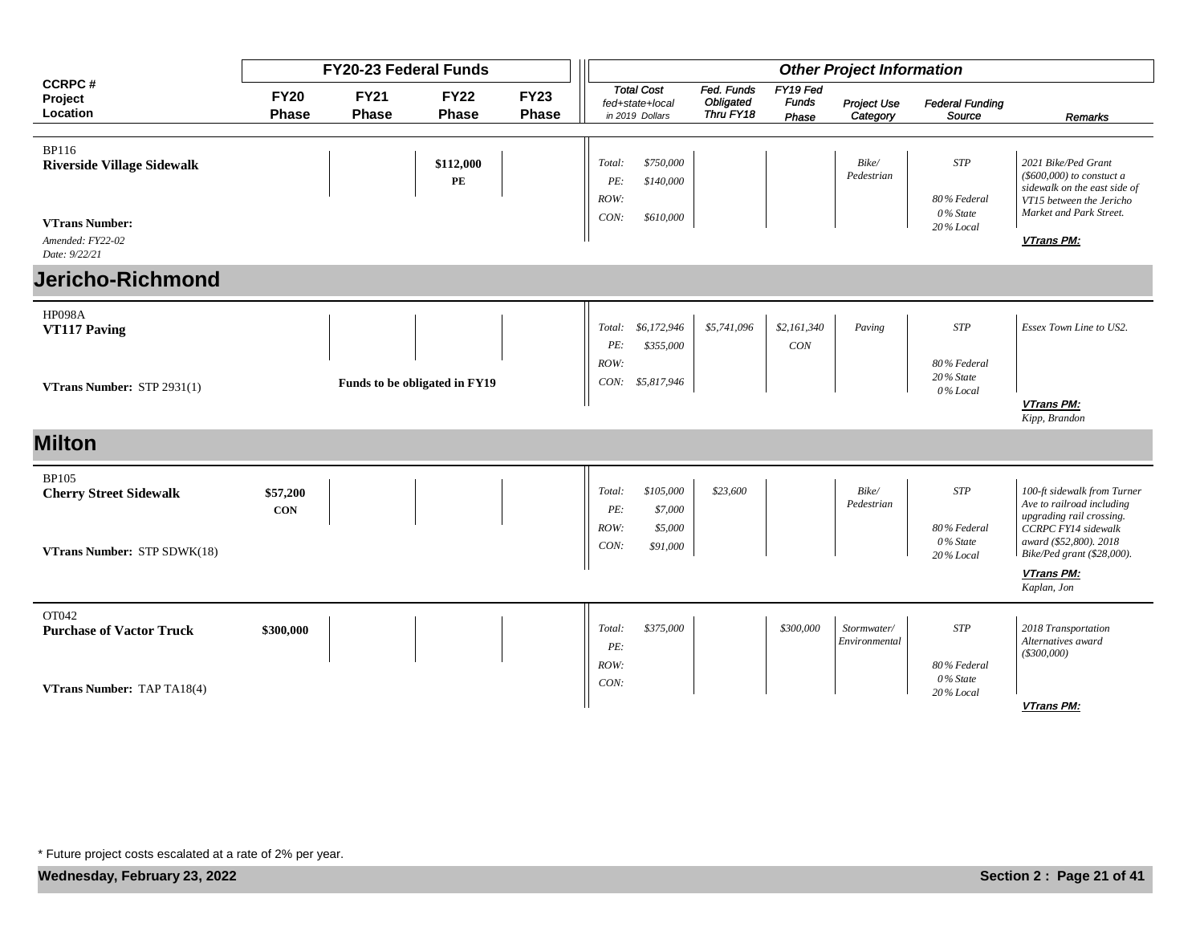| CCRPC # Project Location | FY20-23 Federal Funds | | | | Other Project Information | | | | | |
|---|---|---|---|---|---|---|---|---|---|---|
| | FY20 Phase | FY21 Phase | FY22 Phase | FY23 Phase | Total Cost fed+state+local in 2019 Dollars | Fed. Funds Obligated Thru FY18 | FY19 Fed Funds Phase | Project Use Category | Federal Funding Source | Remarks |
| BP116 **Riverside Village Sidewalk** VTrans Number: Amended: FY22-02 Date: 9/22/21 | | | $112,000 PE | | Total: $750,000 PE: $140,000 ROW: CON: $610,000 | | | Bike/ Pedestrian | STP 80% Federal 0% State 20% Local | 2021 Bike/Ped Grant ($600,000) to constuct a sidewalk on the east side of VT15 between the Jericho Market and Park Street. VTrans PM: |

## Jericho-Richmond

| CCRPC # Project Location | FY20 Phase | FY21 Phase | FY22 Phase | FY23 Phase | Total Cost fed+state+local in 2019 Dollars | Fed. Funds Obligated Thru FY18 | FY19 Fed Funds Phase | Project Use Category | Federal Funding Source | Remarks |
|---|---|---|---|---|---|---|---|---|---|---|
| HP098A **VT117 Paving** VTrans Number: STP 2931(1) | Funds to be obligated in FY19 | | | | Total: $6,172,946 PE: $355,000 ROW: CON: $5,817,946 | $5,741,096 | $2,161,340 CON | Paving | STP 80% Federal 20% State 0% Local | Essex Town Line to US2. VTrans PM: Kipp, Brandon |

## Milton

| CCRPC # Project Location | FY20 Phase | FY21 Phase | FY22 Phase | FY23 Phase | Total Cost fed+state+local in 2019 Dollars | Fed. Funds Obligated Thru FY18 | FY19 Fed Funds Phase | Project Use Category | Federal Funding Source | Remarks |
|---|---|---|---|---|---|---|---|---|---|---|
| BP105 **Cherry Street Sidewalk** VTrans Number: STP SDWK(18) | $57,200 CON | | | | Total: $105,000 PE: $7,000 ROW: $5,000 CON: $91,000 | $23,600 | | Bike/ Pedestrian | STP 80% Federal 0% State 20% Local | 100-ft sidewalk from Turner Ave to railroad including upgrading rail crossing. CCRPC FY14 sidewalk award ($52,800). 2018 Bike/Ped grant ($28,000). VTrans PM: Kaplan, Jon |
| OT042 **Purchase of Vactor Truck** VTrans Number: TAP TA18(4) | $300,000 | | | | Total: $375,000 PE: ROW: CON: | | $300,000 | Stormwater/ Environmental | STP 80% Federal 0% State 20% Local | 2018 Transportation Alternatives award ($300,000) VTrans PM: |

* Future project costs escalated at a rate of 2% per year.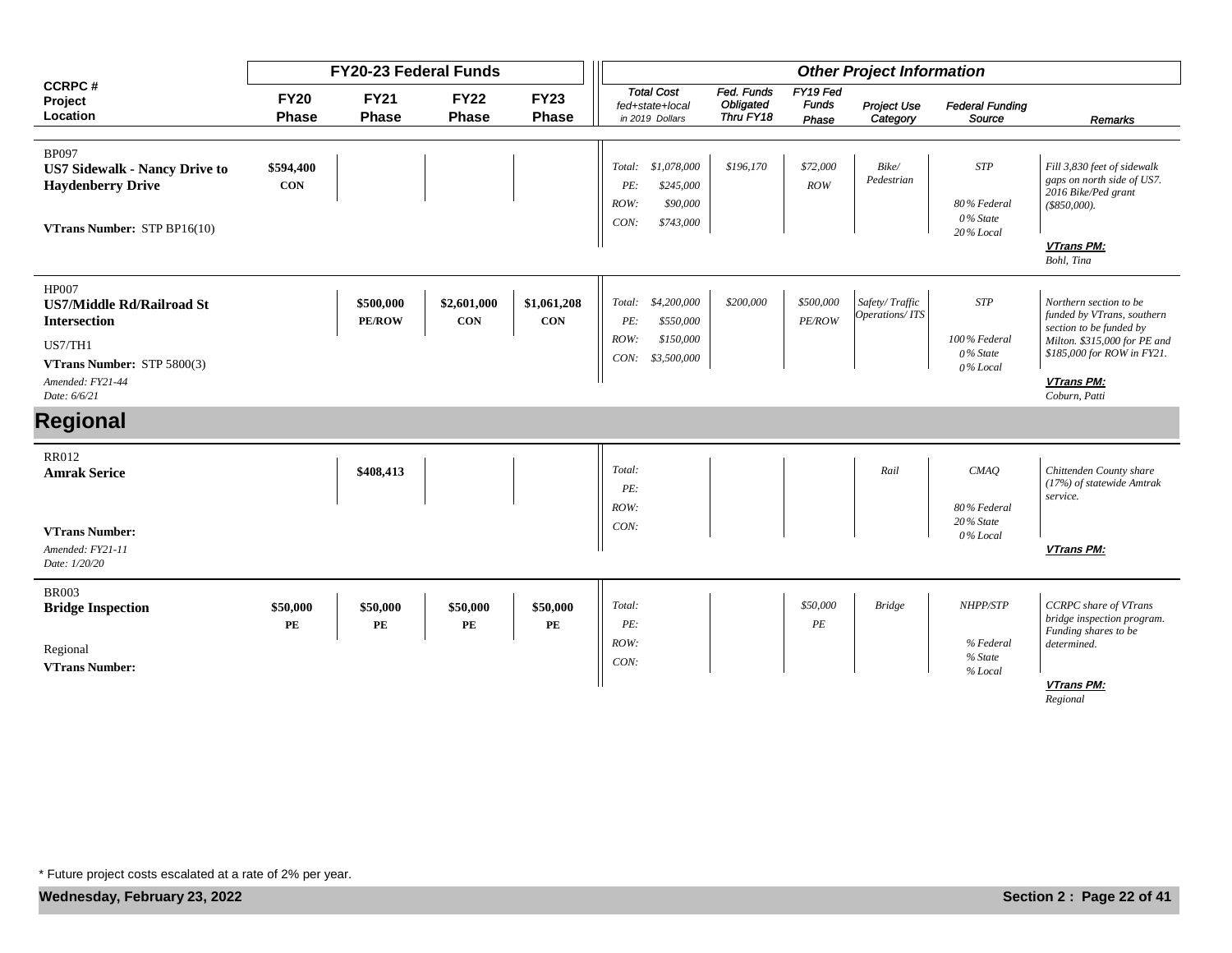| CCRPC # Project Location | FY20-23 Federal Funds | | | | Other Project Information | | | | | | |
|---|---|---|---|---|---|---|---|---|---|---|---|
| | FY20 Phase | FY21 Phase | FY22 Phase | FY23 Phase | Total Cost fed+state+local in 2019 Dollars | Fed. Funds Obligated Thru FY18 | FY19 Fed Funds Phase | Project Use Category | Federal Funding Source | Remarks |
| BP097 **US7 Sidewalk - Nancy Drive to Haydenberry Drive** **VTrans Number:** STP BP16(10) | $594,400 CON | | | | *Total: $1,078,000 PE: $245,000 ROW: $90,000 CON: $743,000* | *$196,170* | *$72,000 ROW* | *Bike/ Pedestrian* | *STP 80% Federal 0% State 20% Local* | *Fill 3,830 feet of sidewalk gaps on north side of US7. 2016 Bike/Ped grant ($850,000).* ***VTrans PM:*** *Bohl, Tina* |
| HP007 **US7/Middle Rd/Railroad St Intersection** US7/TH1 **VTrans Number:** STP 5800(3) *Amended: FY21-44 Date: 6/6/21* | | $500,000 PE/ROW | $2,601,000 CON | $1,061,208 CON | *Total: $4,200,000 PE: $550,000 ROW: $150,000 CON: $3,500,000* | *$200,000* | *$500,000 PE/ROW* | *Safety/ Traffic Operations/ ITS* | *STP 100% Federal 0% State 0% Local* | *Northern section to be funded by VTrans, southern section to be funded by Milton. $315,000 for PE and $185,000 for ROW in FY21.* ***VTrans PM:*** *Coburn, Patti* |

## Regional

| CCRPC # Project Location | FY20 Phase | FY21 Phase | FY22 Phase | FY23 Phase | Total Cost fed+state+local in 2019 Dollars | Fed. Funds Obligated Thru FY18 | FY19 Fed Funds Phase | Project Use Category | Federal Funding Source | Remarks |
|---|---|---|---|---|---|---|---|---|---|---|
| RR012 **Amrak Serice** **VTrans Number:** *Amended: FY21-11 Date: 1/20/20* | | $408,413 | | | *Total: PE: ROW: CON:* | | | *Rail* | *CMAQ 80% Federal 20% State 0% Local* | *Chittenden County share (17%) of statewide Amtrak service.* ***VTrans PM:*** |
| BR003 **Bridge Inspection** Regional **VTrans Number:** | $50,000 PE | $50,000 PE | $50,000 PE | $50,000 PE | *Total: PE: ROW: CON:* | | *$50,000 PE* | *Bridge* | *NHPP/STP % Federal % State % Local* | *CCRPC share of VTrans bridge inspection program. Funding shares to be determined.* ***VTrans PM:*** *Regional* |

* Future project costs escalated at a rate of 2% per year.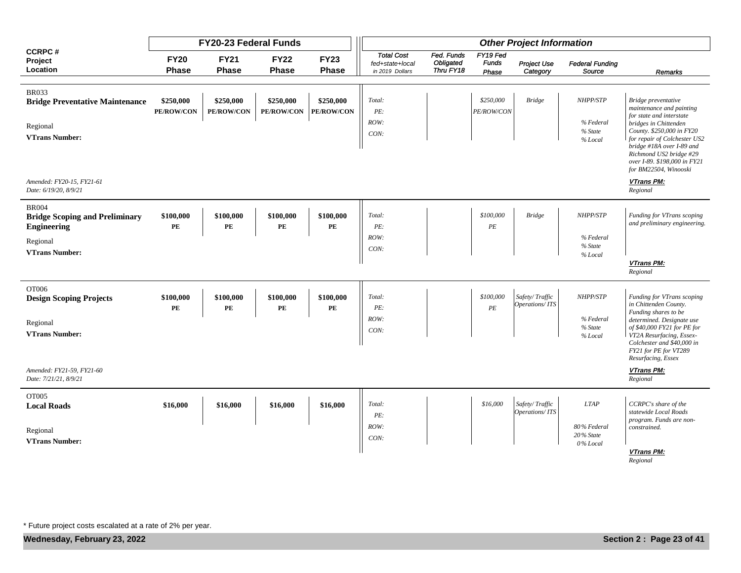| CCRPC # Project Location | FY20-23 Federal Funds | | | | Other Project Information | | | | | | |
|---|---|---|---|---|---|---|---|---|---|---|---|
| | FY20 Phase | FY21 Phase | FY22 Phase | FY23 Phase | Total Cost fed+state+local in 2019 Dollars | Fed. Funds Obligated Thru FY18 | FY19 Fed Funds Phase | Project Use Category | Federal Funding Source | Remarks |
| BR033<br>**Bridge Preventative Maintenance**<br>Regional<br>**VTrans Number:**<br>*Amended: FY20-15, FY21-61*<br>*Date: 6/19/20, 8/9/21* | $250,000<br>PE/ROW/CON | $250,000<br>PE/ROW/CON | $250,000<br>PE/ROW/CON | $250,000<br>PE/ROW/CON | Total:<br>PE:<br>ROW:<br>CON: | | $250,000<br>PE/ROW/CON | Bridge | NHPP/STP<br>% Federal<br>% State<br>% Local | Bridge preventative maintenance and painting for state and interstate bridges in Chittenden County. $250,000 in FY20 for repair of Colchester US2 bridge #18A over I-89 and Richmond US2 bridge #29 over I-89. $198,000 in FY21 for BM22504, Winooski<br>**VTrans PM:**<br>Regional |
| BR004<br>**Bridge Scoping and Preliminary Engineering**<br>Regional<br>**VTrans Number:** | $100,000<br>PE | $100,000<br>PE | $100,000<br>PE | $100,000<br>PE | Total:<br>PE:<br>ROW:<br>CON: | | $100,000<br>PE | Bridge | NHPP/STP<br>% Federal<br>% State<br>% Local | Funding for VTrans scoping and preliminary engineering.<br>**VTrans PM:**<br>Regional |
| OT006<br>**Design Scoping Projects**<br>Regional<br>**VTrans Number:**<br>*Amended: FY21-59, FY21-60*<br>*Date: 7/21/21, 8/9/21* | $100,000<br>PE | $100,000<br>PE | $100,000<br>PE | $100,000<br>PE | Total:<br>PE:<br>ROW:<br>CON: | | $100,000<br>PE | Safety/ Traffic Operations/ ITS | NHPP/STP<br>% Federal<br>% State<br>% Local | Funding for VTrans scoping in Chittenden County. Funding shares to be determined. Designate use of $40,000 FY21 for PE for VT2A Resurfacing, Essex-Colchester and $40,000 in FY21 for PE for VT289 Resurfacing, Essex<br>**VTrans PM:**<br>Regional |
| OT005<br>**Local Roads**<br>Regional<br>**VTrans Number:** | $16,000 | $16,000 | $16,000 | $16,000 | Total:<br>PE:<br>ROW:<br>CON: | | $16,000 | Safety/ Traffic Operations/ ITS | LTAP<br>80% Federal<br>20% State<br>0% Local | CCRPC's share of the statewide Local Roads program. Funds are non-constrained.<br>**VTrans PM:**<br>Regional |

\* Future project costs escalated at a rate of 2% per year.

**Wednesday, February 23, 2022**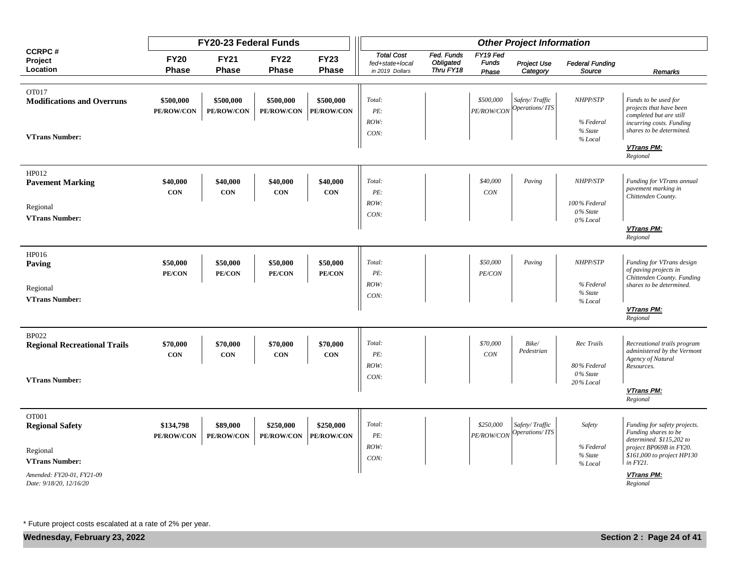| CCRPC # Project Location | FY20-23 Federal Funds | | | | Other Project Information | | | | | | |
|---|---|---|---|---|---|---|---|---|---|---|---|
| | FY20 Phase | FY21 Phase | FY22 Phase | FY23 Phase | Total Cost fed+state+local in 2019 Dollars | Fed. Funds Obligated Thru FY18 | FY19 Fed Funds Phase | Project Use Category | Federal Funding Source | Remarks |
| OT017 **Modifications and Overruns** **VTrans Number:** | **$500,000 PE/ROW/CON** | **$500,000 PE/ROW/CON** | **$500,000 PE/ROW/CON** | **$500,000 PE/ROW/CON** | *Total: PE: ROW: CON:* | | *$500,000 PE/ROW/CON* | *Safety/ Traffic Operations/ ITS* | *NHPP/STP % Federal % State % Local* | *Funds to be used for projects that have been completed but are still incurring costs. Funding shares to be determined.* ***VTrans PM:*** *Regional* |
| HP012 **Pavement Marking** Regional **VTrans Number:** | **$40,000 CON** | **$40,000 CON** | **$40,000 CON** | **$40,000 CON** | *Total: PE: ROW: CON:* | | *$40,000 CON* | *Paving* | *NHPP/STP 100% Federal 0% State 0% Local* | *Funding for VTrans annual pavement marking in Chittenden County.* ***VTrans PM:*** *Regional* |
| HP016 **Paving** Regional **VTrans Number:** | **$50,000 PE/CON** | **$50,000 PE/CON** | **$50,000 PE/CON** | **$50,000 PE/CON** | *Total: PE: ROW: CON:* | | *$50,000 PE/CON* | *Paving* | *NHPP/STP % Federal % State % Local* | *Funding for VTrans design of paving projects in Chittenden County. Funding shares to be determined.* ***VTrans PM:*** *Regional* |
| BP022 **Regional Recreational Trails** **VTrans Number:** | **$70,000 CON** | **$70,000 CON** | **$70,000 CON** | **$70,000 CON** | *Total: PE: ROW: CON:* | | *$70,000 CON* | *Bike/ Pedestrian* | *Rec Trails 80% Federal 0% State 20% Local* | *Recreational trails program administered by the Vermont Agency of Natural Resources.* ***VTrans PM:*** *Regional* |
| OT001 **Regional Safety** Regional **VTrans Number:** *Amended: FY20-01, FY21-09 Date: 9/18/20, 12/16/20* | **$134,798 PE/ROW/CON** | **$89,000 PE/ROW/CON** | **$250,000 PE/ROW/CON** | **$250,000 PE/ROW/CON** | *Total: PE: ROW: CON:* | | *$250,000 PE/ROW/CON* | *Safety/ Traffic Operations/ ITS* | *Safety % Federal % State % Local* | *Funding for safety projects. Funding shares to be determined. $115,202 to project BP069B in FY20. $161,000 to project HP130 in FY21.* ***VTrans PM:*** *Regional* |

\* Future project costs escalated at a rate of 2% per year.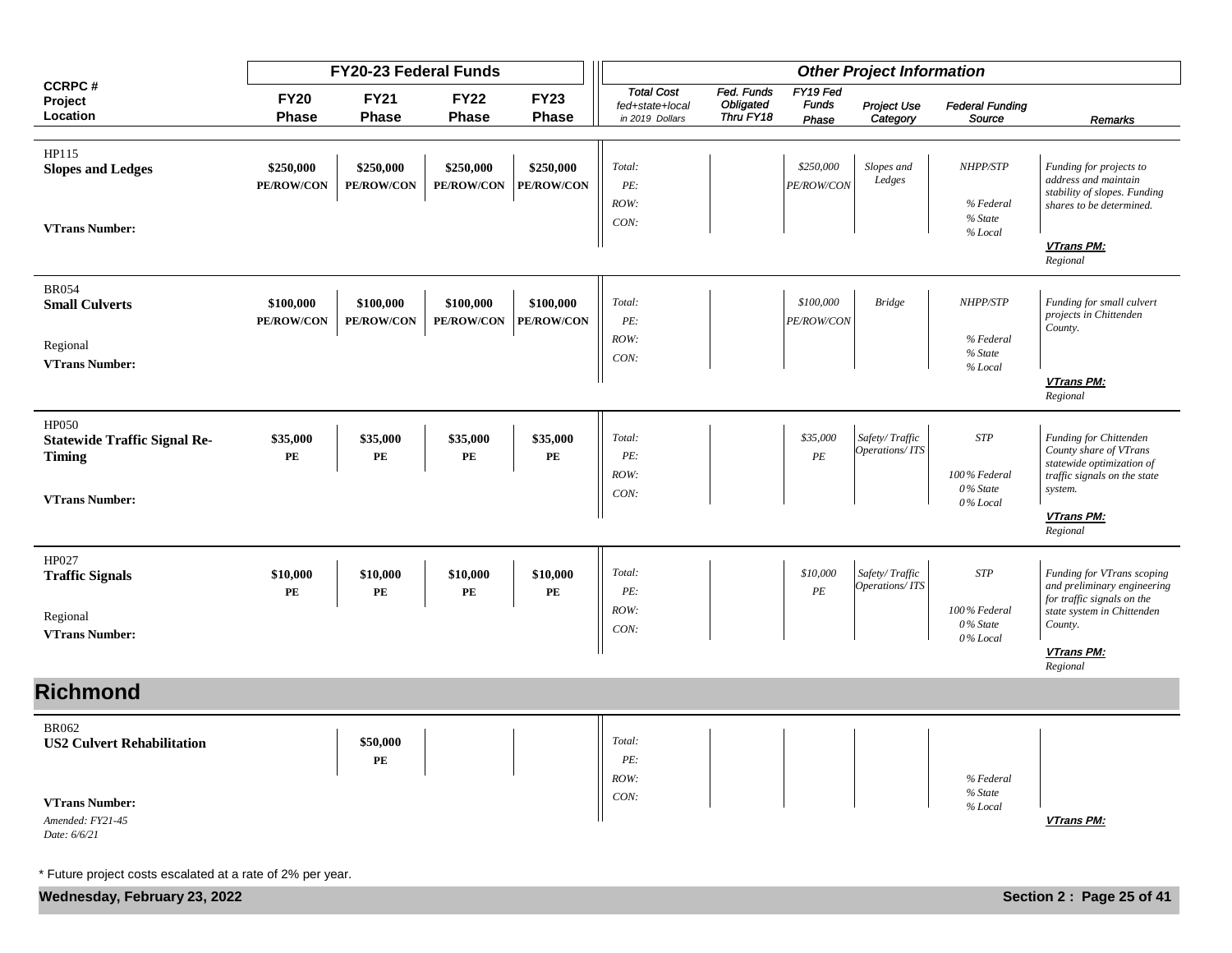| CCRPC # Project Location | FY20-23 Federal Funds | | | | Other Project Information | | | | | |
|---|---|---|---|---|---|---|---|---|---|---|
| | **FY20 Phase** | **FY21 Phase** | **FY22 Phase** | **FY23 Phase** | *Total Cost fed+state+local in 2019 Dollars* | *Fed. Funds Obligated Thru FY18* | *FY19 Fed Funds Phase* | *Project Use Category* | *Federal Funding Source* | *Remarks* |
| HP115 **Slopes and Ledges** **VTrans Number:** | **$250,000 PE/ROW/CON** | **$250,000 PE/ROW/CON** | **$250,000 PE/ROW/CON** | **$250,000 PE/ROW/CON** | *Total: PE: ROW: CON:* | | *$250,000 PE/ROW/CON* | *Slopes and Ledges* | *NHPP/STP % Federal % State % Local* | *Funding for projects to address and maintain stability of slopes. Funding shares to be determined.* ***VTrans PM:*** *Regional* |
| BR054 **Small Culverts** Regional **VTrans Number:** | **$100,000 PE/ROW/CON** | **$100,000 PE/ROW/CON** | **$100,000 PE/ROW/CON** | **$100,000 PE/ROW/CON** | *Total: PE: ROW: CON:* | | *$100,000 PE/ROW/CON* | *Bridge* | *NHPP/STP % Federal % State % Local* | *Funding for small culvert projects in Chittenden County.* ***VTrans PM:*** *Regional* |
| HP050 **Statewide Traffic Signal Re-Timing** **VTrans Number:** | **$35,000 PE** | **$35,000 PE** | **$35,000 PE** | **$35,000 PE** | *Total: PE: ROW: CON:* | | *$35,000 PE* | *Safety/ Traffic Operations/ ITS* | *STP 100% Federal 0% State 0% Local* | *Funding for Chittenden County share of VTrans statewide optimization of traffic signals on the state system.* ***VTrans PM:*** *Regional* |
| HP027 **Traffic Signals** Regional **VTrans Number:** | **$10,000 PE** | **$10,000 PE** | **$10,000 PE** | **$10,000 PE** | *Total: PE: ROW: CON:* | | *$10,000 PE* | *Safety/ Traffic Operations/ ITS* | *STP 100% Federal 0% State 0% Local* | *Funding for VTrans scoping and preliminary engineering for traffic signals on the state system in Chittenden County.* ***VTrans PM:*** *Regional* |

## Richmond

| CCRPC # Project Location | FY20 Phase | FY21 Phase | FY22 Phase | FY23 Phase | Total Cost | Fed. Funds Obligated Thru FY18 | FY19 Fed Funds Phase | Project Use Category | Federal Funding Source | Remarks |
|---|---|---|---|---|---|---|---|---|---|---|
| BR062 **US2 Culvert Rehabilitation** **VTrans Number:** *Amended: FY21-45 Date: 6/6/21* | | **$50,000 PE** | | | *Total: PE: ROW: CON:* | | | | *% Federal % State % Local* | ***VTrans PM:*** |

\* Future project costs escalated at a rate of 2% per year.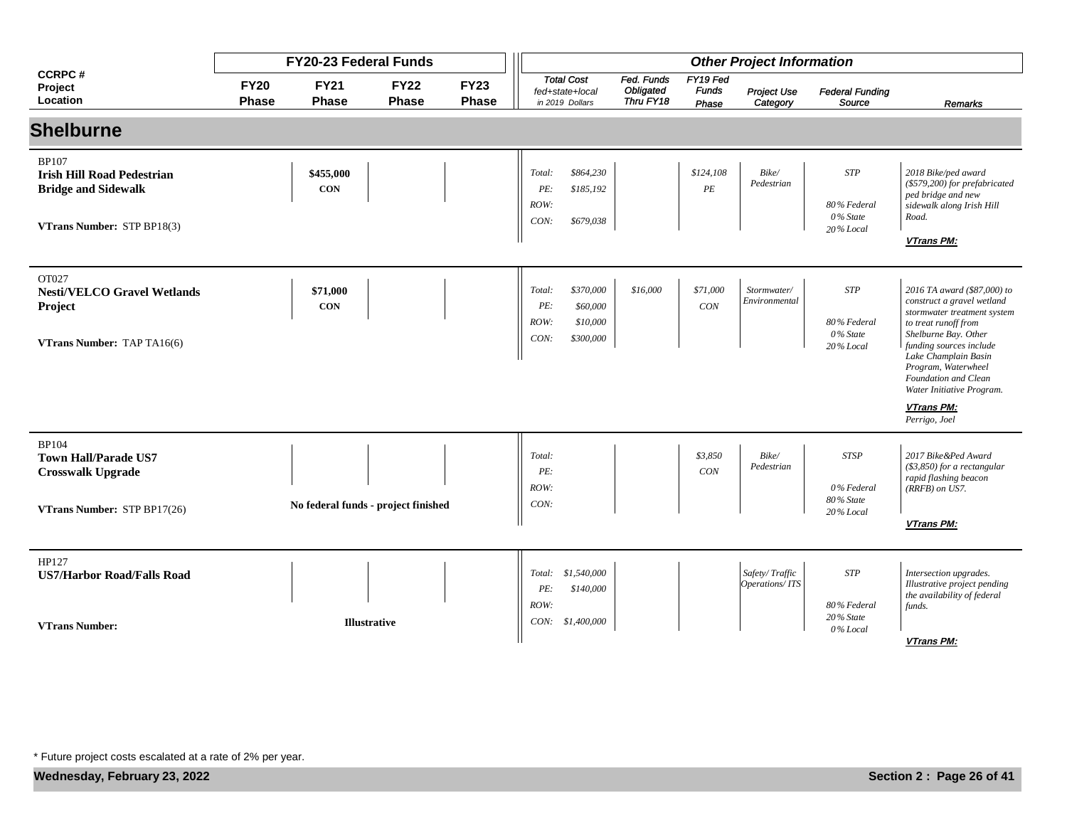## Shelburne

| CCRPC # Project Location | FY20-23 Federal Funds | | | | Other Project Information | | | | | |
|---|---|---|---|---|---|---|---|---|---|---|
| | FY20 Phase | FY21 Phase | FY22 Phase | FY23 Phase | Total Cost fed+state+local in 2019 Dollars | Fed. Funds Obligated Thru FY18 | FY19 Fed Funds Phase | Project Use Category | Federal Funding Source | Remarks |
| BP107 **Irish Hill Road Pedestrian Bridge and Sidewalk** VTrans Number: STP BP18(3) | | **$455,000** **CON** | | | Total: $864,230 PE: $185,192 ROW: CON: $679,038 | | $124,108 PE | Bike/ Pedestrian | STP 80% Federal 0% State 20% Local | 2018 Bike/ped award ($579,200) for prefabricated ped bridge and new sidewalk along Irish Hill Road. **VTrans PM:** |
| OT027 **Nesti/VELCO Gravel Wetlands Project** VTrans Number: TAP TA16(6) | | **$71,000** **CON** | | | Total: $370,000 PE: $60,000 ROW: $10,000 CON: $300,000 | $16,000 | $71,000 CON | Stormwater/ Environmental | STP 80% Federal 0% State 20% Local | 2016 TA award ($87,000) to construct a gravel wetland stormwater treatment system to treat runoff from Shelburne Bay. Other funding sources include Lake Champlain Basin Program, Waterwheel Foundation and Clean Water Initiative Program. **VTrans PM:** Perrigo, Joel |
| BP104 **Town Hall/Parade US7 Crosswalk Upgrade** VTrans Number: STP BP17(26) | No federal funds - project finished | | | | Total: PE: ROW: CON: | | $3,850 CON | Bike/ Pedestrian | STSP 0% Federal 80% State 20% Local | 2017 Bike&Ped Award ($3,850) for a rectangular rapid flashing beacon (RRFB) on US7. **VTrans PM:** |
| HP127 **US7/Harbor Road/Falls Road** VTrans Number: | **Illustrative** | | | | Total: $1,540,000 PE: $140,000 ROW: CON: $1,400,000 | | | Safety/ Traffic Operations/ ITS | STP 80% Federal 20% State 0% Local | Intersection upgrades. Illustrative project pending the availability of federal funds. **VTrans PM:** |

\* Future project costs escalated at a rate of 2% per year.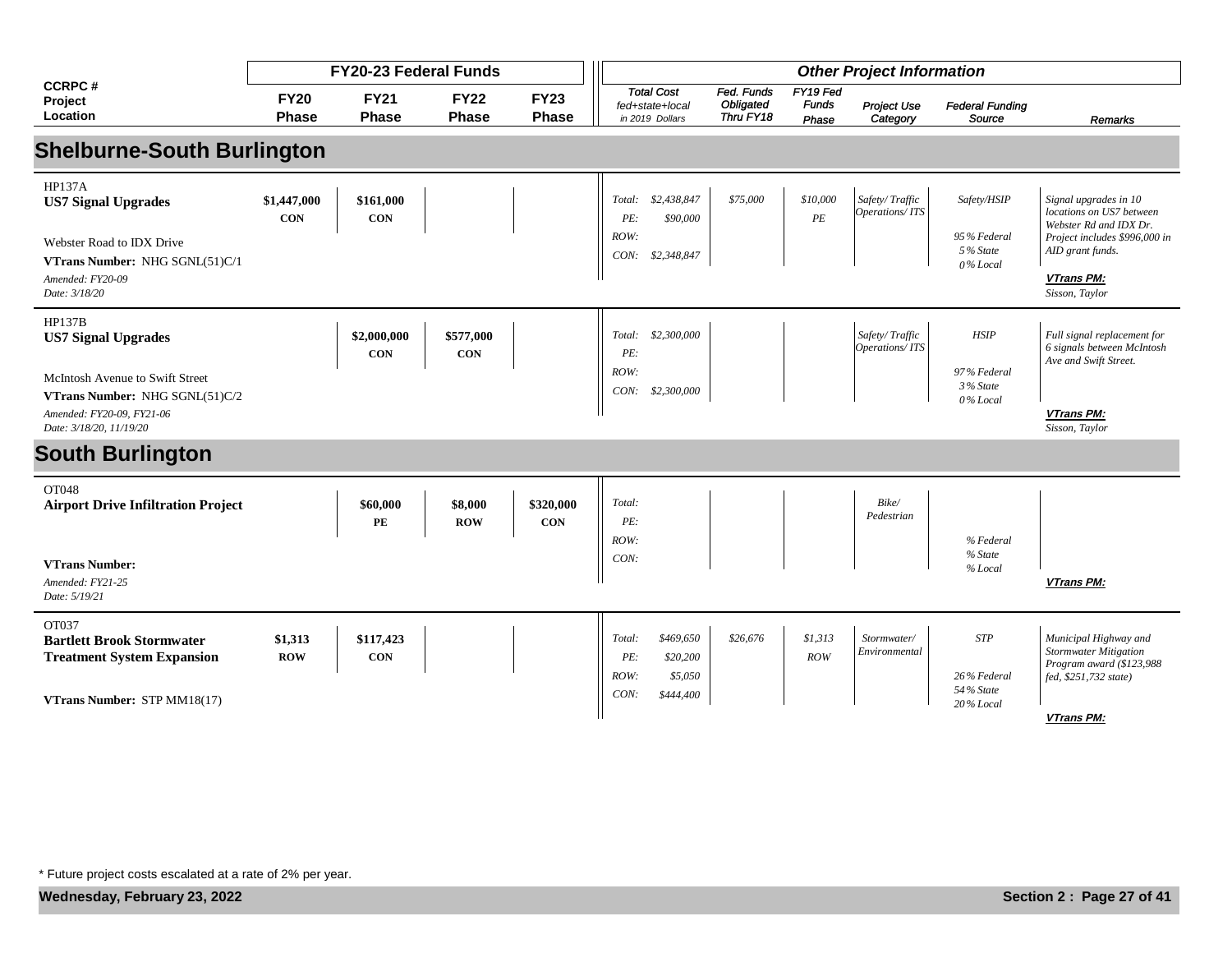| CCRPC # Project Location | FY20-23 Federal Funds | | | | Other Project Information | | | | | |
|---|---|---|---|---|---|---|---|---|---|---|
| | FY20 Phase | FY21 Phase | FY22 Phase | FY23 Phase | Total Cost fed+state+local in 2019 Dollars | Fed. Funds Obligated Thru FY18 | FY19 Fed Funds Phase | Project Use Category | Federal Funding Source | Remarks |

## Shelburne-South Burlington

| CCRPC # Project Location | FY20 Phase | FY21 Phase | FY22 Phase | FY23 Phase | Total Cost fed+state+local in 2019 Dollars | Fed. Funds Obligated Thru FY18 | FY19 Fed Funds Phase | Project Use Category | Federal Funding Source | Remarks |
|---|---|---|---|---|---|---|---|---|---|---|
| HP137A<br>**US7 Signal Upgrades**<br>Webster Road to IDX Drive<br>**VTrans Number:** NHG SGNL(51)C/1<br>*Amended: FY20-09*<br>*Date: 3/18/20* | **$1,447,000**<br>**CON** | **$161,000**<br>**CON** | | | *Total: $2,438,847*<br>*PE: $90,000*<br>*ROW:*<br>*CON: $2,348,847* | *$75,000* | *$10,000*<br>*PE* | *Safety/ Traffic Operations/ ITS* | *Safety/HSIP*<br>*95% Federal*<br>*5% State*<br>*0% Local* | *Signal upgrades in 10 locations on US7 between Webster Rd and IDX Dr. Project includes $996,000 in AID grant funds.*<br>***VTrans PM:***<br>*Sisson, Taylor* |
| HP137B<br>**US7 Signal Upgrades**<br>McIntosh Avenue to Swift Street<br>**VTrans Number:** NHG SGNL(51)C/2<br>*Amended: FY20-09, FY21-06*<br>*Date: 3/18/20, 11/19/20* | | **$2,000,000**<br>**CON** | **$577,000**<br>**CON** | | *Total: $2,300,000*<br>*PE:*<br>*ROW:*<br>*CON: $2,300,000* | | | *Safety/ Traffic Operations/ ITS* | *HSIP*<br>*97% Federal*<br>*3% State*<br>*0% Local* | *Full signal replacement for 6 signals between McIntosh Ave and Swift Street.*<br>***VTrans PM:***<br>*Sisson, Taylor* |

## South Burlington

| CCRPC # Project Location | FY20 Phase | FY21 Phase | FY22 Phase | FY23 Phase | Total Cost fed+state+local in 2019 Dollars | Fed. Funds Obligated Thru FY18 | FY19 Fed Funds Phase | Project Use Category | Federal Funding Source | Remarks |
|---|---|---|---|---|---|---|---|---|---|---|
| OT048<br>**Airport Drive Infiltration Project**<br>**VTrans Number:**<br>*Amended: FY21-25*<br>*Date: 5/19/21* | | **$60,000**<br>**PE** | **$8,000**<br>**ROW** | **$320,000**<br>**CON** | *Total:*<br>*PE:*<br>*ROW:*<br>*CON:* | | | *Bike/ Pedestrian* | *% Federal*<br>*% State*<br>*% Local* | ***VTrans PM:*** |
| OT037<br>**Bartlett Brook Stormwater Treatment System Expansion**<br>**VTrans Number:** STP MM18(17) | **$1,313**<br>**ROW** | **$117,423**<br>**CON** | | | *Total: $469,650*<br>*PE: $20,200*<br>*ROW: $5,050*<br>*CON: $444,400* | *$26,676* | *$1,313*<br>*ROW* | *Stormwater/ Environmental* | *STP*<br>*26% Federal*<br>*54% State*<br>*20% Local* | *Municipal Highway and Stormwater Mitigation Program award ($123,988 fed, $251,732 state)*<br>***VTrans PM:*** |

\* Future project costs escalated at a rate of 2% per year.

**Wednesday, February 23, 2022**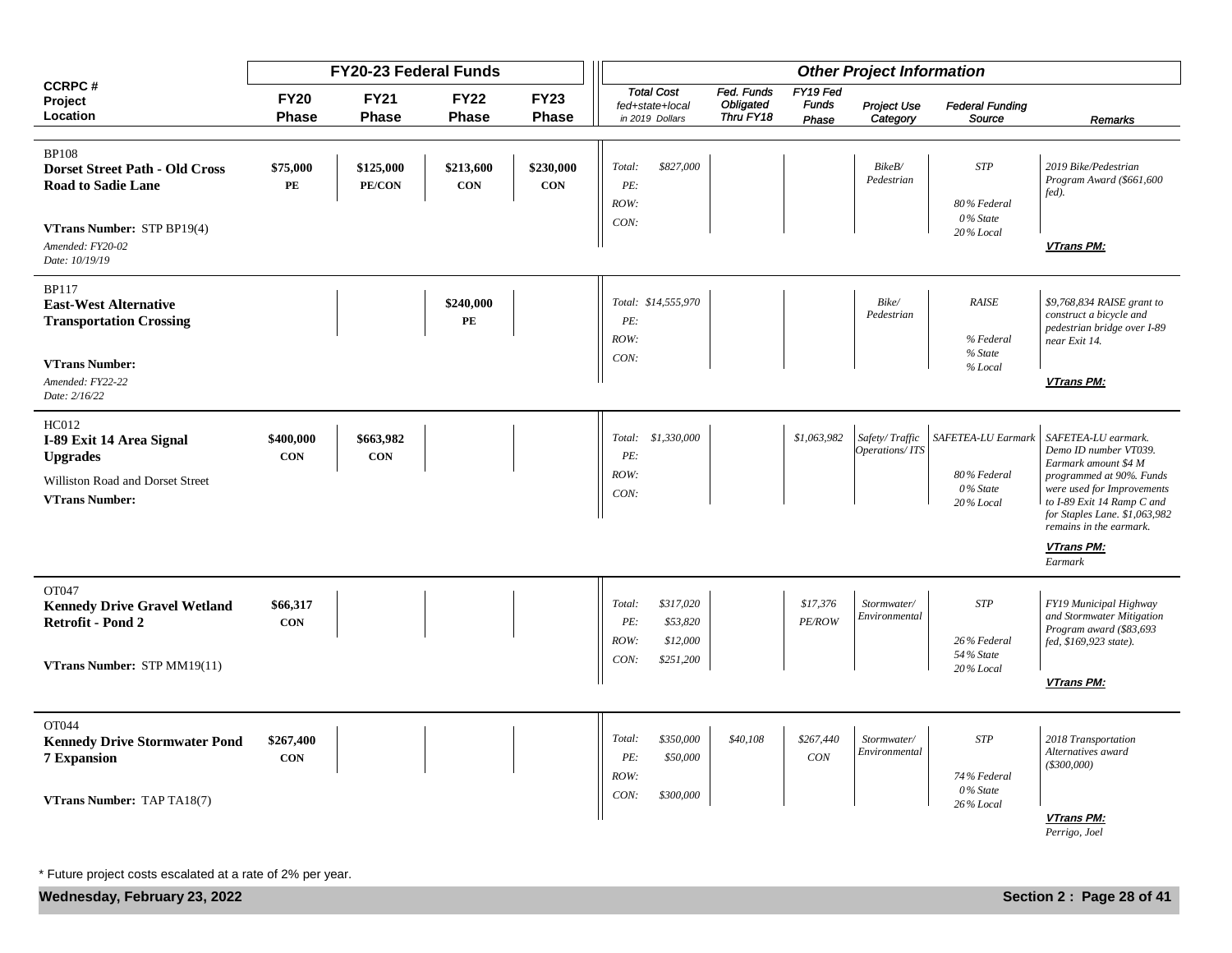| CCRPC # Project Location | FY20-23 Federal Funds | | | | Other Project Information | | | | | |
|---|---|---|---|---|---|---|---|---|---|---|
| | FY20 Phase | FY21 Phase | FY22 Phase | FY23 Phase | Total Cost fed+state+local in 2019 Dollars | Fed. Funds Obligated Thru FY18 | FY19 Fed Funds Phase | Project Use Category | Federal Funding Source | Remarks |
| BP108 **Dorset Street Path - Old Cross Road to Sadie Lane** **VTrans Number:** STP BP19(4) *Amended: FY20-02* *Date: 10/19/19* | **$75,000** **PE** | **$125,000** **PE/CON** | **$213,600** **CON** | **$230,000** **CON** | *Total: $827,000* *PE:* *ROW:* *CON:* | | | *BikeB/ Pedestrian* | *STP* *80% Federal* *0% State* *20% Local* | *2019 Bike/Pedestrian Program Award ($661,600 fed).* ***VTrans PM:*** |
| BP117 **East-West Alternative Transportation Crossing** **VTrans Number:** *Amended: FY22-22* *Date: 2/16/22* | | | **$240,000** **PE** | | *Total: $14,555,970* *PE:* *ROW:* *CON:* | | | *Bike/ Pedestrian* | *RAISE* *% Federal* *% State* *% Local* | *$9,768,834 RAISE grant to construct a bicycle and pedestrian bridge over I-89 near Exit 14.* ***VTrans PM:*** |
| HC012 **I-89 Exit 14 Area Signal Upgrades** Williston Road and Dorset Street **VTrans Number:** | **$400,000** **CON** | **$663,982** **CON** | | | *Total: $1,330,000* *PE:* *ROW:* *CON:* | | *$1,063,982* | *Safety/ Traffic Operations/ ITS* | *SAFETEA-LU Earmark* *80% Federal* *0% State* *20% Local* | *SAFETEA-LU earmark. Demo ID number VT039. Earmark amount $4 M programmed at 90%. Funds were used for Improvements to I-89 Exit 14 Ramp C and for Staples Lane. $1,063,982 remains in the earmark.* ***VTrans PM:*** *Earmark* |
| OT047 **Kennedy Drive Gravel Wetland Retrofit - Pond 2** **VTrans Number:** STP MM19(11) | **$66,317** **CON** | | | | *Total: $317,020* *PE: $53,820* *ROW: $12,000* *CON: $251,200* | | *$17,376* *PE/ROW* | *Stormwater/ Environmental* | *STP* *26% Federal* *54% State* *20% Local* | *FY19 Municipal Highway and Stormwater Mitigation Program award ($83,693 fed, $169,923 state).* ***VTrans PM:*** |
| OT044 **Kennedy Drive Stormwater Pond 7 Expansion** **VTrans Number:** TAP TA18(7) | **$267,400** **CON** | | | | *Total: $350,000* *PE: $50,000* *ROW:* *CON: $300,000* | *$40,108* | *$267,440* *CON* | *Stormwater/ Environmental* | *STP* *74% Federal* *0% State* *26% Local* | *2018 Transportation Alternatives award ($300,000)* ***VTrans PM:*** *Perrigo, Joel* |

\* Future project costs escalated at a rate of 2% per year.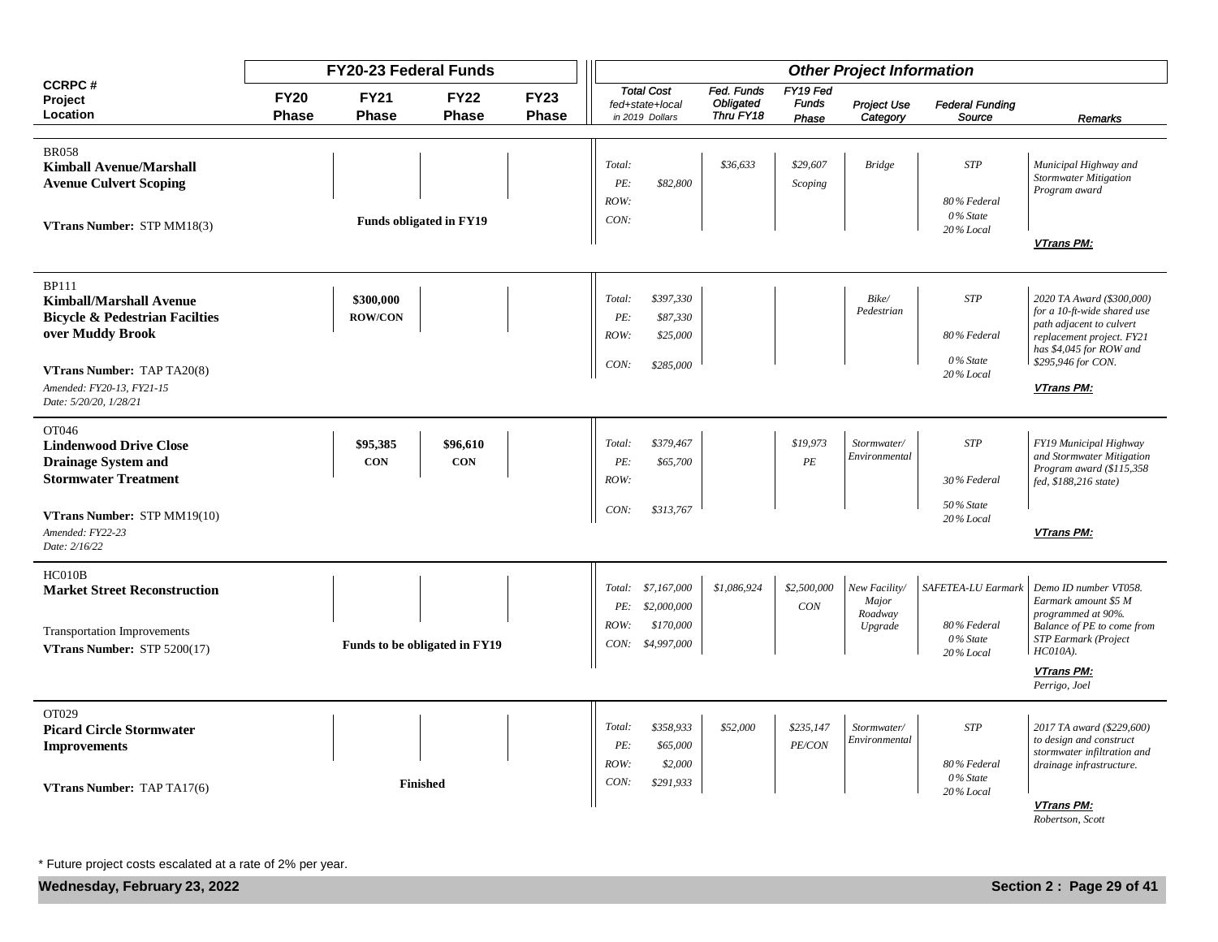| CCRPC # Project Location | FY20-23 Federal Funds | | | | Other Project Information | | | | | | |
|---|---|---|---|---|---|---|---|---|---|---|---|
| | FY20 Phase | FY21 Phase | FY22 Phase | FY23 Phase | Total Cost fed+state+local in 2019 Dollars | Fed. Funds Obligated Thru FY18 | FY19 Fed Funds Phase | Project Use Category | Federal Funding Source | Remarks |
| BR058 **Kimball Avenue/Marshall Avenue Culvert Scoping** **VTrans Number:** STP MM18(3) | Funds obligated in FY19 | | | | Total: PE: $82,800 ROW: CON: | $36,633 | $29,607 Scoping | Bridge | STP 80% Federal 0% State 20% Local | Municipal Highway and Stormwater Mitigation Program award **VTrans PM:** |
| BP111 **Kimball/Marshall Avenue Bicycle & Pedestrian Facilties over Muddy Brook** **VTrans Number:** TAP TA20(8) *Amended: FY20-13, FY21-15* *Date: 5/20/20, 1/28/21* | | $300,000 ROW/CON | | | Total: $397,330 PE: $87,330 ROW: $25,000 CON: $285,000 | | | Bike/ Pedestrian | STP 80% Federal 0% State 20% Local | 2020 TA Award ($300,000) for a 10-ft-wide shared use path adjacent to culvert replacement project. FY21 has $4,045 for ROW and $295,946 for CON. **VTrans PM:** |
| OT046 **Lindenwood Drive Close Drainage System and Stormwater Treatment** **VTrans Number:** STP MM19(10) *Amended: FY22-23* *Date: 2/16/22* | | $95,385 CON | $96,610 CON | | Total: $379,467 PE: $65,700 ROW: CON: $313,767 | | $19,973 PE | Stormwater/ Environmental | STP 30% Federal 50% State 20% Local | FY19 Municipal Highway and Stormwater Mitigation Program award ($115,358 fed, $188,216 state) **VTrans PM:** |
| HC010B **Market Street Reconstruction** Transportation Improvements **VTrans Number:** STP 5200(17) | Funds to be obligated in FY19 | | | | Total: $7,167,000 PE: $2,000,000 ROW: $170,000 CON: $4,997,000 | $1,086,924 | $2,500,000 CON | New Facility/ Major Roadway Upgrade | SAFETEA-LU Earmark 80% Federal 0% State 20% Local | Demo ID number VT058. Earmark amount $5 M programmed at 90%. Balance of PE to come from STP Earmark (Project HC010A). **VTrans PM:** Perrigo, Joel |
| OT029 **Picard Circle Stormwater Improvements** **VTrans Number:** TAP TA17(6) | Finished | | | | Total: $358,933 PE: $65,000 ROW: $2,000 CON: $291,933 | $52,000 | $235,147 PE/CON | Stormwater/ Environmental | STP 80% Federal 0% State 20% Local | 2017 TA award ($229,600) to design and construct stormwater infiltration and drainage infrastructure. **VTrans PM:** Robertson, Scott |

* Future project costs escalated at a rate of 2% per year.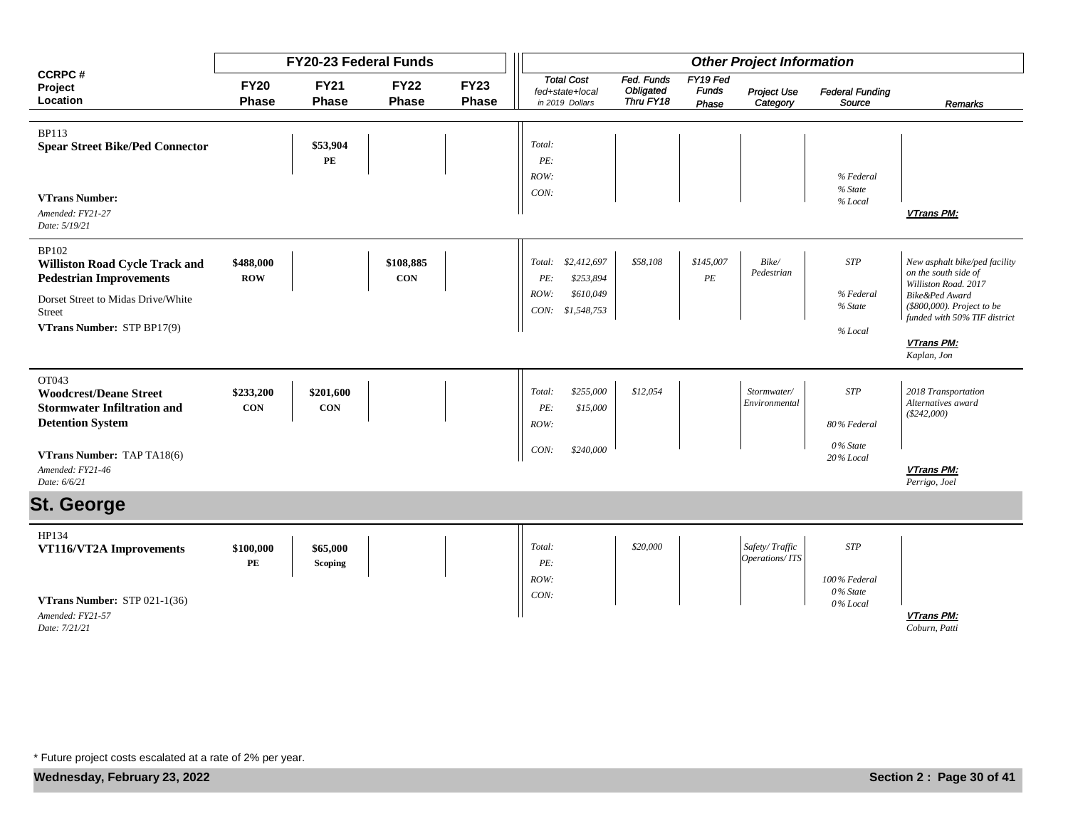| CCRPC # Project Location | FY20-23 Federal Funds | | | | Other Project Information | | | | | |
|---|---|---|---|---|---|---|---|---|---|---|
| | FY20 Phase | FY21 Phase | FY22 Phase | FY23 Phase | Total Cost fed+state+local in 2019 Dollars | Fed. Funds Obligated Thru FY18 | FY19 Fed Funds Phase | Project Use Category | Federal Funding Source | Remarks |
| BP113 **Spear Street Bike/Ped Connector** **VTrans Number:** *Amended: FY21-27* *Date: 5/19/21* | | $53,904 PE | | | *Total:* *PE:* *ROW:* *CON:* | | | | *% Federal* *% State* *% Local* | ***VTrans PM:*** |
| BP102 **Williston Road Cycle Track and Pedestrian Improvements** Dorset Street to Midas Drive/White Street **VTrans Number:** STP BP17(9) | $488,000 ROW | | $108,885 CON | | *Total: $2,412,697* *PE: $253,894* *ROW: $610,049* *CON: $1,548,753* | *$58,108* | *$145,007 PE* | *Bike/ Pedestrian* | *STP* *% Federal* *% State* *% Local* | *New asphalt bike/ped facility on the south side of Williston Road. 2017 Bike&Ped Award ($800,000). Project to be funded with 50% TIF district* ***VTrans PM:*** *Kaplan, Jon* |
| OT043 **Woodcrest/Deane Street Stormwater Infiltration and Detention System** **VTrans Number:** TAP TA18(6) *Amended: FY21-46* *Date: 6/6/21* | $233,200 CON | $201,600 CON | | | *Total: $255,000* *PE: $15,000* *ROW:* *CON: $240,000* | *$12,054* | | *Stormwater/ Environmental* | *STP* *80% Federal* *0% State* *20% Local* | *2018 Transportation Alternatives award ($242,000)* ***VTrans PM:*** *Perrigo, Joel* |

## St. George

| CCRPC # Project Location | FY20 Phase | FY21 Phase | FY22 Phase | FY23 Phase | Total Cost fed+state+local in 2019 Dollars | Fed. Funds Obligated Thru FY18 | FY19 Fed Funds Phase | Project Use Category | Federal Funding Source | Remarks |
|---|---|---|---|---|---|---|---|---|---|---|
| HP134 **VT116/VT2A Improvements** **VTrans Number:** STP 021-1(36) *Amended: FY21-57* *Date: 7/21/21* | $100,000 PE | $65,000 Scoping | | | *Total:* *PE:* *ROW:* *CON:* | *$20,000* | | *Safety/ Traffic Operations/ ITS* | *STP* *100% Federal* *0% State* *0% Local* | ***VTrans PM:*** *Coburn, Patti* |

\* Future project costs escalated at a rate of 2% per year.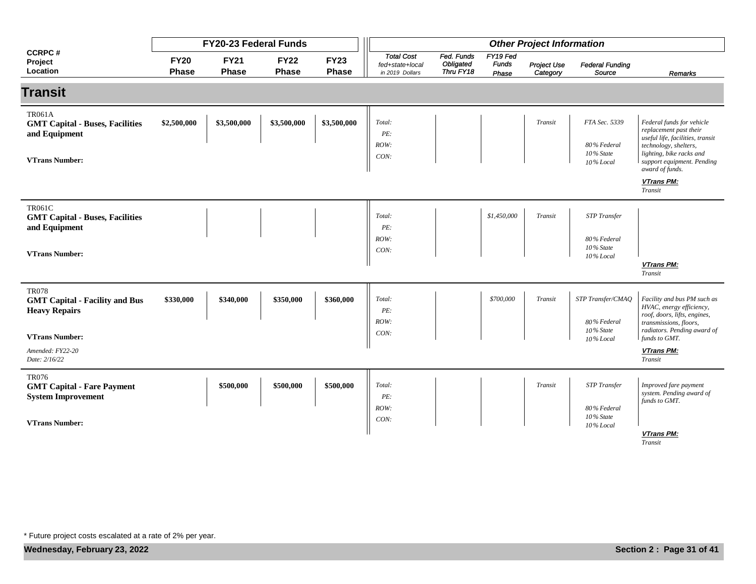## Transit

| CCRPC # Project Location | FY20-23 Federal Funds FY20 Phase | FY21 Phase | FY22 Phase | FY23 Phase | Other Project Information Total Cost fed+state+local in 2019 Dollars | Fed. Funds Obligated Thru FY18 | FY19 Fed Funds Phase | Project Use Category | Federal Funding Source | Remarks |
|---|---|---|---|---|---|---|---|---|---|---|
| TR061A **GMT Capital - Buses, Facilities and Equipment** **VTrans Number:** | $2,500,000 | $3,500,000 | $3,500,000 | $3,500,000 | *Total: PE: ROW: CON:* | | | *Transit* | *FTA Sec. 5339* *80% Federal 10% State 10% Local* | *Federal funds for vehicle replacement past their useful life, facilities, transit technology, shelters, lighting, bike racks and support equipment. Pending award of funds.* ***VTrans PM:*** *Transit* |
| TR061C **GMT Capital - Buses, Facilities and Equipment** **VTrans Number:** | | | | | *Total: PE: ROW: CON:* | | *$1,450,000* | *Transit* | *STP Transfer* *80% Federal 10% State 10% Local* | ***VTrans PM:*** *Transit* |
| TR078 **GMT Capital - Facility and Bus Heavy Repairs** **VTrans Number:** *Amended: FY22-20 Date: 2/16/22* | $330,000 | $340,000 | $350,000 | $360,000 | *Total: PE: ROW: CON:* | | *$700,000* | *Transit* | *STP Transfer/CMAQ* *80% Federal 10% State 10% Local* | *Facility and bus PM such as HVAC, energy efficiency, roof, doors, lifts, engines, transmissions, floors, radiators. Pending award of funds to GMT.* ***VTrans PM:*** *Transit* |
| TR076 **GMT Capital - Fare Payment System Improvement** **VTrans Number:** | | $500,000 | $500,000 | $500,000 | *Total: PE: ROW: CON:* | | | *Transit* | *STP Transfer* *80% Federal 10% State 10% Local* | *Improved fare payment system. Pending award of funds to GMT.* ***VTrans PM:*** *Transit* |

\* Future project costs escalated at a rate of 2% per year.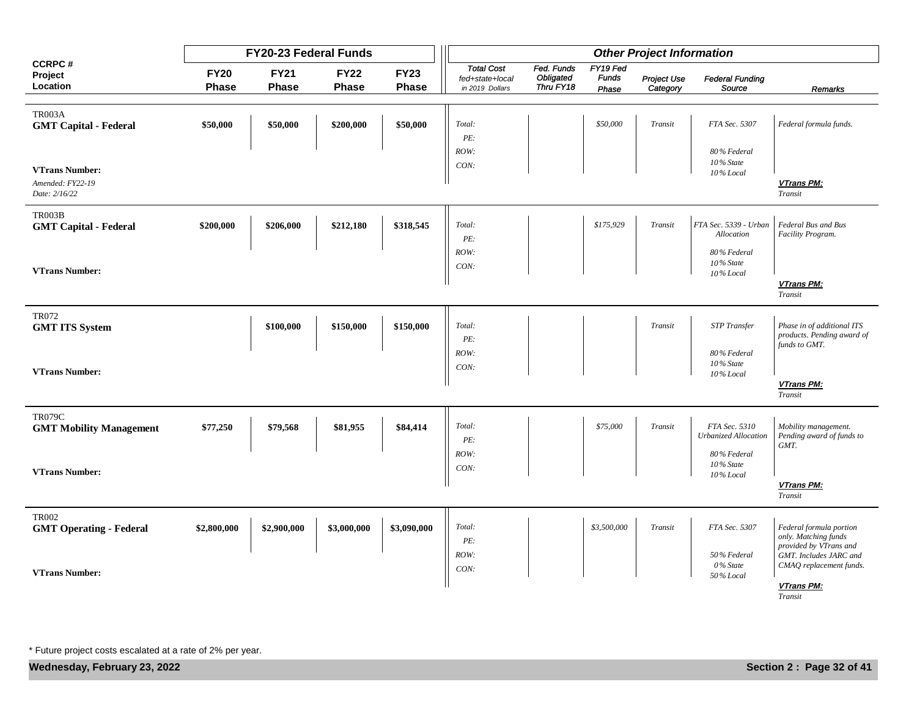| CCRPC # Project Location | FY20-23 Federal Funds | | | | Other Project Information | | | | | |
|---|---|---|---|---|---|---|---|---|---|---|
| | FY20 Phase | FY21 Phase | FY22 Phase | FY23 Phase | Total Cost fed+state+local in 2019 Dollars | Fed. Funds Obligated Thru FY18 | FY19 Fed Funds Phase | Project Use Category | Federal Funding Source | Remarks |
| TR003A **GMT Capital - Federal** **VTrans Number:** *Amended: FY22-19* *Date: 2/16/22* | **$50,000** | **$50,000** | **$200,000** | **$50,000** | *Total:* *PE:* *ROW:* *CON:* | | *$50,000* | *Transit* | *FTA Sec. 5307* *80% Federal* *10% State* *10% Local* | *Federal formula funds.* ***VTrans PM:*** *Transit* |
| TR003B **GMT Capital - Federal** **VTrans Number:** | **$200,000** | **$206,000** | **$212,180** | **$318,545** | *Total:* *PE:* *ROW:* *CON:* | | *$175,929* | *Transit* | *FTA Sec. 5339 - Urban Allocation* *80% Federal* *10% State* *10% Local* | *Federal Bus and Bus Facility Program.* ***VTrans PM:*** *Transit* |
| TR072 **GMT ITS System** **VTrans Number:** | | **$100,000** | **$150,000** | **$150,000** | *Total:* *PE:* *ROW:* *CON:* | | | *Transit* | *STP Transfer* *80% Federal* *10% State* *10% Local* | *Phase in of additional ITS products. Pending award of funds to GMT.* ***VTrans PM:*** *Transit* |
| TR079C **GMT Mobility Management** **VTrans Number:** | **$77,250** | **$79,568** | **$81,955** | **$84,414** | *Total:* *PE:* *ROW:* *CON:* | | *$75,000* | *Transit* | *FTA Sec. 5310 Urbanized Allocation* *80% Federal* *10% State* *10% Local* | *Mobility management. Pending award of funds to GMT.* ***VTrans PM:*** *Transit* |
| TR002 **GMT Operating - Federal** **VTrans Number:** | **$2,800,000** | **$2,900,000** | **$3,000,000** | **$3,090,000** | *Total:* *PE:* *ROW:* *CON:* | | *$3,500,000* | *Transit* | *FTA Sec. 5307* *50% Federal* *0% State* *50% Local* | *Federal formula portion only. Matching funds provided by VTrans and GMT. Includes JARC and CMAQ replacement funds.* ***VTrans PM:*** *Transit* |

* Future project costs escalated at a rate of 2% per year.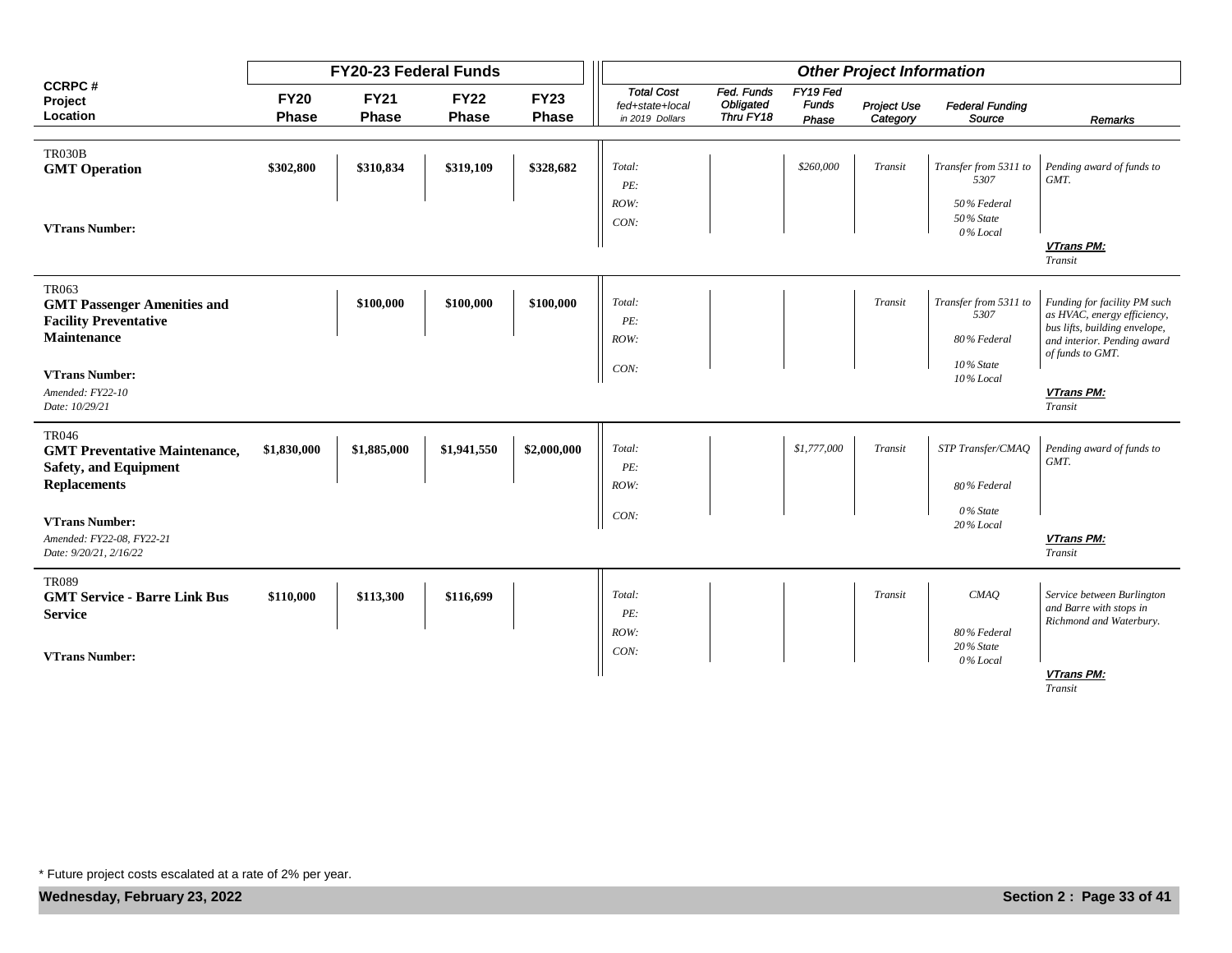| CCRPC # Project Location | FY20-23 Federal Funds | | | | Other Project Information | | | | | |
|---|---|---|---|---|---|---|---|---|---|---|
| | FY20 Phase | FY21 Phase | FY22 Phase | FY23 Phase | Total Cost fed+state+local in 2019 Dollars | Fed. Funds Obligated Thru FY18 | FY19 Fed Funds Phase | Project Use Category | Federal Funding Source | Remarks |
| TR030B<br>**GMT Operation**<br><br>**VTrans Number:** | **$302,800** | **$310,834** | **$319,109** | **$328,682** | *Total:*<br>*PE:*<br>*ROW:*<br>*CON:* | | *$260,000* | *Transit* | *Transfer from 5311 to 5307*<br>*50% Federal*<br>*50% State*<br>*0% Local* | *Pending award of funds to GMT.*<br>***VTrans PM:***<br>*Transit* |
| TR063<br>**GMT Passenger Amenities and Facility Preventative Maintenance**<br><br>**VTrans Number:**<br>*Amended: FY22-10*<br>*Date: 10/29/21* | | **$100,000** | **$100,000** | **$100,000** | *Total:*<br>*PE:*<br>*ROW:*<br>*CON:* | | | *Transit* | *Transfer from 5311 to 5307*<br>*80% Federal*<br>*10% State*<br>*10% Local* | *Funding for facility PM such as HVAC, energy efficiency, bus lifts, building envelope, and interior. Pending award of funds to GMT.*<br>***VTrans PM:***<br>*Transit* |
| TR046<br>**GMT Preventative Maintenance, Safety, and Equipment Replacements**<br><br>**VTrans Number:**<br>*Amended: FY22-08, FY22-21*<br>*Date: 9/20/21, 2/16/22* | **$1,830,000** | **$1,885,000** | **$1,941,550** | **$2,000,000** | *Total:*<br>*PE:*<br>*ROW:*<br>*CON:* | | *$1,777,000* | *Transit* | *STP Transfer/CMAQ*<br>*80% Federal*<br>*0% State*<br>*20% Local* | *Pending award of funds to GMT.*<br>***VTrans PM:***<br>*Transit* |
| TR089<br>**GMT Service - Barre Link Bus Service**<br><br>**VTrans Number:** | **$110,000** | **$113,300** | **$116,699** | | *Total:*<br>*PE:*<br>*ROW:*<br>*CON:* | | | *Transit* | *CMAQ*<br>*80% Federal*<br>*20% State*<br>*0% Local* | *Service between Burlington and Barre with stops in Richmond and Waterbury.*<br>***VTrans PM:***<br>*Transit* |

\* Future project costs escalated at a rate of 2% per year.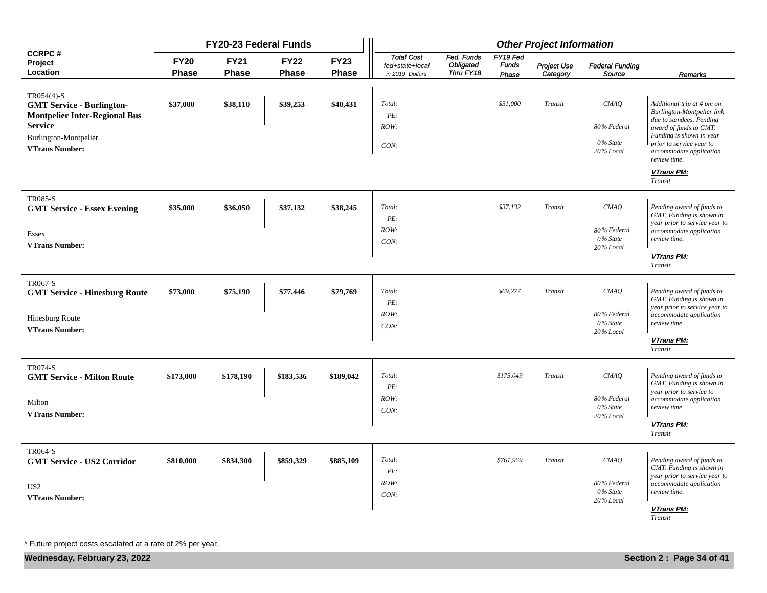| CCRPC # Project Location | FY20-23 Federal Funds | | | | Other Project Information | | | | | |
|---|---|---|---|---|---|---|---|---|---|---|
| | FY20 Phase | FY21 Phase | FY22 Phase | FY23 Phase | Total Cost fed+state+local in 2019 Dollars | Fed. Funds Obligated Thru FY18 | FY19 Fed Funds Phase | Project Use Category | Federal Funding Source | Remarks |
| TR054(4)-S<br>**GMT Service - Burlington-Montpelier Inter-Regional Bus Service**<br>Burlington-Montpelier<br>**VTrans Number:** | $37,000 | $38,110 | $39,253 | $40,431 | *Total:*<br>*PE:*<br>*ROW:*<br>*CON:* | | *$31,000* | *Transit* | *CMAQ*<br>*80% Federal*<br>*0% State*<br>*20% Local* | *Additional trip at 4 pm on Burlington-Montpelier link due to standees. Pending award of funds to GMT. Funding is shown in year prior to service year to accommodate application review time.*<br>***VTrans PM:***<br>*Transit* |
| TR085-S<br>**GMT Service - Essex Evening**<br>Essex<br>**VTrans Number:** | $35,000 | $36,050 | $37,132 | $38,245 | *Total:*<br>*PE:*<br>*ROW:*<br>*CON:* | | *$37,132* | *Transit* | *CMAQ*<br>*80% Federal*<br>*0% State*<br>*20% Local* | *Pending award of funds to GMT. Funding is shown in year prior to service year to accommodate application review time.*<br>***VTrans PM:***<br>*Transit* |
| TR067-S<br>**GMT Service - Hinesburg Route**<br>Hinesburg Route<br>**VTrans Number:** | $73,000 | $75,190 | $77,446 | $79,769 | *Total:*<br>*PE:*<br>*ROW:*<br>*CON:* | | *$69,277* | *Transit* | *CMAQ*<br>*80% Federal*<br>*0% State*<br>*20% Local* | *Pending award of funds to GMT. Funding is shown in year prior to service year to accommodate application review time.*<br>***VTrans PM:***<br>*Transit* |
| TR074-S<br>**GMT Service - Milton Route**<br>Milton<br>**VTrans Number:** | $173,000 | $178,190 | $183,536 | $189,042 | *Total:*<br>*PE:*<br>*ROW:*<br>*CON:* | | *$175,049* | *Transit* | *CMAQ*<br>*80% Federal*<br>*0% State*<br>*20% Local* | *Pending award of funds to GMT. Funding is shown in year prior to service to accommodate application review time.*<br>***VTrans PM:***<br>*Transit* |
| TR064-S<br>**GMT Service - US2 Corridor**<br>US2<br>**VTrans Number:** | $810,000 | $834,300 | $859,329 | $885,109 | *Total:*<br>*PE:*<br>*ROW:*<br>*CON:* | | *$761,969* | *Transit* | *CMAQ*<br>*80% Federal*<br>*0% State*<br>*20% Local* | *Pending award of funds to GMT. Funding is shown in year prior to service year to accommodate application review time.*<br>***VTrans PM:***<br>*Transit* |

* Future project costs escalated at a rate of 2% per year.

**Wednesday, February 23, 2022**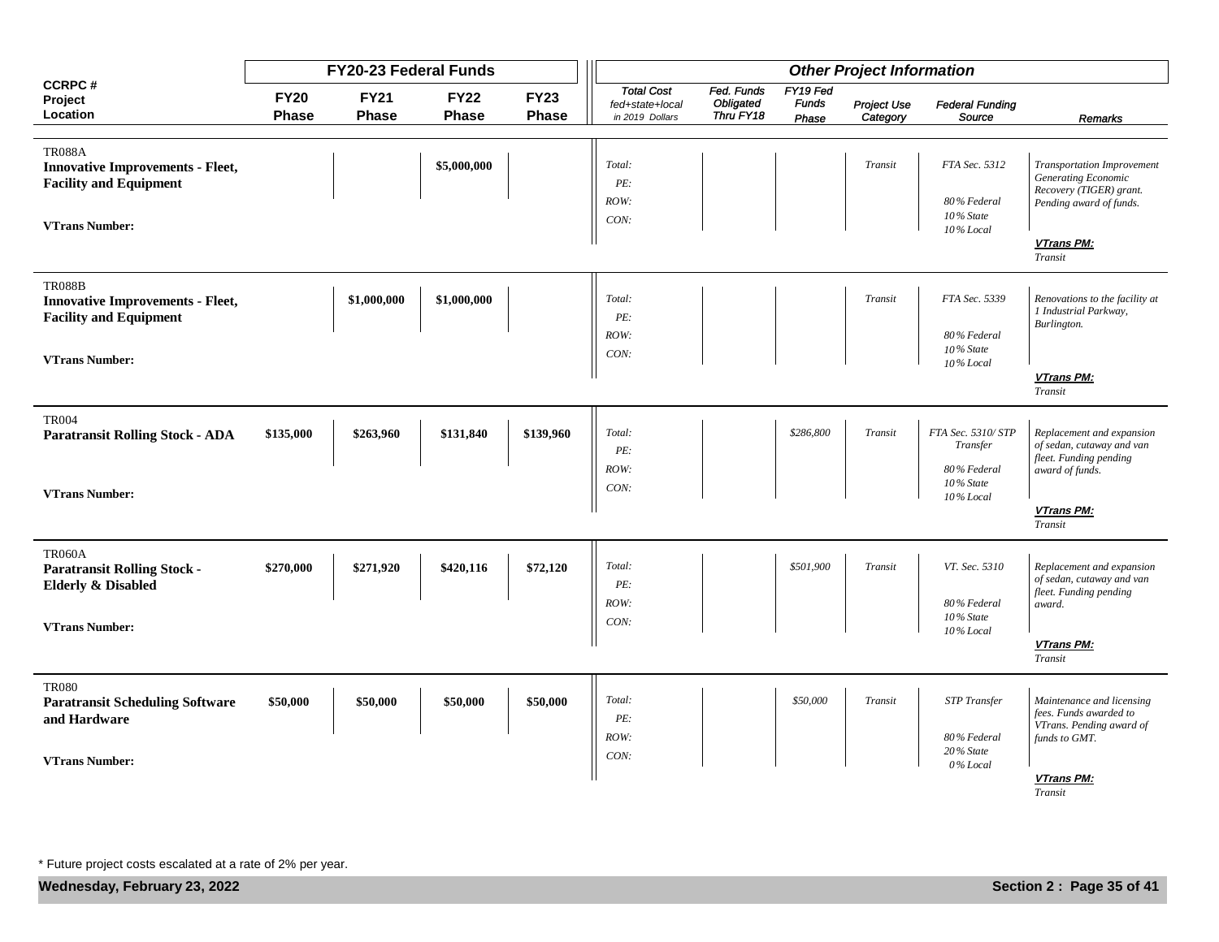| CCRPC # Project Location | FY20-23 Federal Funds | | | | Other Project Information | | | | | | |
|---|---|---|---|---|---|---|---|---|---|---|---|
| | FY20 Phase | FY21 Phase | FY22 Phase | FY23 Phase | Total Cost fed+state+local in 2019 Dollars | Fed. Funds Obligated Thru FY18 | FY19 Fed Funds Phase | Project Use Category | Federal Funding Source | Remarks |
| TR088A **Innovative Improvements - Fleet, Facility and Equipment** **VTrans Number:** | | | $5,000,000 | | Total: PE: ROW: CON: | | | Transit | FTA Sec. 5312 80% Federal 10% State 10% Local | Transportation Improvement Generating Economic Recovery (TIGER) grant. Pending award of funds. **VTrans PM:** Transit |
| TR088B **Innovative Improvements - Fleet, Facility and Equipment** **VTrans Number:** | | $1,000,000 | $1,000,000 | | Total: PE: ROW: CON: | | | Transit | FTA Sec. 5339 80% Federal 10% State 10% Local | Renovations to the facility at 1 Industrial Parkway, Burlington. **VTrans PM:** Transit |
| TR004 **Paratransit Rolling Stock - ADA** **VTrans Number:** | $135,000 | $263,960 | $131,840 | $139,960 | Total: PE: ROW: CON: | | $286,800 | Transit | FTA Sec. 5310/ STP Transfer 80% Federal 10% State 10% Local | Replacement and expansion of sedan, cutaway and van fleet. Funding pending award of funds. **VTrans PM:** Transit |
| TR060A **Paratransit Rolling Stock - Elderly & Disabled** **VTrans Number:** | $270,000 | $271,920 | $420,116 | $72,120 | Total: PE: ROW: CON: | | $501,900 | Transit | VT. Sec. 5310 80% Federal 10% State 10% Local | Replacement and expansion of sedan, cutaway and van fleet. Funding pending award. **VTrans PM:** Transit |
| TR080 **Paratransit Scheduling Software and Hardware** **VTrans Number:** | $50,000 | $50,000 | $50,000 | $50,000 | Total: PE: ROW: CON: | | $50,000 | Transit | STP Transfer 80% Federal 20% State 0% Local | Maintenance and licensing fees. Funds awarded to VTrans. Pending award of funds to GMT. **VTrans PM:** Transit |

* Future project costs escalated at a rate of 2% per year.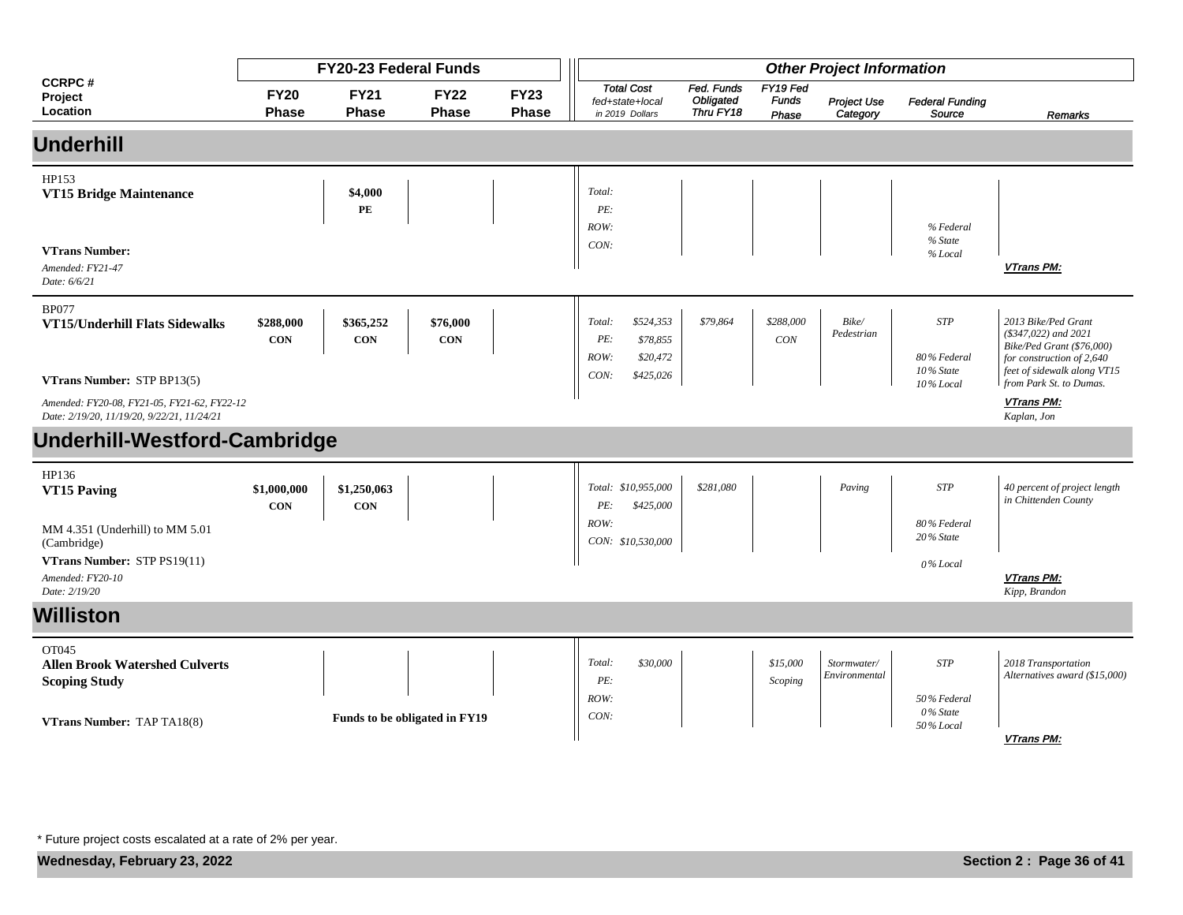| CCRPC # Project Location | FY20-23 Federal Funds | | | | Other Project Information | | | | | |
|---|---|---|---|---|---|---|---|---|---|---|
| | FY20 Phase | FY21 Phase | FY22 Phase | FY23 Phase | Total Cost fed+state+local in 2019 Dollars | Fed. Funds Obligated Thru FY18 | FY19 Fed Funds Phase | Project Use Category | Federal Funding Source | Remarks |

## Underhill

| CCRPC # Project Location | FY20 Phase | FY21 Phase | FY22 Phase | FY23 Phase | Total Cost fed+state+local in 2019 Dollars | Fed. Funds Obligated Thru FY18 | FY19 Fed Funds Phase | Project Use Category | Federal Funding Source | Remarks |
|---|---|---|---|---|---|---|---|---|---|---|
| HP153 **VT15 Bridge Maintenance** **VTrans Number:** *Amended: FY21-47* *Date: 6/6/21* | | $4,000 PE | | | *Total:* *PE:* *ROW:* *CON:* | | | | *% Federal* *% State* *% Local* | ***VTrans PM:*** |
| BP077 **VT15/Underhill Flats Sidewalks** **VTrans Number:** STP BP13(5) *Amended: FY20-08, FY21-05, FY21-62, FY22-12* *Date: 2/19/20, 11/19/20, 9/22/21, 11/24/21* | $288,000 CON | $365,252 CON | $76,000 CON | | *Total: $524,353* *PE: $78,855* *ROW: $20,472* *CON: $425,026* | *$79,864* | *$288,000 CON* | *Bike/ Pedestrian* | *STP* *80% Federal* *10% State* *10% Local* | *2013 Bike/Ped Grant ($347,022) and 2021 Bike/Ped Grant ($76,000) for construction of 2,640 feet of sidewalk along VT15 from Park St. to Dumas.* ***VTrans PM:*** *Kaplan, Jon* |

## Underhill-Westford-Cambridge

| CCRPC # Project Location | FY20 Phase | FY21 Phase | FY22 Phase | FY23 Phase | Total Cost fed+state+local in 2019 Dollars | Fed. Funds Obligated Thru FY18 | FY19 Fed Funds Phase | Project Use Category | Federal Funding Source | Remarks |
|---|---|---|---|---|---|---|---|---|---|---|
| HP136 **VT15 Paving** MM 4.351 (Underhill) to MM 5.01 (Cambridge) **VTrans Number:** STP PS19(11) *Amended: FY20-10* *Date: 2/19/20* | $1,000,000 CON | $1,250,063 CON | | | *Total: $10,955,000* *PE: $425,000* *ROW:* *CON: $10,530,000* | *$281,080* | | *Paving* | *STP* *80% Federal* *20% State* *0% Local* | *40 percent of project length in Chittenden County* ***VTrans PM:*** *Kipp, Brandon* |

## Williston

| CCRPC # Project Location | FY20 Phase | FY21 Phase | FY22 Phase | FY23 Phase | Total Cost fed+state+local in 2019 Dollars | Fed. Funds Obligated Thru FY18 | FY19 Fed Funds Phase | Project Use Category | Federal Funding Source | Remarks |
|---|---|---|---|---|---|---|---|---|---|---|
| OT045 **Allen Brook Watershed Culverts Scoping Study** **VTrans Number:** TAP TA18(8) | | **Funds to be obligated in FY19** | | | *Total: $30,000* *PE:* *ROW:* *CON:* | | *$15,000 Scoping* | *Stormwater/ Environmental* | *STP* *50% Federal* *0% State* *50% Local* | *2018 Transportation Alternatives award ($15,000)* ***VTrans PM:*** |

\* Future project costs escalated at a rate of 2% per year.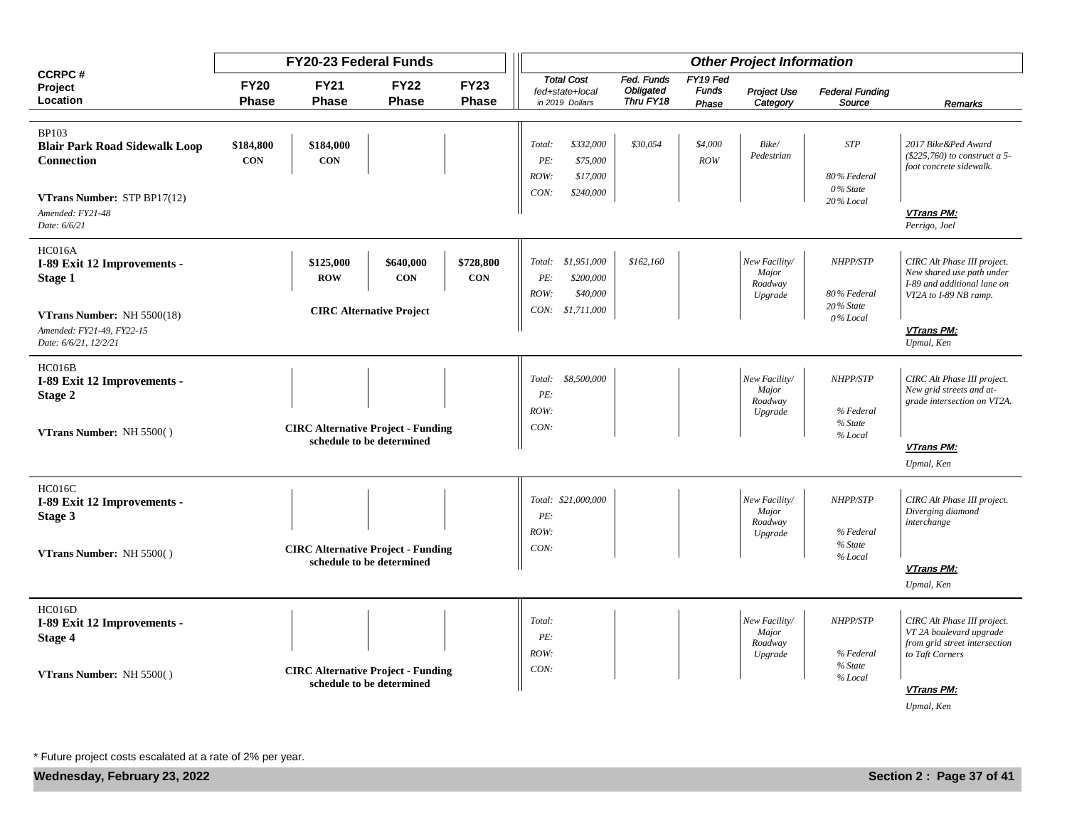| CCRPC # Project Location | FY20-23 Federal Funds | | | | Other Project Information | | | | | | |
|---|---|---|---|---|---|---|---|---|---|---|---|
| | FY20 Phase | FY21 Phase | FY22 Phase | FY23 Phase | Total Cost fed+state+local in 2019 Dollars | Fed. Funds Obligated Thru FY18 | FY19 Fed Funds Phase | Project Use Category | Federal Funding Source | Remarks |
| BP103 **Blair Park Road Sidewalk Loop Connection** VTrans Number: STP BP17(12) *Amended: FY21-48* *Date: 6/6/21* | $184,800 CON | $184,000 CON | | | Total: $332,000 PE: $75,000 ROW: $17,000 CON: $240,000 | $30,054 | $4,000 ROW | Bike/ Pedestrian | STP 80% Federal 0% State 20% Local | 2017 Bike&Ped Award ($225,760) to construct a 5-foot concrete sidewalk. **VTrans PM:** Perrigo, Joel |
| HC016A **I-89 Exit 12 Improvements - Stage 1** VTrans Number: NH 5500(18) *Amended: FY21-49, FY22-15* *Date: 6/6/21, 12/2/21* | | $125,000 ROW | $640,000 CON | $728,800 CON | Total: $1,951,000 PE: $200,000 ROW: $40,000 CON: $1,711,000 | $162,160 | | New Facility/ Major Roadway Upgrade | NHPP/STP 80% Federal 20% State 0% Local | CIRC Alt Phase III project. New shared use path under I-89 and additional lane on VT2A to I-89 NB ramp. **VTrans PM:** Upmal, Ken |
| | | **CIRC Alternative Project** | | | | | | | | |
| HC016B **I-89 Exit 12 Improvements - Stage 2** VTrans Number: NH 5500( ) | | | | | Total: $8,500,000 PE: ROW: CON: | | | New Facility/ Major Roadway Upgrade | NHPP/STP % Federal % State % Local | CIRC Alt Phase III project. New grid streets and at-grade intersection on VT2A. **VTrans PM:** Upmal, Ken |
| | | **CIRC Alternative Project - Funding schedule to be determined** | | | | | | | | |
| HC016C **I-89 Exit 12 Improvements - Stage 3** VTrans Number: NH 5500( ) | | | | | Total: $21,000,000 PE: ROW: CON: | | | New Facility/ Major Roadway Upgrade | NHPP/STP % Federal % State % Local | CIRC Alt Phase III project. Diverging diamond interchange **VTrans PM:** Upmal, Ken |
| | | **CIRC Alternative Project - Funding schedule to be determined** | | | | | | | | |
| HC016D **I-89 Exit 12 Improvements - Stage 4** VTrans Number: NH 5500( ) | | | | | Total: PE: ROW: CON: | | | New Facility/ Major Roadway Upgrade | NHPP/STP % Federal % State % Local | CIRC Alt Phase III project. VT 2A boulevard upgrade from grid street intersection to Taft Corners **VTrans PM:** Upmal, Ken |
| | | **CIRC Alternative Project - Funding schedule to be determined** | | | | | | | | |

* Future project costs escalated at a rate of 2% per year.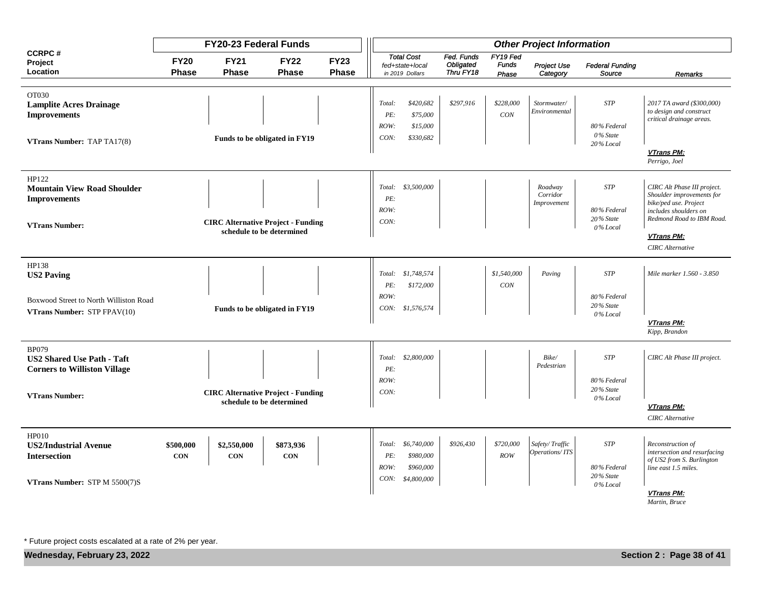| CCRPC # Project Location | FY20-23 Federal Funds | | | | Other Project Information | | | | | | |
|---|---|---|---|---|---|---|---|---|---|---|---|
| | FY20 Phase | FY21 Phase | FY22 Phase | FY23 Phase | Total Cost fed+state+local in 2019 Dollars | Fed. Funds Obligated Thru FY18 | FY19 Fed Funds Phase | Project Use Category | Federal Funding Source | Remarks |
| OT030 **Lamplite Acres Drainage Improvements** **VTrans Number:** TAP TA17(8) | Funds to be obligated in FY19 | | | | Total: $420,682 PE: $75,000 ROW: $15,000 CON: $330,682 | $297,916 | $228,000 CON | Stormwater/ Environmental | STP 80% Federal 0% State 20% Local | 2017 TA award ($300,000) to design and construct critical drainage areas. **VTrans PM:** Perrigo, Joel |
| HP122 **Mountain View Road Shoulder Improvements** **VTrans Number:** | CIRC Alternative Project - Funding schedule to be determined | | | | Total: $3,500,000 PE: ROW: CON: | | | Roadway Corridor Improvement | STP 80% Federal 20% State 0% Local | CIRC Alt Phase III project. Shoulder improvements for bike/ped use. Project includes shoulders on Redmond Road to IBM Road. **VTrans PM:** CIRC Alternative |
| HP138 **US2 Paving** Boxwood Street to North Williston Road **VTrans Number:** STP FPAV(10) | Funds to be obligated in FY19 | | | | Total: $1,748,574 PE: $172,000 ROW: CON: $1,576,574 | | $1,540,000 CON | Paving | STP 80% Federal 20% State 0% Local | Mile marker 1.560 - 3.850 **VTrans PM:** Kipp, Brandon |
| BP079 **US2 Shared Use Path - Taft Corners to Williston Village** **VTrans Number:** | CIRC Alternative Project - Funding schedule to be determined | | | | Total: $2,800,000 PE: ROW: CON: | | | Bike/ Pedestrian | STP 80% Federal 20% State 0% Local | CIRC Alt Phase III project. **VTrans PM:** CIRC Alternative |
| HP010 **US2/Industrial Avenue Intersection** **VTrans Number:** STP M 5500(7)S | $500,000 CON | $2,550,000 CON | $873,936 CON | | Total: $6,740,000 PE: $980,000 ROW: $960,000 CON: $4,800,000 | $926,430 | $720,000 ROW | Safety/ Traffic Operations/ ITS | STP 80% Federal 20% State 0% Local | Reconstruction of intersection and resurfacing of US2 from S. Burlington line east 1.5 miles. **VTrans PM:** Martin, Bruce |

\* Future project costs escalated at a rate of 2% per year.

Wednesday, February 23, 2022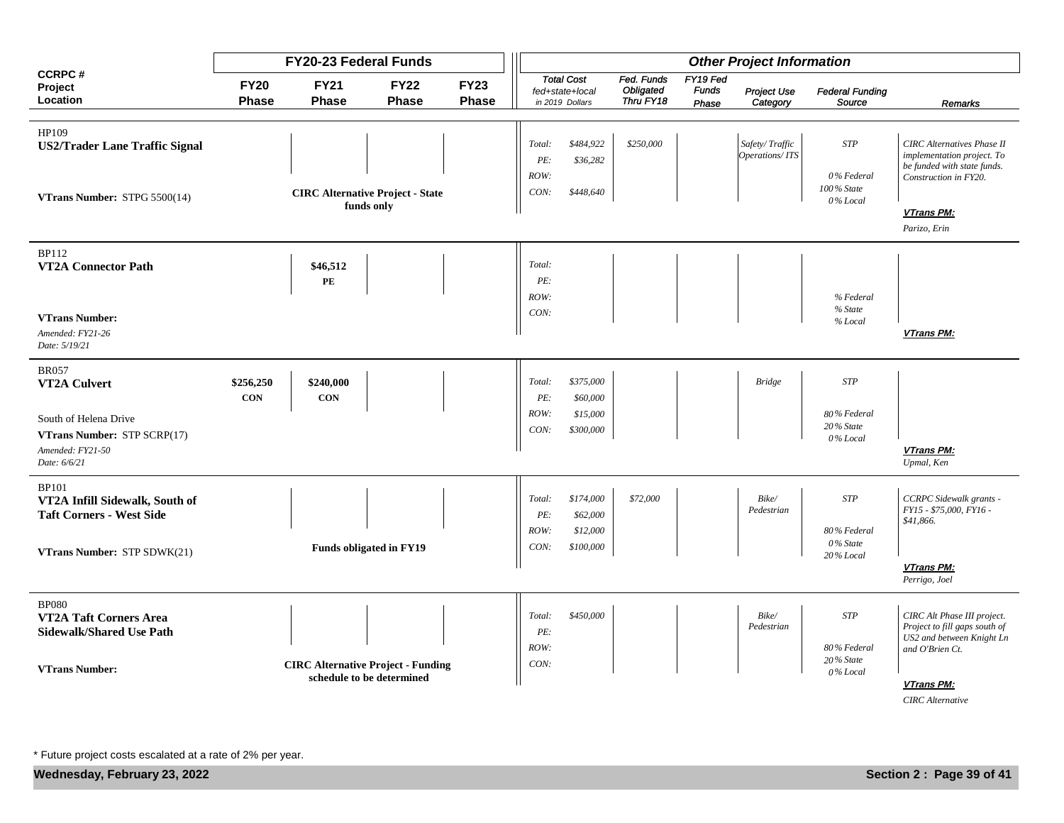| CCRPC # Project Location | FY20-23 Federal Funds | | | | Other Project Information | | | | | | |
|---|---|---|---|---|---|---|---|---|---|---|---|
| | FY20 Phase | FY21 Phase | FY22 Phase | FY23 Phase | Total Cost fed+state+local in 2019 Dollars | Fed. Funds Obligated Thru FY18 | FY19 Fed Funds Phase | Project Use Category | Federal Funding Source | Remarks |
| HP109<br>**US2/Trader Lane Traffic Signal**<br><br>**VTrans Number:** STPG 5500(14) | **CIRC Alternative Project - State funds only** | | | | Total: $484,922<br>PE: $36,282<br>ROW:<br>CON: $448,640 | $250,000 | | Safety/ Traffic Operations/ ITS | STP<br>0% Federal<br>100% State<br>0% Local | CIRC Alternatives Phase II implementation project. To be funded with state funds. Construction in FY20.<br>**VTrans PM:**<br>Parizo, Erin |
| BP112<br>**VT2A Connector Path**<br><br>**VTrans Number:**<br>Amended: FY21-26<br>Date: 5/19/21 | | $46,512<br>PE | | | Total:<br>PE:<br>ROW:<br>CON: | | | | % Federal<br>% State<br>% Local | **VTrans PM:** |
| BR057<br>**VT2A Culvert**<br><br>South of Helena Drive<br>**VTrans Number:** STP SCRP(17)<br>Amended: FY21-50<br>Date: 6/6/21 | $256,250<br>CON | $240,000<br>CON | | | Total: $375,000<br>PE: $60,000<br>ROW: $15,000<br>CON: $300,000 | | | Bridge | STP<br>80% Federal<br>20% State<br>0% Local | **VTrans PM:**<br>Upmal, Ken |
| BP101<br>**VT2A Infill Sidewalk, South of Taft Corners - West Side**<br><br>**VTrans Number:** STP SDWK(21) | **Funds obligated in FY19** | | | | Total: $174,000<br>PE: $62,000<br>ROW: $12,000<br>CON: $100,000 | $72,000 | | Bike/ Pedestrian | STP<br>80% Federal<br>0% State<br>20% Local | CCRPC Sidewalk grants - FY15 - $75,000, FY16 - $41,866.<br>**VTrans PM:**<br>Perrigo, Joel |
| BP080<br>**VT2A Taft Corners Area Sidewalk/Shared Use Path**<br><br>**VTrans Number:** | **CIRC Alternative Project - Funding schedule to be determined** | | | | Total: $450,000<br>PE:<br>ROW:<br>CON: | | | Bike/ Pedestrian | STP<br>80% Federal<br>20% State<br>0% Local | CIRC Alt Phase III project. Project to fill gaps south of US2 and between Knight Ln and O'Brien Ct.<br>**VTrans PM:**<br>CIRC Alternative |

* Future project costs escalated at a rate of 2% per year.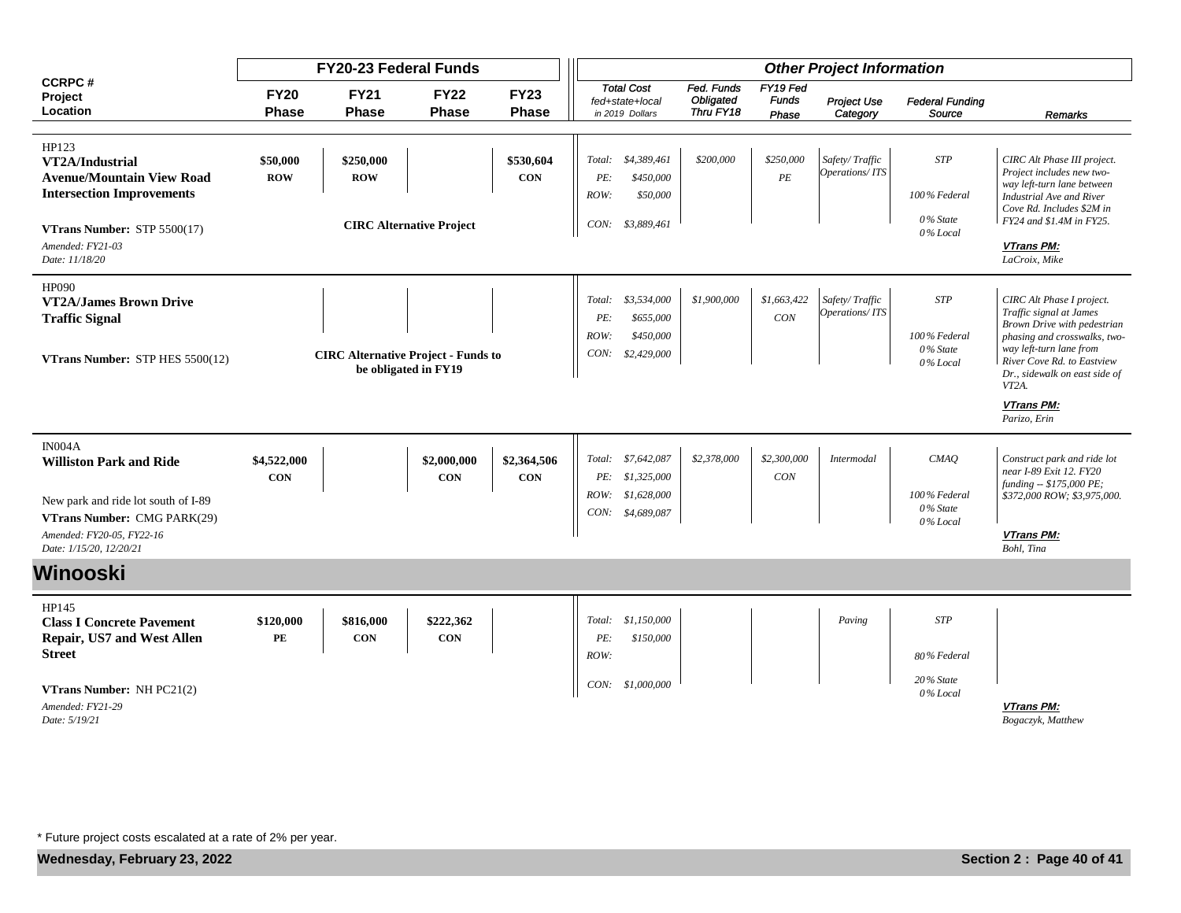| CCRPC # Project Location | FY20-23 Federal Funds | | | | Other Project Information | | | | | |
|---|---|---|---|---|---|---|---|---|---|---|
| | FY20 Phase | FY21 Phase | FY22 Phase | FY23 Phase | Total Cost fed+state+local in 2019 Dollars | Fed. Funds Obligated Thru FY18 | FY19 Fed Funds Phase | Project Use Category | Federal Funding Source | Remarks |
| HP123<br>**VT2A/Industrial Avenue/Mountain View Road Intersection Improvements**<br><br>**VTrans Number:** STP 5500(17)<br>*Amended: FY21-03*<br>*Date: 11/18/20* | **$50,000**<br>**ROW** | **$250,000**<br>**ROW**<br><br>**CIRC Alternative Project** | | **$530,604**<br>**CON** | *Total: $4,389,461*<br>*PE: $450,000*<br>*ROW: $50,000*<br>*CON: $3,889,461* | *$200,000* | *$250,000*<br>*PE* | *Safety/ Traffic Operations/ ITS* | *STP*<br><br>*100% Federal*<br>*0% State*<br>*0% Local* | *CIRC Alt Phase III project. Project includes new two-way left-turn lane between Industrial Ave and River Cove Rd. Includes $2M in FY24 and $1.4M in FY25.*<br><br>***VTrans PM:***<br>*LaCroix, Mike* |
| HP090<br>**VT2A/James Brown Drive Traffic Signal**<br><br>**VTrans Number:** STP HES 5500(12) | | **CIRC Alternative Project - Funds to be obligated in FY19** | | | *Total: $3,534,000*<br>*PE: $655,000*<br>*ROW: $450,000*<br>*CON: $2,429,000* | *$1,900,000* | *$1,663,422*<br>*CON* | *Safety/ Traffic Operations/ ITS* | *STP*<br><br>*100% Federal*<br>*0% State*<br>*0% Local* | *CIRC Alt Phase I project. Traffic signal at James Brown Drive with pedestrian phasing and crosswalks, two-way left-turn lane from River Cove Rd. to Eastview Dr., sidewalk on east side of VT2A.*<br><br>***VTrans PM:***<br>*Parizo, Erin* |
| IN004A<br>**Williston Park and Ride**<br><br>New park and ride lot south of I-89<br>**VTrans Number:** CMG PARK(29)<br>*Amended: FY20-05, FY22-16*<br>*Date: 1/15/20, 12/20/21* | **$4,522,000**<br>**CON** | | **$2,000,000**<br>**CON** | **$2,364,506**<br>**CON** | *Total: $7,642,087*<br>*PE: $1,325,000*<br>*ROW: $1,628,000*<br>*CON: $4,689,087* | *$2,378,000* | *$2,300,000*<br>*CON* | *Intermodal* | *CMAQ*<br><br>*100% Federal*<br>*0% State*<br>*0% Local* | *Construct park and ride lot near I-89 Exit 12. FY20 funding -- $175,000 PE; $372,000 ROW; $3,975,000.*<br><br>***VTrans PM:***<br>*Bohl, Tina* |
| **Winooski** | | | | | | | | | | |
| HP145<br>**Class I Concrete Pavement Repair, US7 and West Allen Street**<br><br>**VTrans Number:** NH PC21(2)<br>*Amended: FY21-29*<br>*Date: 5/19/21* | **$120,000**<br>**PE** | **$816,000**<br>**CON** | **$222,362**<br>**CON** | | *Total: $1,150,000*<br>*PE: $150,000*<br>*ROW:*<br>*CON: $1,000,000* | | | *Paving* | *STP*<br><br>*80% Federal*<br>*20% State*<br>*0% Local* | ***VTrans PM:***<br>*Bogaczyk, Matthew* |

\* Future project costs escalated at a rate of 2% per year.

**Wednesday, February 23, 2022**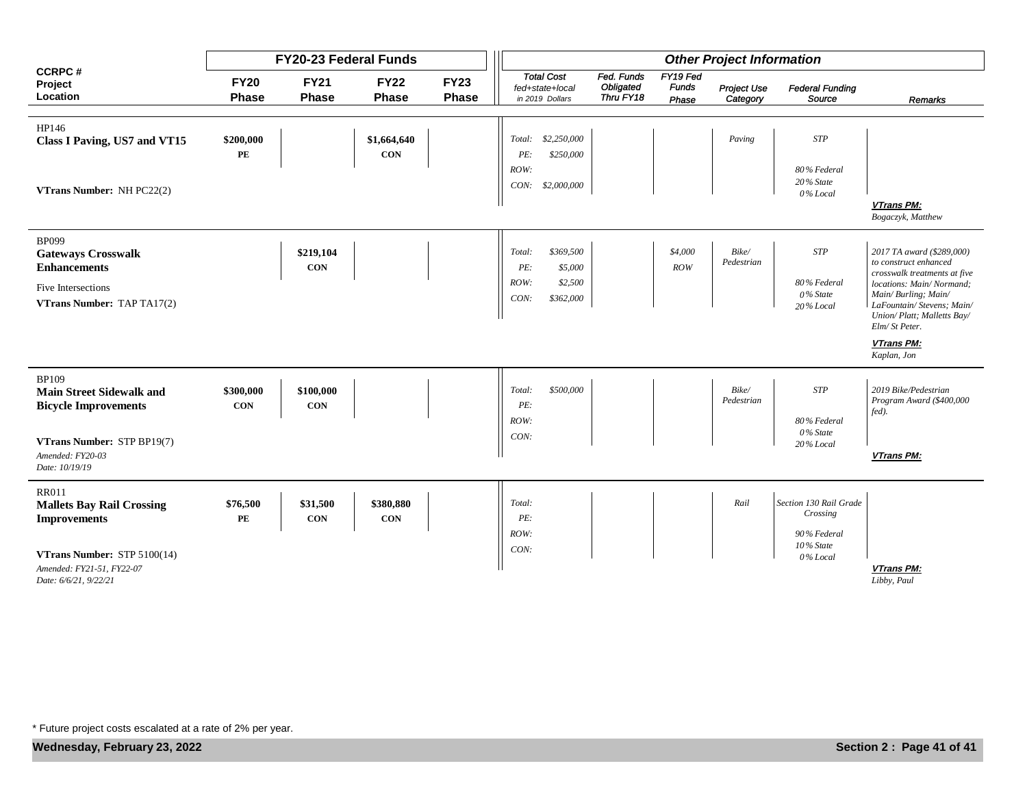| CCRPC # Project Location | FY20-23 Federal Funds | | | | Other Project Information | | | | | |
|---|---|---|---|---|---|---|---|---|---|---|
| | FY20 Phase | FY21 Phase | FY22 Phase | FY23 Phase | Total Cost fed+state+local in 2019 Dollars | Fed. Funds Obligated Thru FY18 | FY19 Fed Funds Phase | Project Use Category | Federal Funding Source | Remarks |
| HP146<br>**Class I Paving, US7 and VT15**<br><br>**VTrans Number:** NH PC22(2) | **$200,000**<br>**PE** | | **$1,664,640**<br>**CON** | | *Total: $2,250,000*<br>*PE: $250,000*<br>*ROW:*<br>*CON: $2,000,000* | | | *Paving* | *STP*<br><br>*80% Federal*<br>*20% State*<br>*0% Local* | ***VTrans PM:***<br>*Bogaczyk, Matthew* |
| BP099<br>**Gateways Crosswalk Enhancements**<br>Five Intersections<br>**VTrans Number:** TAP TA17(2) | | **$219,104**<br>**CON** | | | *Total: $369,500*<br>*PE: $5,000*<br>*ROW: $2,500*<br>*CON: $362,000* | | *$4,000*<br>*ROW* | *Bike/ Pedestrian* | *STP*<br><br>*80% Federal*<br>*0% State*<br>*20% Local* | *2017 TA award ($289,000) to construct enhanced crosswalk treatments at five locations: Main/ Normand; Main/ Burling; Main/ LaFountain/ Stevens; Main/ Union/ Platt; Malletts Bay/ Elm/ St Peter.*<br><br>***VTrans PM:***<br>*Kaplan, Jon* |
| BP109<br>**Main Street Sidewalk and Bicycle Improvements**<br><br>**VTrans Number:** STP BP19(7)<br>*Amended: FY20-03*<br>*Date: 10/19/19* | **$300,000**<br>**CON** | **$100,000**<br>**CON** | | | *Total: $500,000*<br>*PE:*<br>*ROW:*<br>*CON:* | | | *Bike/ Pedestrian* | *STP*<br><br>*80% Federal*<br>*0% State*<br>*20% Local* | *2019 Bike/Pedestrian Program Award ($400,000 fed).*<br><br>***VTrans PM:*** |
| RR011<br>**Mallets Bay Rail Crossing Improvements**<br><br>**VTrans Number:** STP 5100(14)<br>*Amended: FY21-51, FY22-07*<br>*Date: 6/6/21, 9/22/21* | **$76,500**<br>**PE** | **$31,500**<br>**CON** | **$380,880**<br>**CON** | | *Total:*<br>*PE:*<br>*ROW:*<br>*CON:* | | | *Rail* | *Section 130 Rail Grade Crossing*<br><br>*90% Federal*<br>*10% State*<br>*0% Local* | ***VTrans PM:***<br>*Libby, Paul* |

\* Future project costs escalated at a rate of 2% per year.